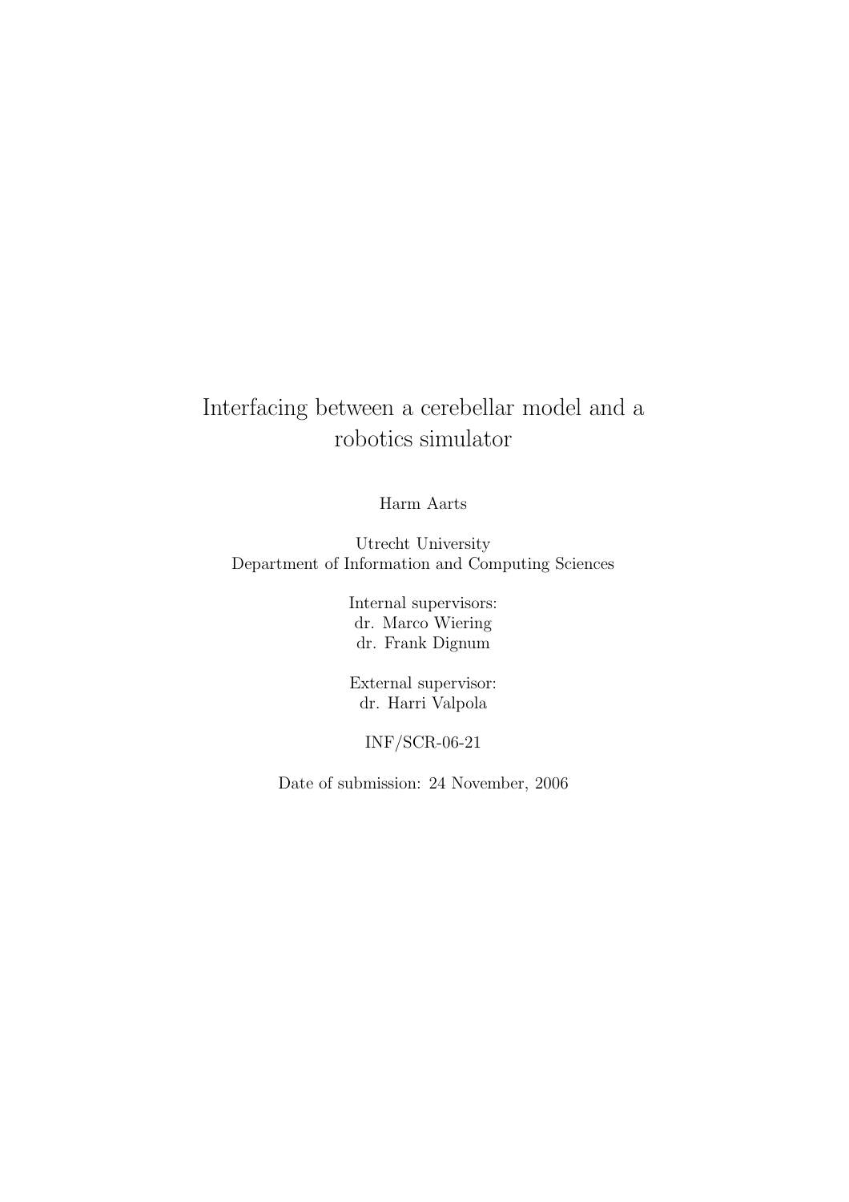# Interfacing between a cerebellar model and a robotics simulator

Harm Aarts

Utrecht University
Department of Information and Computing Sciences

Internal supervisors:
dr. Marco Wiering
dr. Frank Dignum

External supervisor:
dr. Harri Valpola

INF/SCR-06-21

Date of submission: 24 November, 2006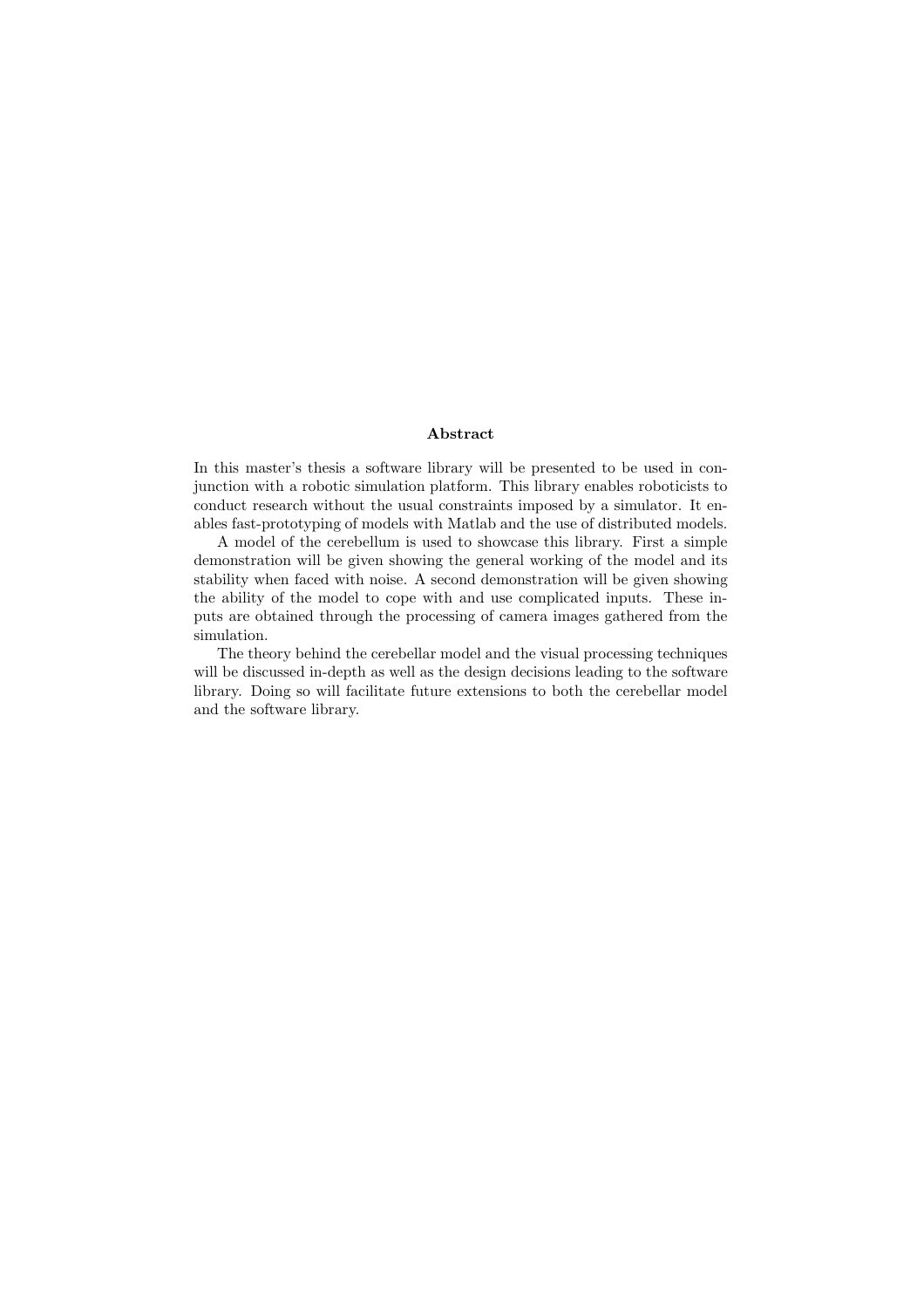## Abstract

In this master's thesis a software library will be presented to be used in conjunction with a robotic simulation platform. This library enables roboticists to conduct research without the usual constraints imposed by a simulator. It enables fast-prototyping of models with Matlab and the use of distributed models.

A model of the cerebellum is used to showcase this library. First a simple demonstration will be given showing the general working of the model and its stability when faced with noise. A second demonstration will be given showing the ability of the model to cope with and use complicated inputs. These inputs are obtained through the processing of camera images gathered from the simulation.

The theory behind the cerebellar model and the visual processing techniques will be discussed in-depth as well as the design decisions leading to the software library. Doing so will facilitate future extensions to both the cerebellar model and the software library.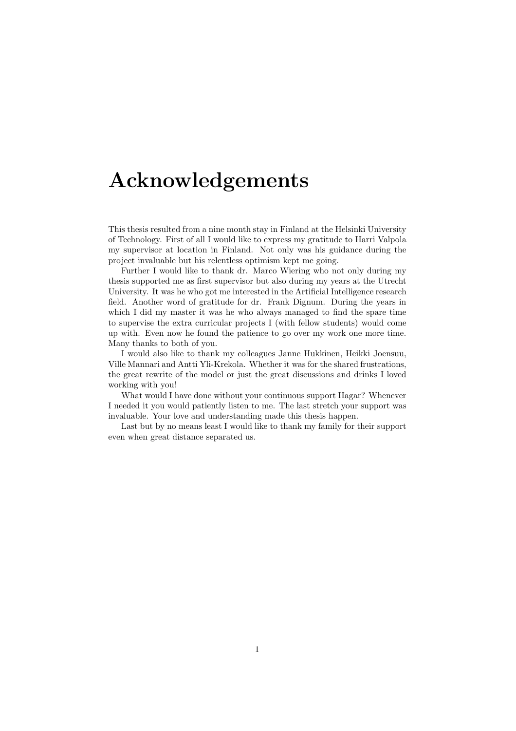# Acknowledgements

This thesis resulted from a nine month stay in Finland at the Helsinki University of Technology. First of all I would like to express my gratitude to Harri Valpola my supervisor at location in Finland. Not only was his guidance during the project invaluable but his relentless optimism kept me going.

Further I would like to thank dr. Marco Wiering who not only during my thesis supported me as first supervisor but also during my years at the Utrecht University. It was he who got me interested in the Artificial Intelligence research field. Another word of gratitude for dr. Frank Dignum. During the years in which I did my master it was he who always managed to find the spare time to supervise the extra curricular projects I (with fellow students) would come up with. Even now he found the patience to go over my work one more time. Many thanks to both of you.

I would also like to thank my colleagues Janne Hukkinen, Heikki Joensuu, Ville Mannari and Antti Yli-Krekola. Whether it was for the shared frustrations, the great rewrite of the model or just the great discussions and drinks I loved working with you!

What would I have done without your continuous support Hagar? Whenever I needed it you would patiently listen to me. The last stretch your support was invaluable. Your love and understanding made this thesis happen.

Last but by no means least I would like to thank my family for their support even when great distance separated us.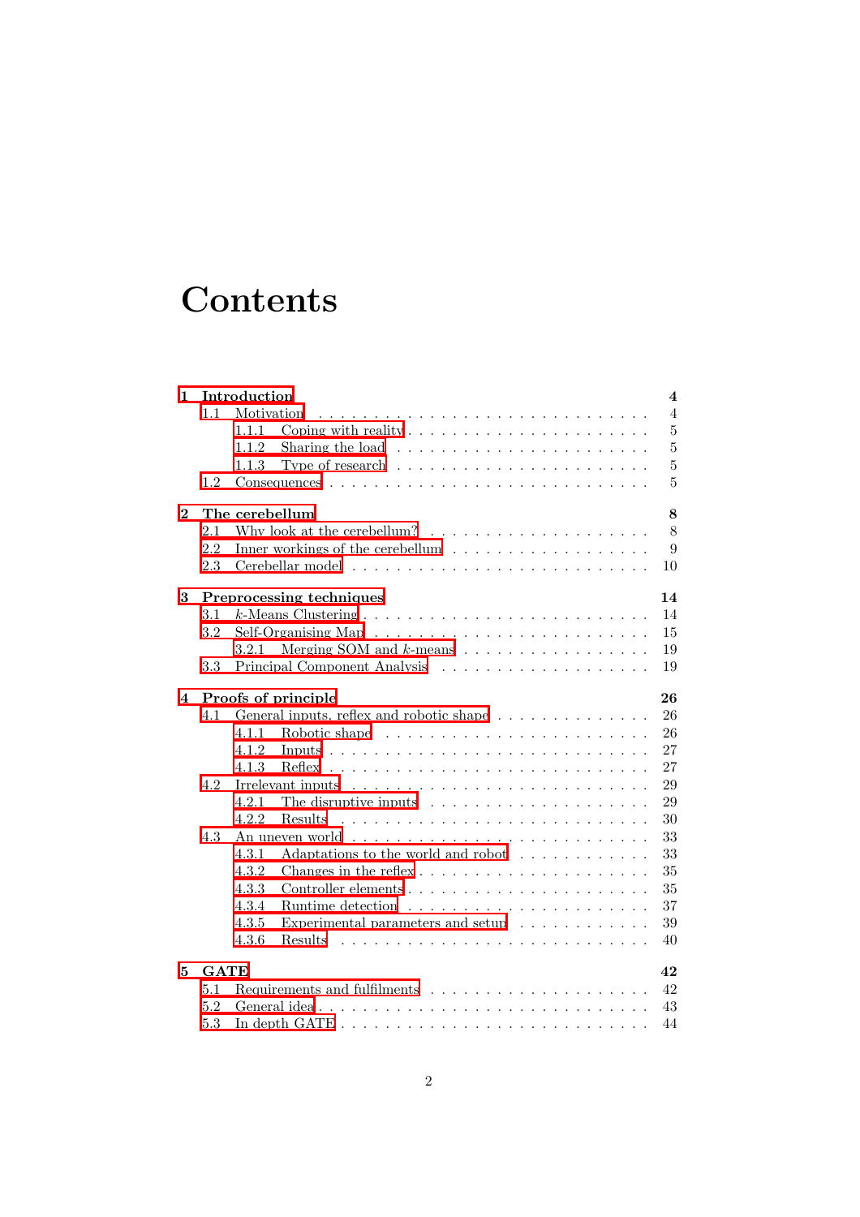# Contents

- **1 Introduction** — **4**
  - 1.1 Motivation — 4
    - 1.1.1 Coping with reality — 5
    - 1.1.2 Sharing the load — 5
    - 1.1.3 Type of research — 5
  - 1.2 Consequences — 5
- **2 The cerebellum** — **8**
  - 2.1 Why look at the cerebellum? — 8
  - 2.2 Inner workings of the cerebellum — 9
  - 2.3 Cerebellar model — 10
- **3 Preprocessing techniques** — **14**
  - 3.1 $k$-Means Clustering — 14
  - 3.2 Self-Organising Map — 15
    - 3.2.1 Merging SOM and $k$-means — 19
  - 3.3 Principal Component Analysis — 19
- **4 Proofs of principle** — **26**
  - 4.1 General inputs, reflex and robotic shape — 26
    - 4.1.1 Robotic shape — 26
    - 4.1.2 Inputs — 27
    - 4.1.3 Reflex — 27
  - 4.2 Irrelevant inputs — 29
    - 4.2.1 The disruptive inputs — 29
    - 4.2.2 Results — 30
  - 4.3 An uneven world — 33
    - 4.3.1 Adaptations to the world and robot — 33
    - 4.3.2 Changes in the reflex — 35
    - 4.3.3 Controller elements — 35
    - 4.3.4 Runtime detection — 37
    - 4.3.5 Experimental parameters and setup — 39
    - 4.3.6 Results — 40
- **5 GATE** — **42**
  - 5.1 Requirements and fulfilments — 42
  - 5.2 General idea — 43
  - 5.3 In depth GATE — 44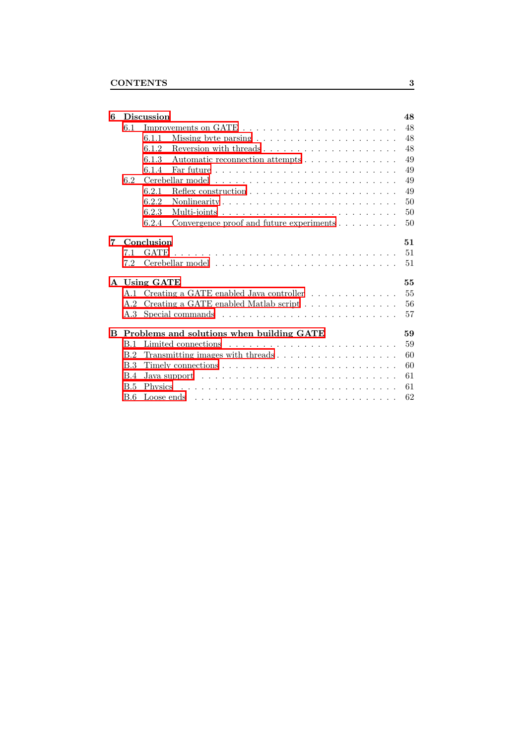**6 Discussion** **48**

- 6.1 Improvements on GATE . . . . . . . . . . . . . . . . . . . . . . . . 48
  - 6.1.1 Missing byte parsing . . . . . . . . . . . . . . . . . . . . . 48
  - 6.1.2 Reversion with threads . . . . . . . . . . . . . . . . . . . 48
  - 6.1.3 Automatic reconnection attempts . . . . . . . . . . . . . . 49
  - 6.1.4 Far future . . . . . . . . . . . . . . . . . . . . . . . . . . 49
- 6.2 Cerebellar model . . . . . . . . . . . . . . . . . . . . . . . . . . 49
  - 6.2.1 Reflex construction . . . . . . . . . . . . . . . . . . . . . 49
  - 6.2.2 Nonlinearity . . . . . . . . . . . . . . . . . . . . . . . . . 50
  - 6.2.3 Multi-joints . . . . . . . . . . . . . . . . . . . . . . . . . 50
  - 6.2.4 Convergence proof and future experiments . . . . . . . . . 50

**7 Conclusion** **51**

- 7.1 GATE . . . . . . . . . . . . . . . . . . . . . . . . . . . . . . . . 51
- 7.2 Cerebellar model . . . . . . . . . . . . . . . . . . . . . . . . . . 51

**A Using GATE** **55**

- A.1 Creating a GATE enabled Java controller . . . . . . . . . . . . . . 55
- A.2 Creating a GATE enabled Matlab script . . . . . . . . . . . . . . . 56
- A.3 Special commands . . . . . . . . . . . . . . . . . . . . . . . . . . 57

**B Problems and solutions when building GATE** **59**

- B.1 Limited connections . . . . . . . . . . . . . . . . . . . . . . . . . 59
- B.2 Transmitting images with threads . . . . . . . . . . . . . . . . . . 60
- B.3 Timely connections . . . . . . . . . . . . . . . . . . . . . . . . . 60
- B.4 Java support . . . . . . . . . . . . . . . . . . . . . . . . . . . . . 61
- B.5 Physics . . . . . . . . . . . . . . . . . . . . . . . . . . . . . . . . 61
- B.6 Loose ends . . . . . . . . . . . . . . . . . . . . . . . . . . . . . . 62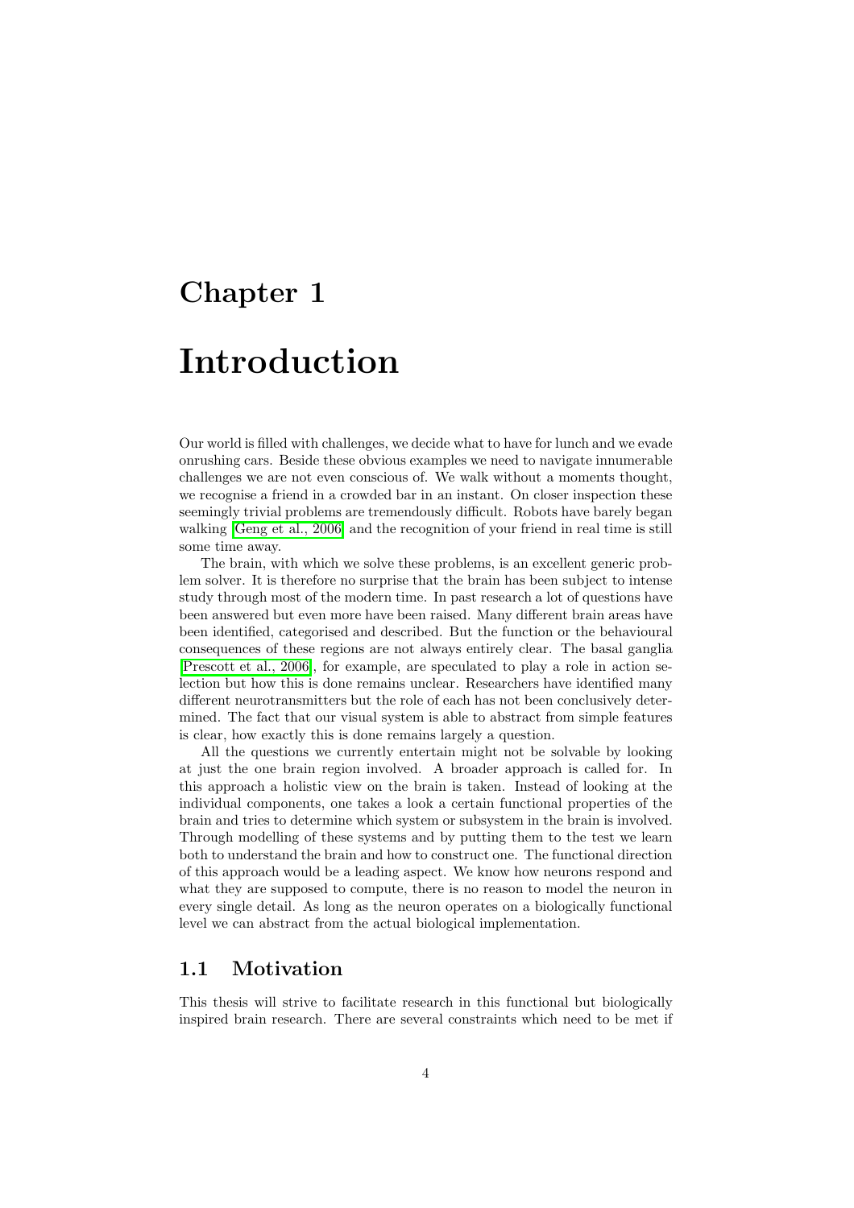# Chapter 1

# Introduction

Our world is filled with challenges, we decide what to have for lunch and we evade onrushing cars. Beside these obvious examples we need to navigate innumerable challenges we are not even conscious of. We walk without a moments thought, we recognise a friend in a crowded bar in an instant. On closer inspection these seemingly trivial problems are tremendously difficult. Robots have barely began walking [Geng et al., 2006] and the recognition of your friend in real time is still some time away.

The brain, with which we solve these problems, is an excellent generic problem solver. It is therefore no surprise that the brain has been subject to intense study through most of the modern time. In past research a lot of questions have been answered but even more have been raised. Many different brain areas have been identified, categorised and described. But the function or the behavioural consequences of these regions are not always entirely clear. The basal ganglia [Prescott et al., 2006], for example, are speculated to play a role in action selection but how this is done remains unclear. Researchers have identified many different neurotransmitters but the role of each has not been conclusively determined. The fact that our visual system is able to abstract from simple features is clear, how exactly this is done remains largely a question.

All the questions we currently entertain might not be solvable by looking at just the one brain region involved. A broader approach is called for. In this approach a holistic view on the brain is taken. Instead of looking at the individual components, one takes a look a certain functional properties of the brain and tries to determine which system or subsystem in the brain is involved. Through modelling of these systems and by putting them to the test we learn both to understand the brain and how to construct one. The functional direction of this approach would be a leading aspect. We know how neurons respond and what they are supposed to compute, there is no reason to model the neuron in every single detail. As long as the neuron operates on a biologically functional level we can abstract from the actual biological implementation.

## 1.1 Motivation

This thesis will strive to facilitate research in this functional but biologically inspired brain research. There are several constraints which need to be met if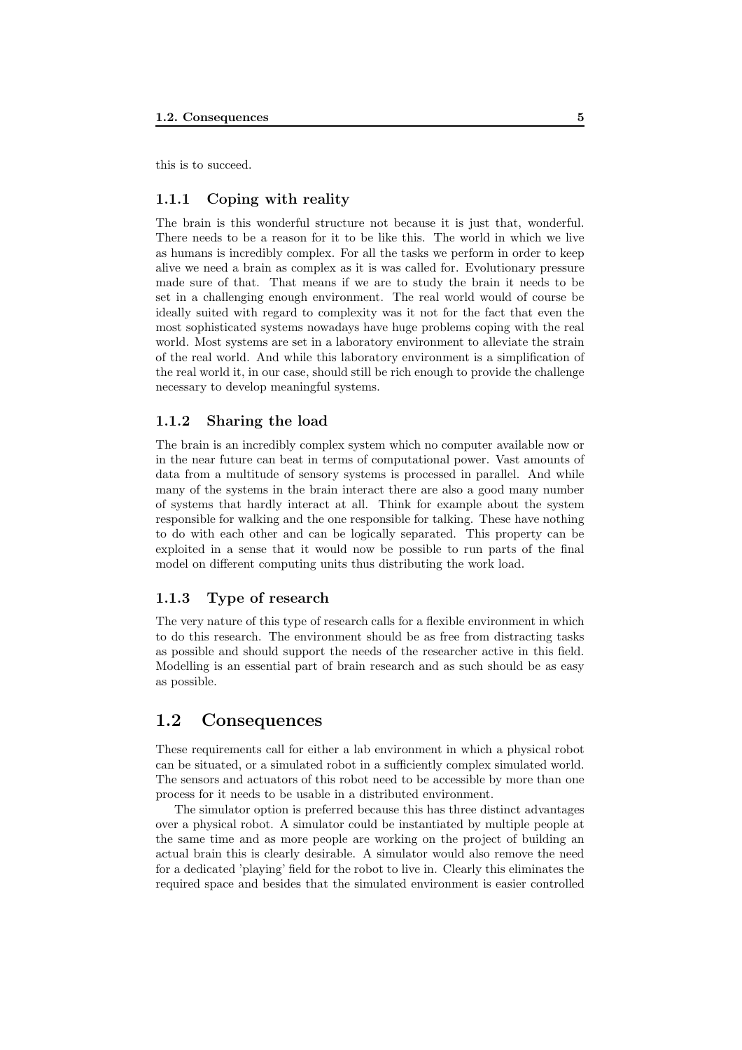this is to succeed.

### 1.1.1 Coping with reality

The brain is this wonderful structure not because it is just that, wonderful. There needs to be a reason for it to be like this. The world in which we live as humans is incredibly complex. For all the tasks we perform in order to keep alive we need a brain as complex as it is was called for. Evolutionary pressure made sure of that. That means if we are to study the brain it needs to be set in a challenging enough environment. The real world would of course be ideally suited with regard to complexity was it not for the fact that even the most sophisticated systems nowadays have huge problems coping with the real world. Most systems are set in a laboratory environment to alleviate the strain of the real world. And while this laboratory environment is a simplification of the real world it, in our case, should still be rich enough to provide the challenge necessary to develop meaningful systems.

### 1.1.2 Sharing the load

The brain is an incredibly complex system which no computer available now or in the near future can beat in terms of computational power. Vast amounts of data from a multitude of sensory systems is processed in parallel. And while many of the systems in the brain interact there are also a good many number of systems that hardly interact at all. Think for example about the system responsible for walking and the one responsible for talking. These have nothing to do with each other and can be logically separated. This property can be exploited in a sense that it would now be possible to run parts of the final model on different computing units thus distributing the work load.

### 1.1.3 Type of research

The very nature of this type of research calls for a flexible environment in which to do this research. The environment should be as free from distracting tasks as possible and should support the needs of the researcher active in this field. Modelling is an essential part of brain research and as such should be as easy as possible.

## 1.2 Consequences

These requirements call for either a lab environment in which a physical robot can be situated, or a simulated robot in a sufficiently complex simulated world. The sensors and actuators of this robot need to be accessible by more than one process for it needs to be usable in a distributed environment.

The simulator option is preferred because this has three distinct advantages over a physical robot. A simulator could be instantiated by multiple people at the same time and as more people are working on the project of building an actual brain this is clearly desirable. A simulator would also remove the need for a dedicated 'playing' field for the robot to live in. Clearly this eliminates the required space and besides that the simulated environment is easier controlled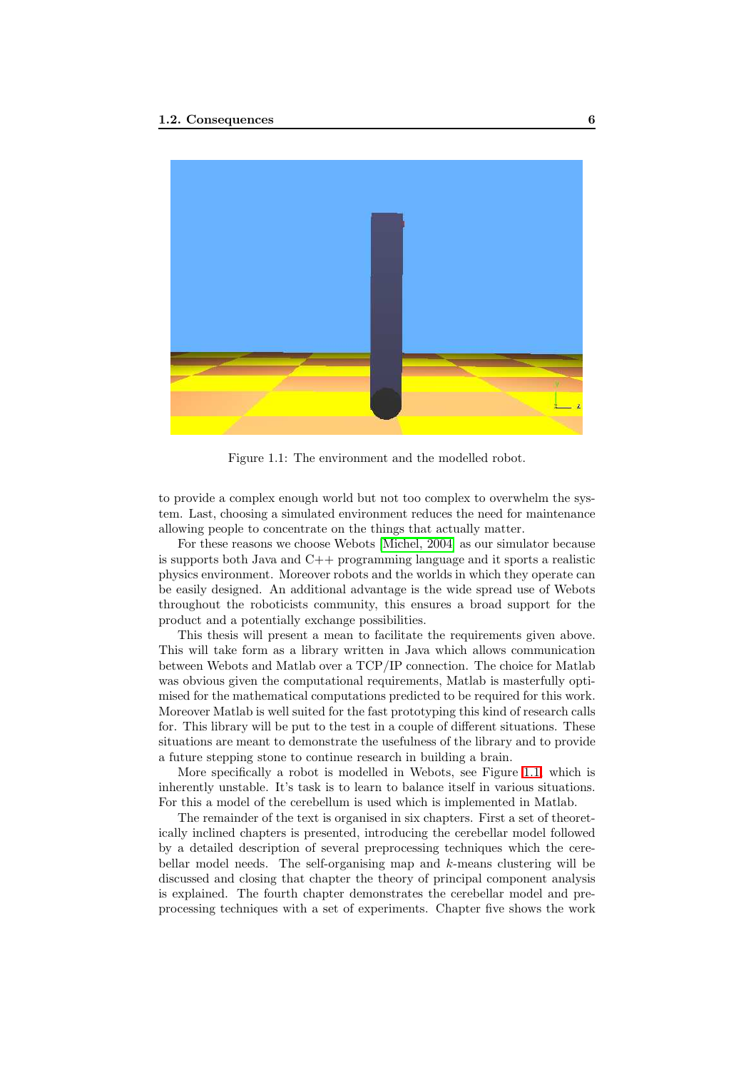Figure 1.1: The environment and the modelled robot.

to provide a complex enough world but not too complex to overwhelm the system. Last, choosing a simulated environment reduces the need for maintenance allowing people to concentrate on the things that actually matter.

For these reasons we choose Webots [Michel, 2004] as our simulator because is supports both Java and C++ programming language and it sports a realistic physics environment. Moreover robots and the worlds in which they operate can be easily designed. An additional advantage is the wide spread use of Webots throughout the roboticists community, this ensures a broad support for the product and a potentially exchange possibilities.

This thesis will present a mean to facilitate the requirements given above. This will take form as a library written in Java which allows communication between Webots and Matlab over a TCP/IP connection. The choice for Matlab was obvious given the computational requirements, Matlab is masterfully optimised for the mathematical computations predicted to be required for this work. Moreover Matlab is well suited for the fast prototyping this kind of research calls for. This library will be put to the test in a couple of different situations. These situations are meant to demonstrate the usefulness of the library and to provide a future stepping stone to continue research in building a brain.

More specifically a robot is modelled in Webots, see Figure 1.1, which is inherently unstable. It's task is to learn to balance itself in various situations. For this a model of the cerebellum is used which is implemented in Matlab.

The remainder of the text is organised in six chapters. First a set of theoretically inclined chapters is presented, introducing the cerebellar model followed by a detailed description of several preprocessing techniques which the cerebellar model needs. The self-organising map and $k$-means clustering will be discussed and closing that chapter the theory of principal component analysis is explained. The fourth chapter demonstrates the cerebellar model and preprocessing techniques with a set of experiments. Chapter five shows the work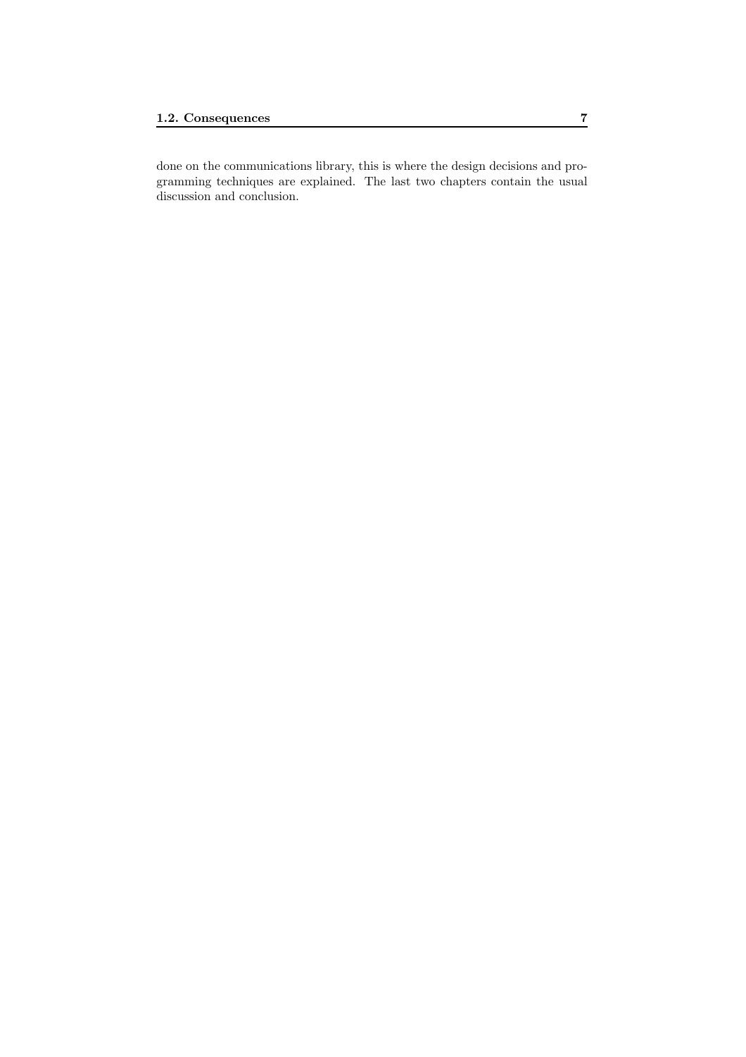done on the communications library, this is where the design decisions and programming techniques are explained. The last two chapters contain the usual discussion and conclusion.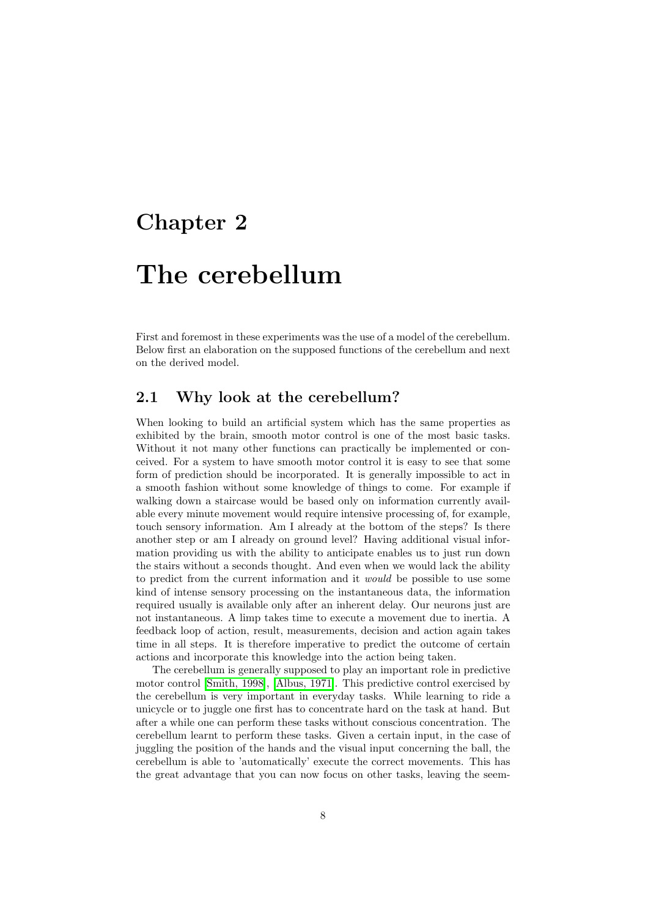# Chapter 2

# The cerebellum

First and foremost in these experiments was the use of a model of the cerebellum. Below first an elaboration on the supposed functions of the cerebellum and next on the derived model.

## 2.1 Why look at the cerebellum?

When looking to build an artificial system which has the same properties as exhibited by the brain, smooth motor control is one of the most basic tasks. Without it not many other functions can practically be implemented or conceived. For a system to have smooth motor control it is easy to see that some form of prediction should be incorporated. It is generally impossible to act in a smooth fashion without some knowledge of things to come. For example if walking down a staircase would be based only on information currently available every minute movement would require intensive processing of, for example, touch sensory information. Am I already at the bottom of the steps? Is there another step or am I already on ground level? Having additional visual information providing us with the ability to anticipate enables us to just run down the stairs without a seconds thought. And even when we would lack the ability to predict from the current information and it *would* be possible to use some kind of intense sensory processing on the instantaneous data, the information required usually is available only after an inherent delay. Our neurons just are not instantaneous. A limp takes time to execute a movement due to inertia. A feedback loop of action, result, measurements, decision and action again takes time in all steps. It is therefore imperative to predict the outcome of certain actions and incorporate this knowledge into the action being taken.

The cerebellum is generally supposed to play an important role in predictive motor control [Smith, 1998], [Albus, 1971]. This predictive control exercised by the cerebellum is very important in everyday tasks. While learning to ride a unicycle or to juggle one first has to concentrate hard on the task at hand. But after a while one can perform these tasks without conscious concentration. The cerebellum learnt to perform these tasks. Given a certain input, in the case of juggling the position of the hands and the visual input concerning the ball, the cerebellum is able to 'automatically' execute the correct movements. This has the great advantage that you can now focus on other tasks, leaving the seem-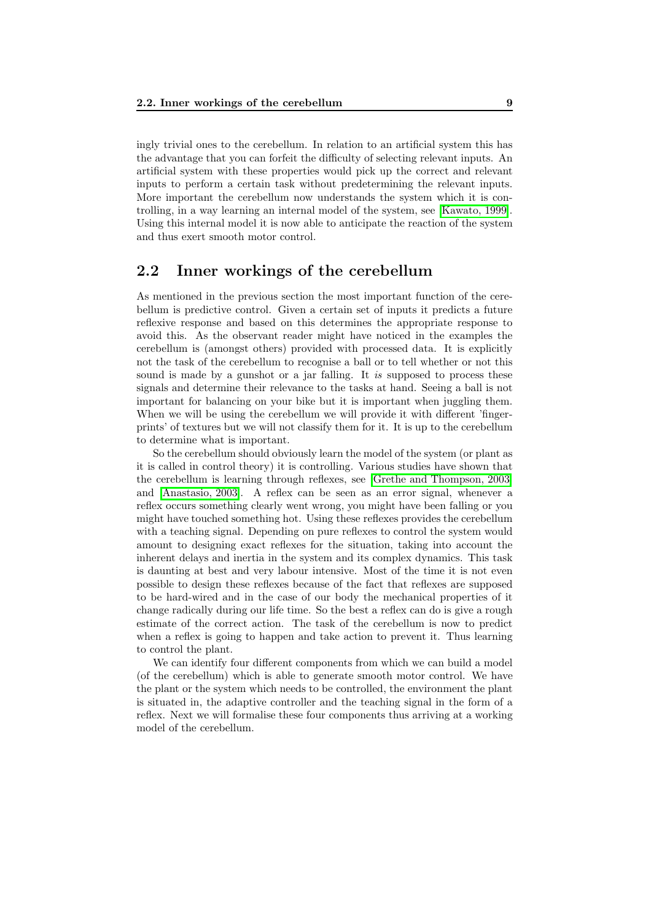ingly trivial ones to the cerebellum. In relation to an artificial system this has the advantage that you can forfeit the difficulty of selecting relevant inputs. An artificial system with these properties would pick up the correct and relevant inputs to perform a certain task without predetermining the relevant inputs. More important the cerebellum now understands the system which it is controlling, in a way learning an internal model of the system, see [Kawato, 1999]. Using this internal model it is now able to anticipate the reaction of the system and thus exert smooth motor control.

## 2.2 Inner workings of the cerebellum

As mentioned in the previous section the most important function of the cerebellum is predictive control. Given a certain set of inputs it predicts a future reflexive response and based on this determines the appropriate response to avoid this. As the observant reader might have noticed in the examples the cerebellum is (amongst others) provided with processed data. It is explicitly not the task of the cerebellum to recognise a ball or to tell whether or not this sound is made by a gunshot or a jar falling. It *is* supposed to process these signals and determine their relevance to the tasks at hand. Seeing a ball is not important for balancing on your bike but it is important when juggling them. When we will be using the cerebellum we will provide it with different 'fingerprints' of textures but we will not classify them for it. It is up to the cerebellum to determine what is important.

So the cerebellum should obviously learn the model of the system (or plant as it is called in control theory) it is controlling. Various studies have shown that the cerebellum is learning through reflexes, see [Grethe and Thompson, 2003] and [Anastasio, 2003]. A reflex can be seen as an error signal, whenever a reflex occurs something clearly went wrong, you might have been falling or you might have touched something hot. Using these reflexes provides the cerebellum with a teaching signal. Depending on pure reflexes to control the system would amount to designing exact reflexes for the situation, taking into account the inherent delays and inertia in the system and its complex dynamics. This task is daunting at best and very labour intensive. Most of the time it is not even possible to design these reflexes because of the fact that reflexes are supposed to be hard-wired and in the case of our body the mechanical properties of it change radically during our life time. So the best a reflex can do is give a rough estimate of the correct action. The task of the cerebellum is now to predict when a reflex is going to happen and take action to prevent it. Thus learning to control the plant.

We can identify four different components from which we can build a model (of the cerebellum) which is able to generate smooth motor control. We have the plant or the system which needs to be controlled, the environment the plant is situated in, the adaptive controller and the teaching signal in the form of a reflex. Next we will formalise these four components thus arriving at a working model of the cerebellum.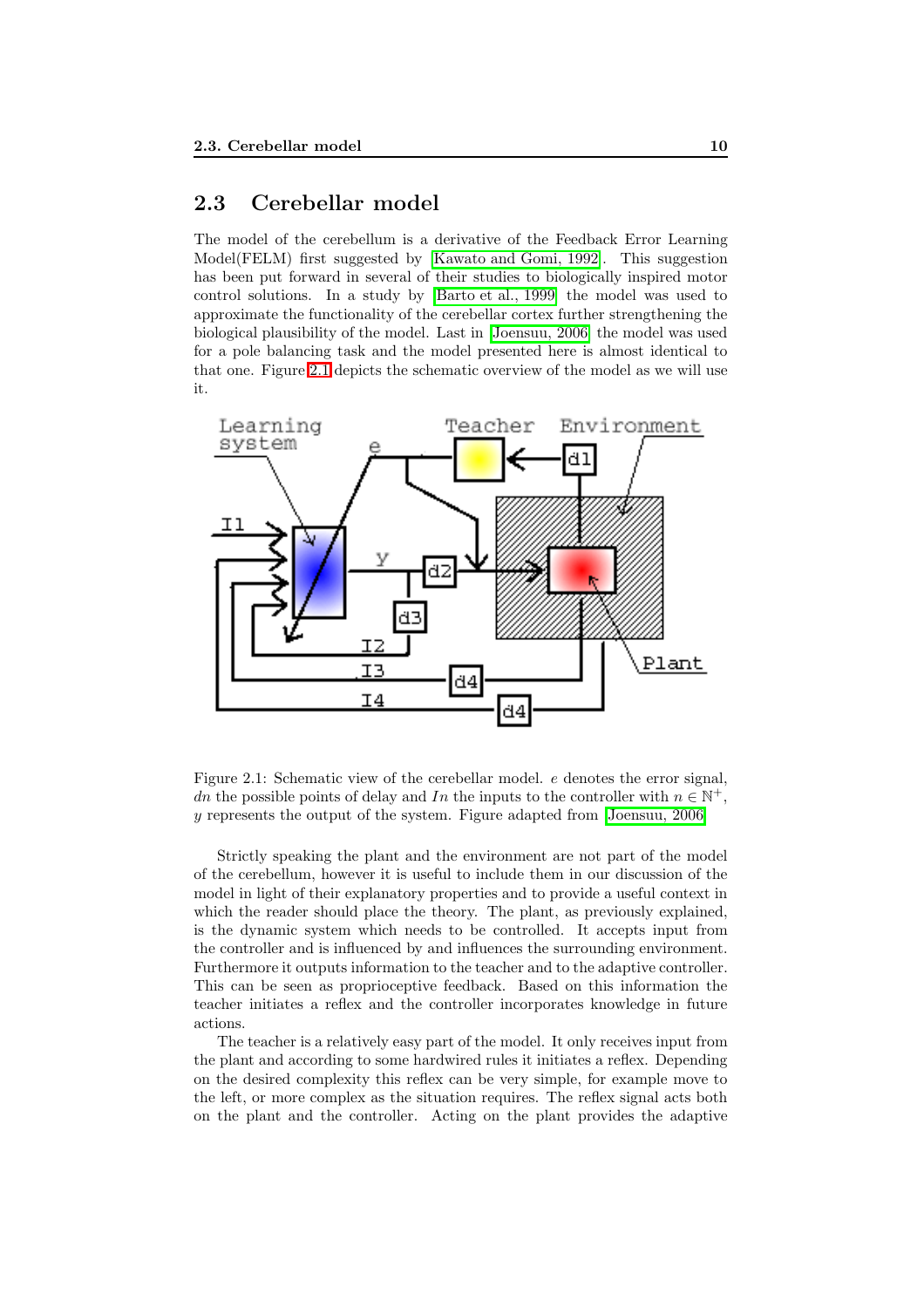## 2.3 Cerebellar model

The model of the cerebellum is a derivative of the Feedback Error Learning Model(FELM) first suggested by [Kawato and Gomi, 1992]. This suggestion has been put forward in several of their studies to biologically inspired motor control solutions. In a study by [Barto et al., 1999] the model was used to approximate the functionality of the cerebellar cortex further strengthening the biological plausibility of the model. Last in [Joensuu, 2006] the model was used for a pole balancing task and the model presented here is almost identical to that one. Figure 2.1 depicts the schematic overview of the model as we will use it.

Figure 2.1: Schematic view of the cerebellar model. $e$ denotes the error signal, $dn$ the possible points of delay and $In$ the inputs to the controller with $n \in \mathbb{N}^{+}$, $y$ represents the output of the system. Figure adapted from [Joensuu, 2006]

Strictly speaking the plant and the environment are not part of the model of the cerebellum, however it is useful to include them in our discussion of the model in light of their explanatory properties and to provide a useful context in which the reader should place the theory. The plant, as previously explained, is the dynamic system which needs to be controlled. It accepts input from the controller and is influenced by and influences the surrounding environment. Furthermore it outputs information to the teacher and to the adaptive controller. This can be seen as proprioceptive feedback. Based on this information the teacher initiates a reflex and the controller incorporates knowledge in future actions.

The teacher is a relatively easy part of the model. It only receives input from the plant and according to some hardwired rules it initiates a reflex. Depending on the desired complexity this reflex can be very simple, for example move to the left, or more complex as the situation requires. The reflex signal acts both on the plant and the controller. Acting on the plant provides the adaptive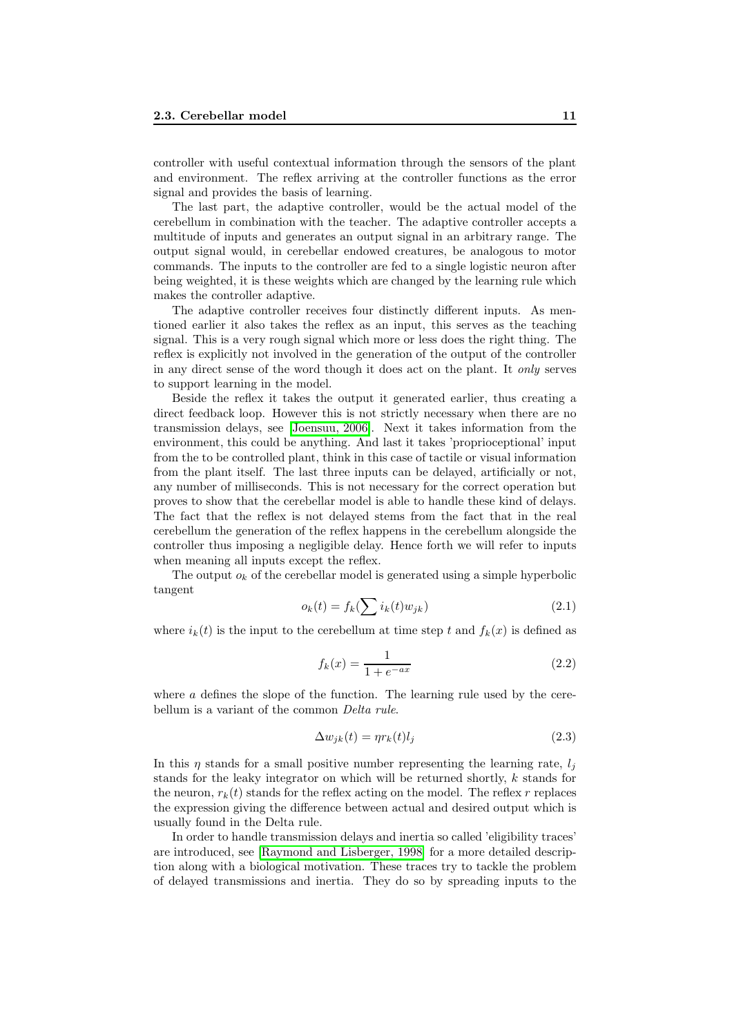controller with useful contextual information through the sensors of the plant and environment. The reflex arriving at the controller functions as the error signal and provides the basis of learning.

The last part, the adaptive controller, would be the actual model of the cerebellum in combination with the teacher. The adaptive controller accepts a multitude of inputs and generates an output signal in an arbitrary range. The output signal would, in cerebellar endowed creatures, be analogous to motor commands. The inputs to the controller are fed to a single logistic neuron after being weighted, it is these weights which are changed by the learning rule which makes the controller adaptive.

The adaptive controller receives four distinctly different inputs. As mentioned earlier it also takes the reflex as an input, this serves as the teaching signal. This is a very rough signal which more or less does the right thing. The reflex is explicitly not involved in the generation of the output of the controller in any direct sense of the word though it does act on the plant. It *only* serves to support learning in the model.

Beside the reflex it takes the output it generated earlier, thus creating a direct feedback loop. However this is not strictly necessary when there are no transmission delays, see [Joensuu, 2006]. Next it takes information from the environment, this could be anything. And last it takes 'proprioceptional' input from the to be controlled plant, think in this case of tactile or visual information from the plant itself. The last three inputs can be delayed, artificially or not, any number of milliseconds. This is not necessary for the correct operation but proves to show that the cerebellar model is able to handle these kind of delays. The fact that the reflex is not delayed stems from the fact that in the real cerebellum the generation of the reflex happens in the cerebellum alongside the controller thus imposing a negligible delay. Hence forth we will refer to inputs when meaning all inputs except the reflex.

The output $o_k$ of the cerebellar model is generated using a simple hyperbolic tangent

$$o_k(t) = f_k(\sum i_k(t)w_{jk}) \tag{2.1}$$

where $i_k(t)$ is the input to the cerebellum at time step $t$ and $f_k(x)$ is defined as

$$f_k(x) = \frac{1}{1 + e^{-ax}} \tag{2.2}$$

where $a$ defines the slope of the function. The learning rule used by the cerebellum is a variant of the common *Delta rule*.

$$\Delta w_{jk}(t) = \eta r_k(t) l_j \tag{2.3}$$

In this $\eta$ stands for a small positive number representing the learning rate, $l_j$ stands for the leaky integrator on which will be returned shortly, $k$ stands for the neuron, $r_k(t)$ stands for the reflex acting on the model. The reflex $r$ replaces the expression giving the difference between actual and desired output which is usually found in the Delta rule.

In order to handle transmission delays and inertia so called 'eligibility traces' are introduced, see [Raymond and Lisberger, 1998] for a more detailed description along with a biological motivation. These traces try to tackle the problem of delayed transmissions and inertia. They do so by spreading inputs to the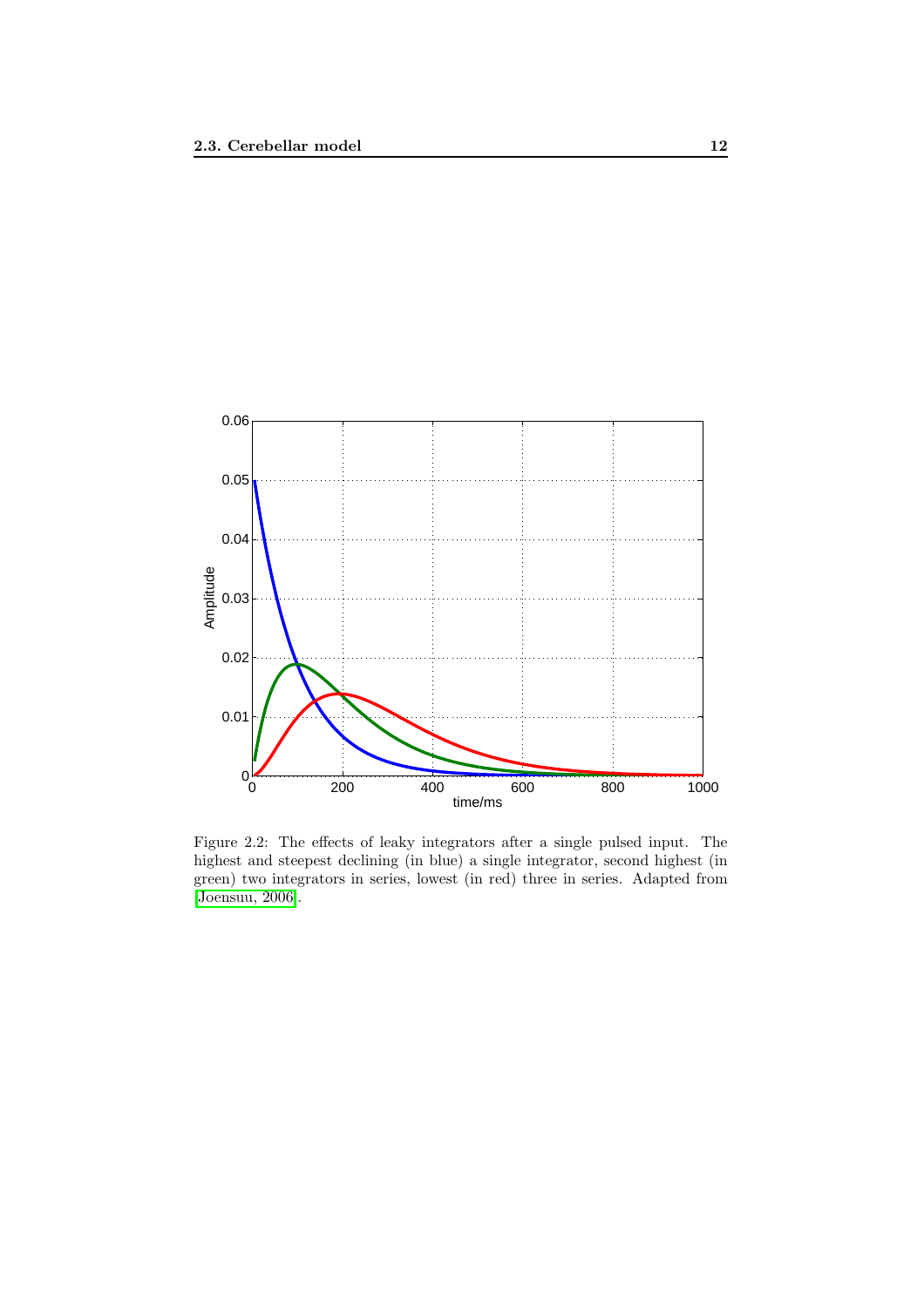Figure 2.2: The effects of leaky integrators after a single pulsed input. The highest and steepest declining (in blue) a single integrator, second highest (in green) two integrators in series, lowest (in red) three in series. Adapted from [Joensuu, 2006].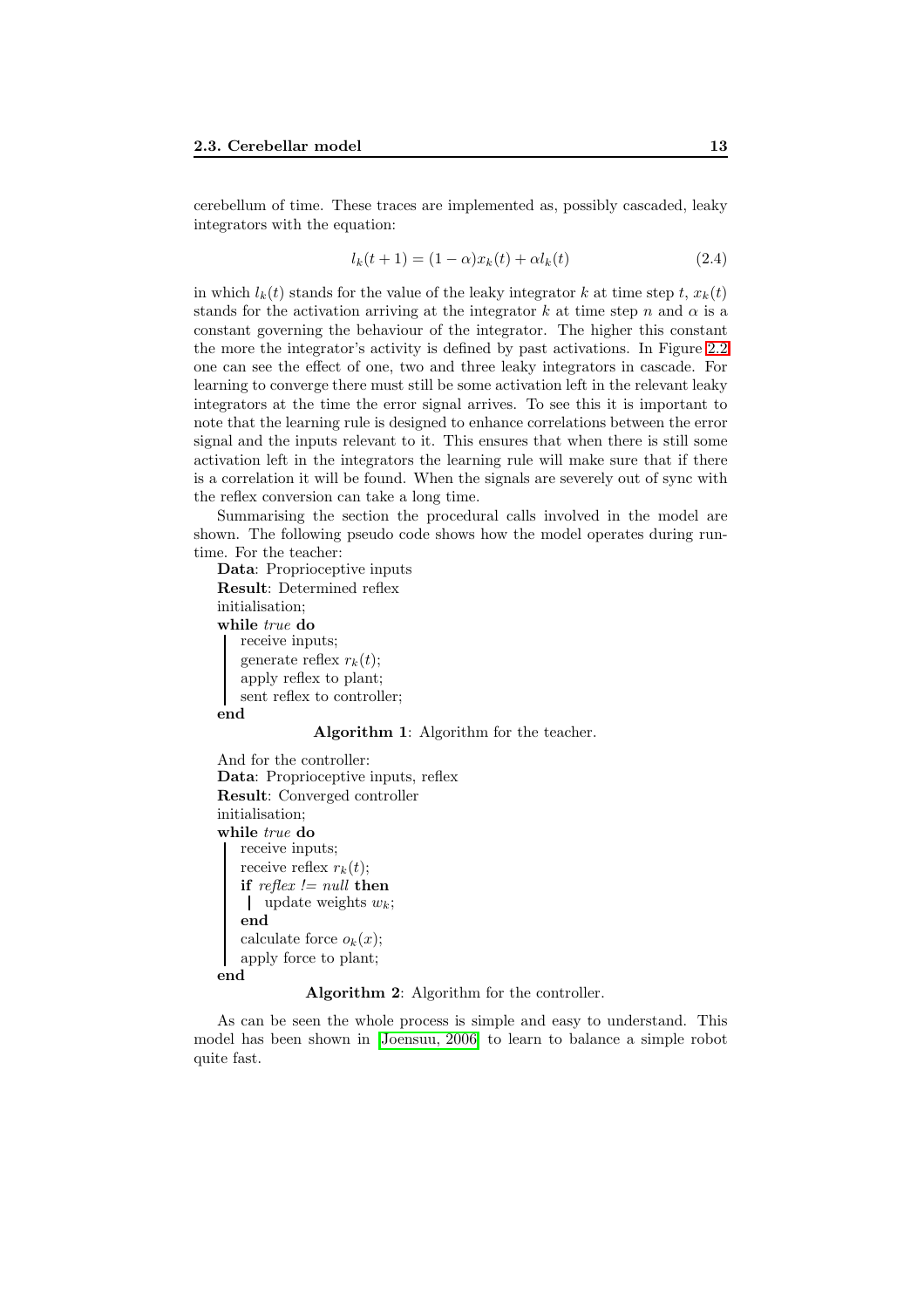cerebellum of time. These traces are implemented as, possibly cascaded, leaky integrators with the equation:

$$l_k(t+1) = (1-\alpha)x_k(t) + \alpha l_k(t) \tag{2.4}$$

in which $l_k(t)$ stands for the value of the leaky integrator $k$ at time step $t$, $x_k(t)$ stands for the activation arriving at the integrator $k$ at time step $n$ and $\alpha$ is a constant governing the behaviour of the integrator. The higher this constant the more the integrator's activity is defined by past activations. In Figure 2.2 one can see the effect of one, two and three leaky integrators in cascade. For learning to converge there must still be some activation left in the relevant leaky integrators at the time the error signal arrives. To see this it is important to note that the learning rule is designed to enhance correlations between the error signal and the inputs relevant to it. This ensures that when there is still some activation left in the integrators the learning rule will make sure that if there is a correlation it will be found. When the signals are severely out of sync with the reflex conversion can take a long time.

Summarising the section the procedural calls involved in the model are shown. The following pseudo code shows how the model operates during runtime. For the teacher:

```
Data: Proprioceptive inputs
Result: Determined reflex
initialisation;
while true do
    receive inputs;
    generate reflex r_k(t);
    apply reflex to plant;
    sent reflex to controller;
end
```

**Algorithm 1**: Algorithm for the teacher.

And for the controller:

```
Data: Proprioceptive inputs, reflex
Result: Converged controller
initialisation;
while true do
    receive inputs;
    receive reflex r_k(t);
    if reflex != null then
        update weights w_k;
    end
    calculate force o_k(x);
    apply force to plant;
end
```

**Algorithm 2**: Algorithm for the controller.

As can be seen the whole process is simple and easy to understand. This model has been shown in [Joensuu, 2006] to learn to balance a simple robot quite fast.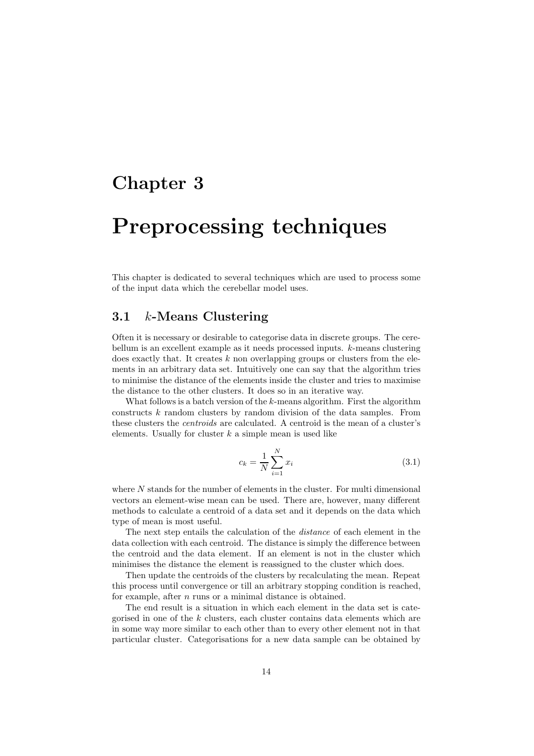# Chapter 3

# Preprocessing techniques

This chapter is dedicated to several techniques which are used to process some of the input data which the cerebellar model uses.

## 3.1 $k$-Means Clustering

Often it is necessary or desirable to categorise data in discrete groups. The cerebellum is an excellent example as it needs processed inputs. $k$-means clustering does exactly that. It creates $k$ non overlapping groups or clusters from the elements in an arbitrary data set. Intuitively one can say that the algorithm tries to minimise the distance of the elements inside the cluster and tries to maximise the distance to the other clusters. It does so in an iterative way.

What follows is a batch version of the $k$-means algorithm. First the algorithm constructs $k$ random clusters by random division of the data samples. From these clusters the *centroids* are calculated. A centroid is the mean of a cluster's elements. Usually for cluster $k$ a simple mean is used like

$$c_k = \frac{1}{N} \sum_{i=1}^{N} x_i \tag{3.1}$$

where $N$ stands for the number of elements in the cluster. For multi dimensional vectors an element-wise mean can be used. There are, however, many different methods to calculate a centroid of a data set and it depends on the data which type of mean is most useful.

The next step entails the calculation of the *distance* of each element in the data collection with each centroid. The distance is simply the difference between the centroid and the data element. If an element is not in the cluster which minimises the distance the element is reassigned to the cluster which does.

Then update the centroids of the clusters by recalculating the mean. Repeat this process until convergence or till an arbitrary stopping condition is reached, for example, after $n$ runs or a minimal distance is obtained.

The end result is a situation in which each element in the data set is categorised in one of the $k$ clusters, each cluster contains data elements which are in some way more similar to each other than to every other element not in that particular cluster. Categorisations for a new data sample can be obtained by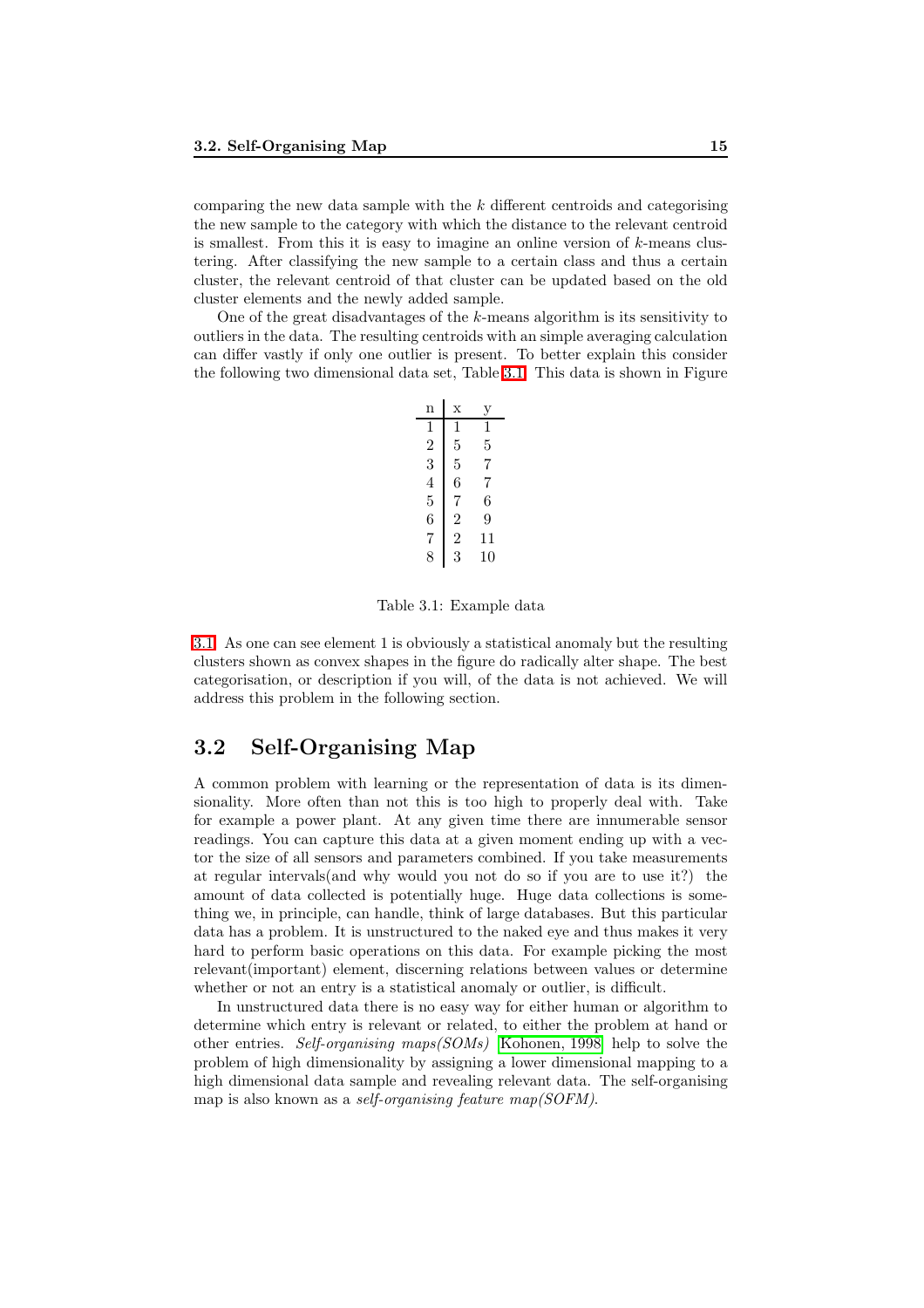comparing the new data sample with the $k$ different centroids and categorising the new sample to the category with which the distance to the relevant centroid is smallest. From this it is easy to imagine an online version of $k$-means clustering. After classifying the new sample to a certain class and thus a certain cluster, the relevant centroid of that cluster can be updated based on the old cluster elements and the newly added sample.

One of the great disadvantages of the $k$-means algorithm is its sensitivity to outliers in the data. The resulting centroids with an simple averaging calculation can differ vastly if only one outlier is present. To better explain this consider the following two dimensional data set, Table 3.1. This data is shown in Figure

| n | x | y |
|---|---|---|
| 1 | 1 | 1 |
| 2 | 5 | 5 |
| 3 | 5 | 7 |
| 4 | 6 | 7 |
| 5 | 7 | 6 |
| 6 | 2 | 9 |
| 7 | 2 | 11 |
| 8 | 3 | 10 |

Table 3.1: Example data

3.1. As one can see element 1 is obviously a statistical anomaly but the resulting clusters shown as convex shapes in the figure do radically alter shape. The best categorisation, or description if you will, of the data is not achieved. We will address this problem in the following section.

## 3.2 Self-Organising Map

A common problem with learning or the representation of data is its dimensionality. More often than not this is too high to properly deal with. Take for example a power plant. At any given time there are innumerable sensor readings. You can capture this data at a given moment ending up with a vector the size of all sensors and parameters combined. If you take measurements at regular intervals(and why would you not do so if you are to use it?) the amount of data collected is potentially huge. Huge data collections is something we, in principle, can handle, think of large databases. But this particular data has a problem. It is unstructured to the naked eye and thus makes it very hard to perform basic operations on this data. For example picking the most relevant(important) element, discerning relations between values or determine whether or not an entry is a statistical anomaly or outlier, is difficult.

In unstructured data there is no easy way for either human or algorithm to determine which entry is relevant or related, to either the problem at hand or other entries. *Self-organising maps(SOMs)* [Kohonen, 1998] help to solve the problem of high dimensionality by assigning a lower dimensional mapping to a high dimensional data sample and revealing relevant data. The self-organising map is also known as a *self-organising feature map(SOFM)*.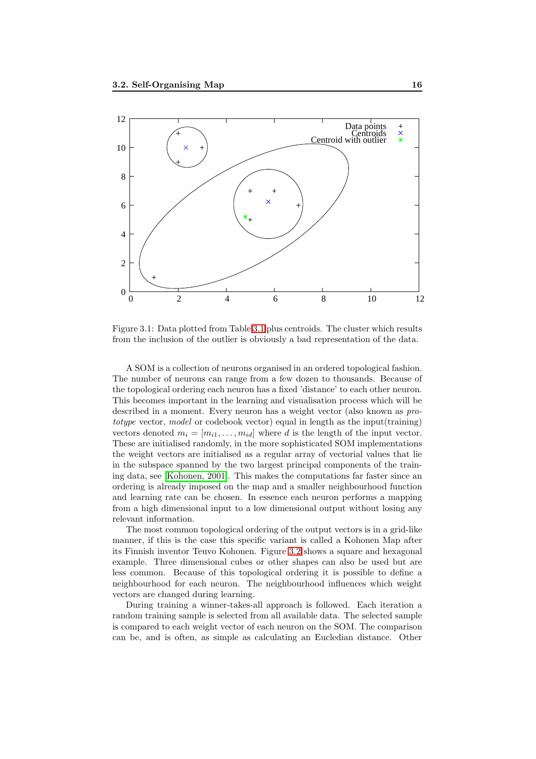Figure 3.1: Data plotted from Table 3.1 plus centroids. The cluster which results from the inclusion of the outlier is obviously a bad representation of the data.

A SOM is a collection of neurons organised in an ordered topological fashion. The number of neurons can range from a few dozen to thousands. Because of the topological ordering each neuron has a fixed 'distance' to each other neuron. This becomes important in the learning and visualisation process which will be described in a moment. Every neuron has a weight vector (also known as *prototype* vector, *model* or codebook vector) equal in length as the input(training) vectors denoted $m_i = [m_{i1}, \ldots, m_{id}]$ where $d$ is the length of the input vector. These are initialised randomly, in the more sophisticated SOM implementations the weight vectors are initialised as a regular array of vectorial values that lie in the subspace spanned by the two largest principal components of the training data, see [Kohonen, 2001]. This makes the computations far faster since an ordering is already imposed on the map and a smaller neighbourhood function and learning rate can be chosen. In essence each neuron performs a mapping from a high dimensional input to a low dimensional output without losing any relevant information.

The most common topological ordering of the output vectors is in a grid-like manner, if this is the case this specific variant is called a Kohonen Map after its Finnish inventor Teuvo Kohonen. Figure 3.2 shows a square and hexagonal example. Three dimensional cubes or other shapes can also be used but are less common. Because of this topological ordering it is possible to define a neighbourhood for each neuron. The neighbourhood influences which weight vectors are changed during learning.

During training a winner-takes-all approach is followed. Each iteration a random training sample is selected from all available data. The selected sample is compared to each weight vector of each neuron on the SOM. The comparison can be, and is often, as simple as calculating an Eucledian distance. Other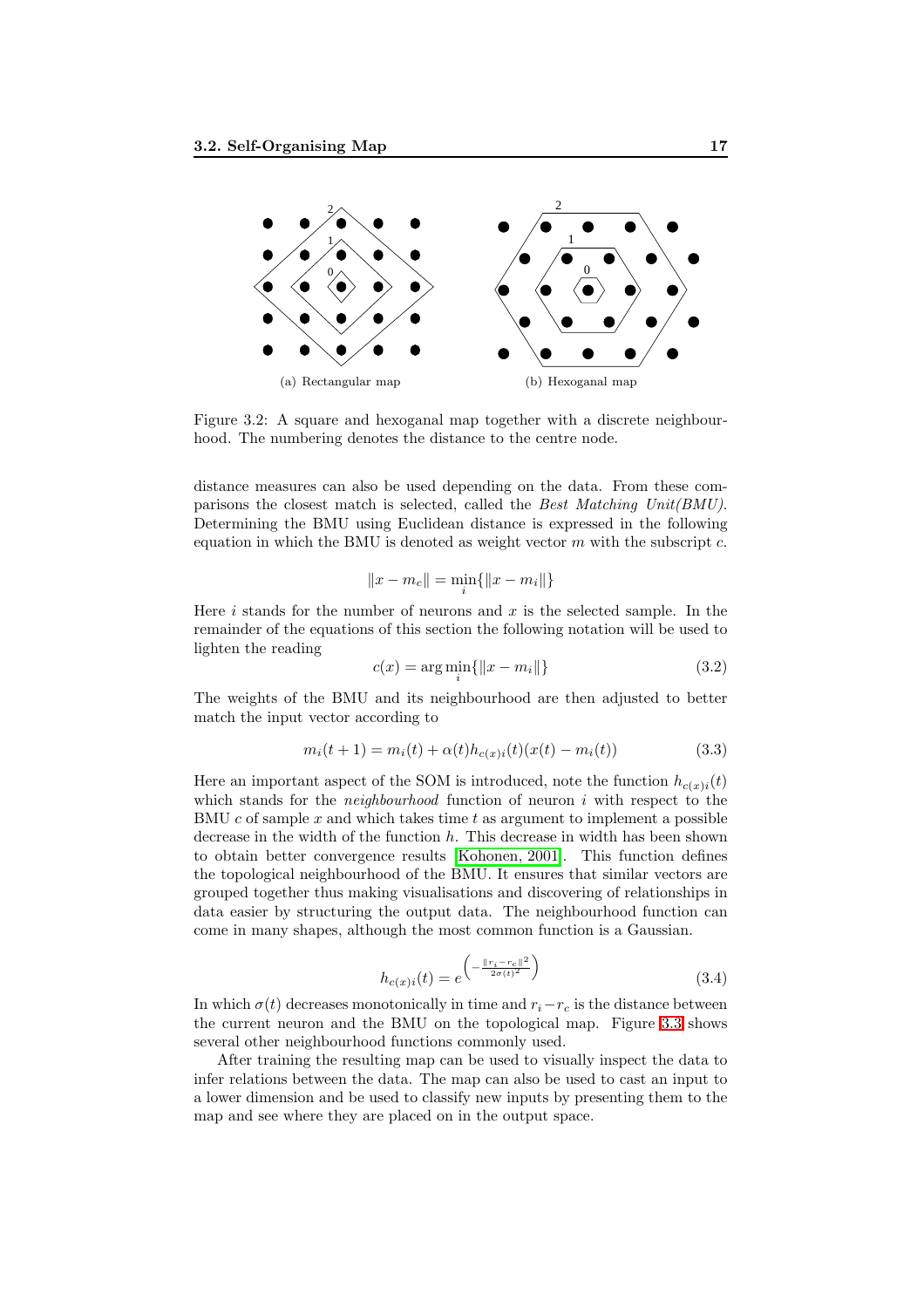(a) Rectangular map

(b) Hexoganal map

Figure 3.2: A square and hexoganal map together with a discrete neighbourhood. The numbering denotes the distance to the centre node.

distance measures can also be used depending on the data. From these comparisons the closest match is selected, called the *Best Matching Unit(BMU)*. Determining the BMU using Euclidean distance is expressed in the following equation in which the BMU is denoted as weight vector $m$ with the subscript $c$.

$$\|x - m_c\| = \min_i \{\|x - m_i\|\}$$

Here $i$ stands for the number of neurons and $x$ is the selected sample. In the remainder of the equations of this section the following notation will be used to lighten the reading

$$c(x) = \arg\min_i \{\|x - m_i\|\} \tag{3.2}$$

The weights of the BMU and its neighbourhood are then adjusted to better match the input vector according to

$$m_i(t+1) = m_i(t) + \alpha(t) h_{c(x)i}(t)(x(t) - m_i(t)) \tag{3.3}$$

Here an important aspect of the SOM is introduced, note the function $h_{c(x)i}(t)$ which stands for the *neighbourhood* function of neuron $i$ with respect to the BMU $c$ of sample $x$ and which takes time $t$ as argument to implement a possible decrease in the width of the function $h$. This decrease in width has been shown to obtain better convergence results [Kohonen, 2001]. This function defines the topological neighbourhood of the BMU. It ensures that similar vectors are grouped together thus making visualisations and discovering of relationships in data easier by structuring the output data. The neighbourhood function can come in many shapes, although the most common function is a Gaussian.

$$h_{c(x)i}(t) = e^{\left(-\frac{\|r_i - r_c\|^2}{2\sigma(t)^2}\right)} \tag{3.4}$$

In which $\sigma(t)$ decreases monotonically in time and $r_i - r_c$ is the distance between the current neuron and the BMU on the topological map. Figure 3.3 shows several other neighbourhood functions commonly used.

After training the resulting map can be used to visually inspect the data to infer relations between the data. The map can also be used to cast an input to a lower dimension and be used to classify new inputs by presenting them to the map and see where they are placed on in the output space.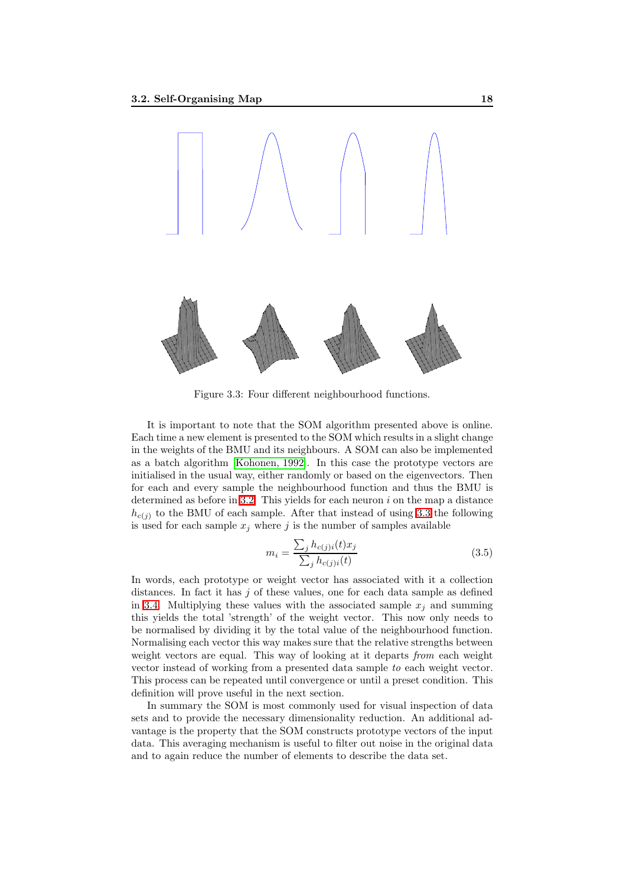Figure 3.3: Four different neighbourhood functions.

It is important to note that the SOM algorithm presented above is online. Each time a new element is presented to the SOM which results in a slight change in the weights of the BMU and its neighbours. A SOM can also be implemented as a batch algorithm [Kohonen, 1992]. In this case the prototype vectors are initialised in the usual way, either randomly or based on the eigenvectors. Then for each and every sample the neighbourhood function and thus the BMU is determined as before in 3.2. This yields for each neuron $i$ on the map a distance $h_{c(j)}$ to the BMU of each sample. After that instead of using 3.3 the following is used for each sample $x_j$ where $j$ is the number of samples available

$$m_i = \frac{\sum_j h_{c(j)i}(t)x_j}{\sum_j h_{c(j)i}(t)} \tag{3.5}$$

In words, each prototype or weight vector has associated with it a collection distances. In fact it has $j$ of these values, one for each data sample as defined in 3.4. Multiplying these values with the associated sample $x_j$ and summing this yields the total 'strength' of the weight vector. This now only needs to be normalised by dividing it by the total value of the neighbourhood function. Normalising each vector this way makes sure that the relative strengths between weight vectors are equal. This way of looking at it departs *from* each weight vector instead of working from a presented data sample *to* each weight vector. This process can be repeated until convergence or until a preset condition. This definition will prove useful in the next section.

In summary the SOM is most commonly used for visual inspection of data sets and to provide the necessary dimensionality reduction. An additional advantage is the property that the SOM constructs prototype vectors of the input data. This averaging mechanism is useful to filter out noise in the original data and to again reduce the number of elements to describe the data set.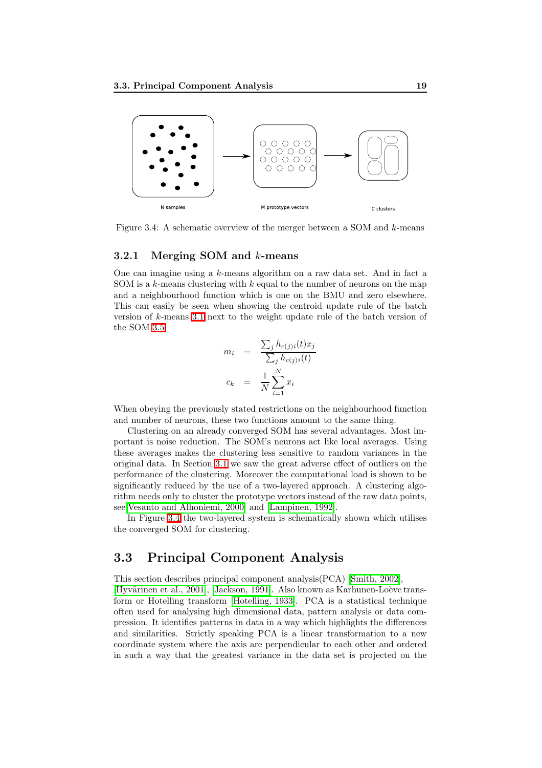N samples

M prototype vectors

C clusters

Figure 3.4: A schematic overview of the merger between a SOM and $k$-means

### 3.2.1 Merging SOM and $k$-means

One can imagine using a $k$-means algorithm on a raw data set. And in fact a SOM is a $k$-means clustering with $k$ equal to the number of neurons on the map and a neighbourhood function which is one on the BMU and zero elsewhere. This can easily be seen when showing the centroid update rule of the batch version of $k$-means 3.1 next to the weight update rule of the batch version of the SOM 3.5.

$$
\begin{aligned}
m_i &= \frac{\sum_j h_{c(j)i}(t) x_j}{\sum_j h_{c(j)i}(t)} \\
c_k &= \frac{1}{N} \sum_{i=1}^{N} x_i
\end{aligned}
$$

When obeying the previously stated restrictions on the neighbourhood function and number of neurons, these two functions amount to the same thing.

Clustering on an already converged SOM has several advantages. Most important is noise reduction. The SOM's neurons act like local averages. Using these averages makes the clustering less sensitive to random variances in the original data. In Section 3.1 we saw the great adverse effect of outliers on the performance of the clustering. Moreover the computational load is shown to be significantly reduced by the use of a two-layered approach. A clustering algorithm needs only to cluster the prototype vectors instead of the raw data points, see [Vesanto and Alhoniemi, 2000] and [Lampinen, 1992].

In Figure 3.4 the two-layered system is schematically shown which utilises the converged SOM for clustering.

## 3.3 Principal Component Analysis

This section describes principal component analysis(PCA) [Smith, 2002], [Hyvärinen et al., 2001], [Jackson, 1991]. Also known as Karhunen-Loève transform or Hotelling transform [Hotelling, 1933]. PCA is a statistical technique often used for analysing high dimensional data, pattern analysis or data compression. It identifies patterns in data in a way which highlights the differences and similarities. Strictly speaking PCA is a linear transformation to a new coordinate system where the axis are perpendicular to each other and ordered in such a way that the greatest variance in the data set is projected on the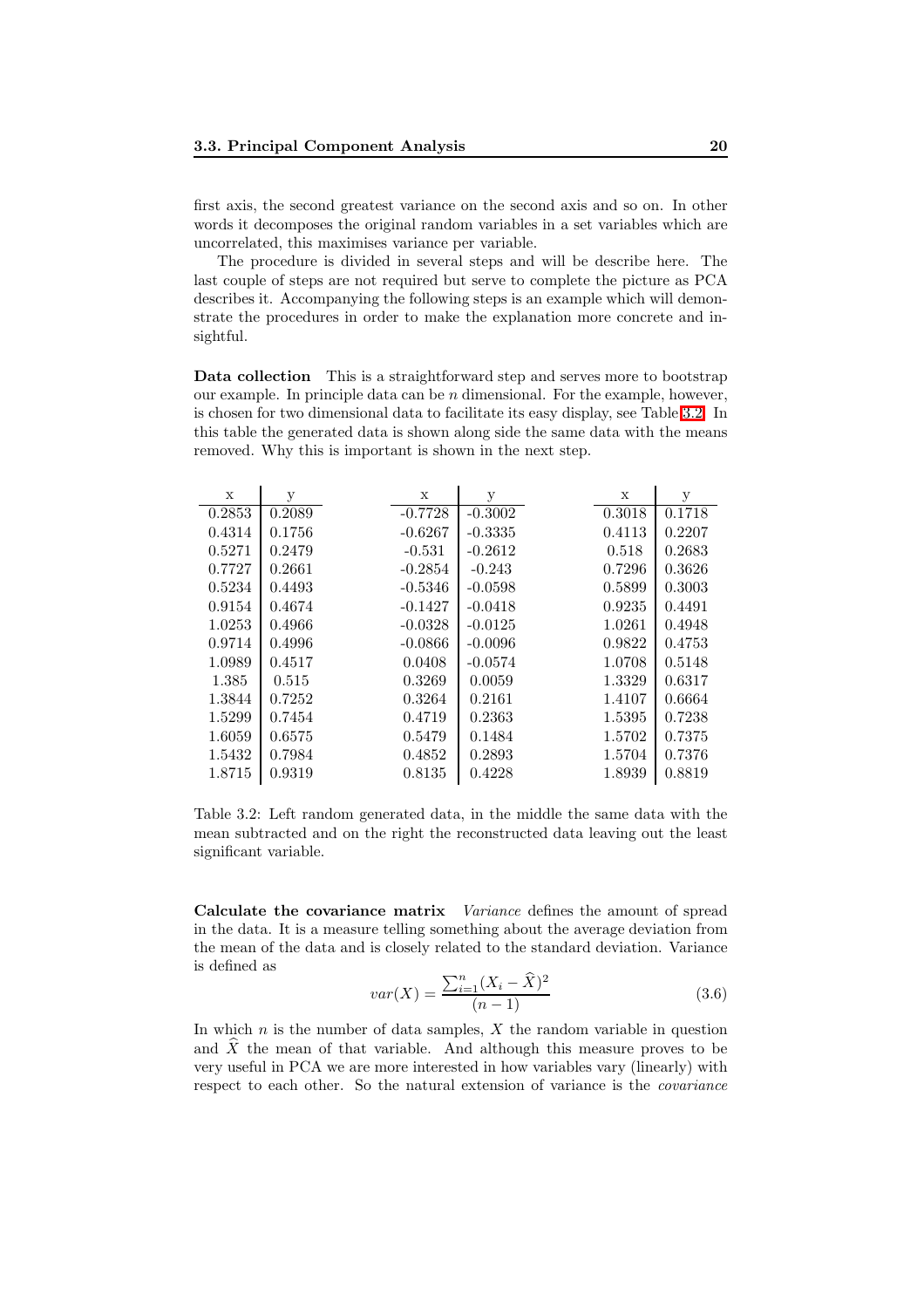first axis, the second greatest variance on the second axis and so on. In other words it decomposes the original random variables in a set variables which are uncorrelated, this maximises variance per variable.

The procedure is divided in several steps and will be describe here. The last couple of steps are not required but serve to complete the picture as PCA describes it. Accompanying the following steps is an example which will demonstrate the procedures in order to make the explanation more concrete and insightful.

**Data collection** This is a straightforward step and serves more to bootstrap our example. In principle data can be $n$ dimensional. For the example, however, is chosen for two dimensional data to facilitate its easy display, see Table 3.2. In this table the generated data is shown along side the same data with the means removed. Why this is important is shown in the next step.

| x | y | x | y | x | y |
|---|---|---|---|---|---|
| 0.2853 | 0.2089 | -0.7728 | -0.3002 | 0.3018 | 0.1718 |
| 0.4314 | 0.1756 | -0.6267 | -0.3335 | 0.4113 | 0.2207 |
| 0.5271 | 0.2479 | -0.531 | -0.2612 | 0.518 | 0.2683 |
| 0.7727 | 0.2661 | -0.2854 | -0.243 | 0.7296 | 0.3626 |
| 0.5234 | 0.4493 | -0.5346 | -0.0598 | 0.5899 | 0.3003 |
| 0.9154 | 0.4674 | -0.1427 | -0.0418 | 0.9235 | 0.4491 |
| 1.0253 | 0.4966 | -0.0328 | -0.0125 | 1.0261 | 0.4948 |
| 0.9714 | 0.4996 | -0.0866 | -0.0096 | 0.9822 | 0.4753 |
| 1.0989 | 0.4517 | 0.0408 | -0.0574 | 1.0708 | 0.5148 |
| 1.385 | 0.515 | 0.3269 | 0.0059 | 1.3329 | 0.6317 |
| 1.3844 | 0.7252 | 0.3264 | 0.2161 | 1.4107 | 0.6664 |
| 1.5299 | 0.7454 | 0.4719 | 0.2363 | 1.5395 | 0.7238 |
| 1.6059 | 0.6575 | 0.5479 | 0.1484 | 1.5702 | 0.7375 |
| 1.5432 | 0.7984 | 0.4852 | 0.2893 | 1.5704 | 0.7376 |
| 1.8715 | 0.9319 | 0.8135 | 0.4228 | 1.8939 | 0.8819 |

Table 3.2: Left random generated data, in the middle the same data with the mean subtracted and on the right the reconstructed data leaving out the least significant variable.

**Calculate the covariance matrix** *Variance* defines the amount of spread in the data. It is a measure telling something about the average deviation from the mean of the data and is closely related to the standard deviation. Variance is defined as

$$var(X) = \frac{\sum_{i=1}^{n}(X_i - \widehat{X})^2}{(n-1)} \tag{3.6}$$

In which $n$ is the number of data samples, $X$ the random variable in question and $\widehat{X}$ the mean of that variable. And although this measure proves to be very useful in PCA we are more interested in how variables vary (linearly) with respect to each other. So the natural extension of variance is the *covariance*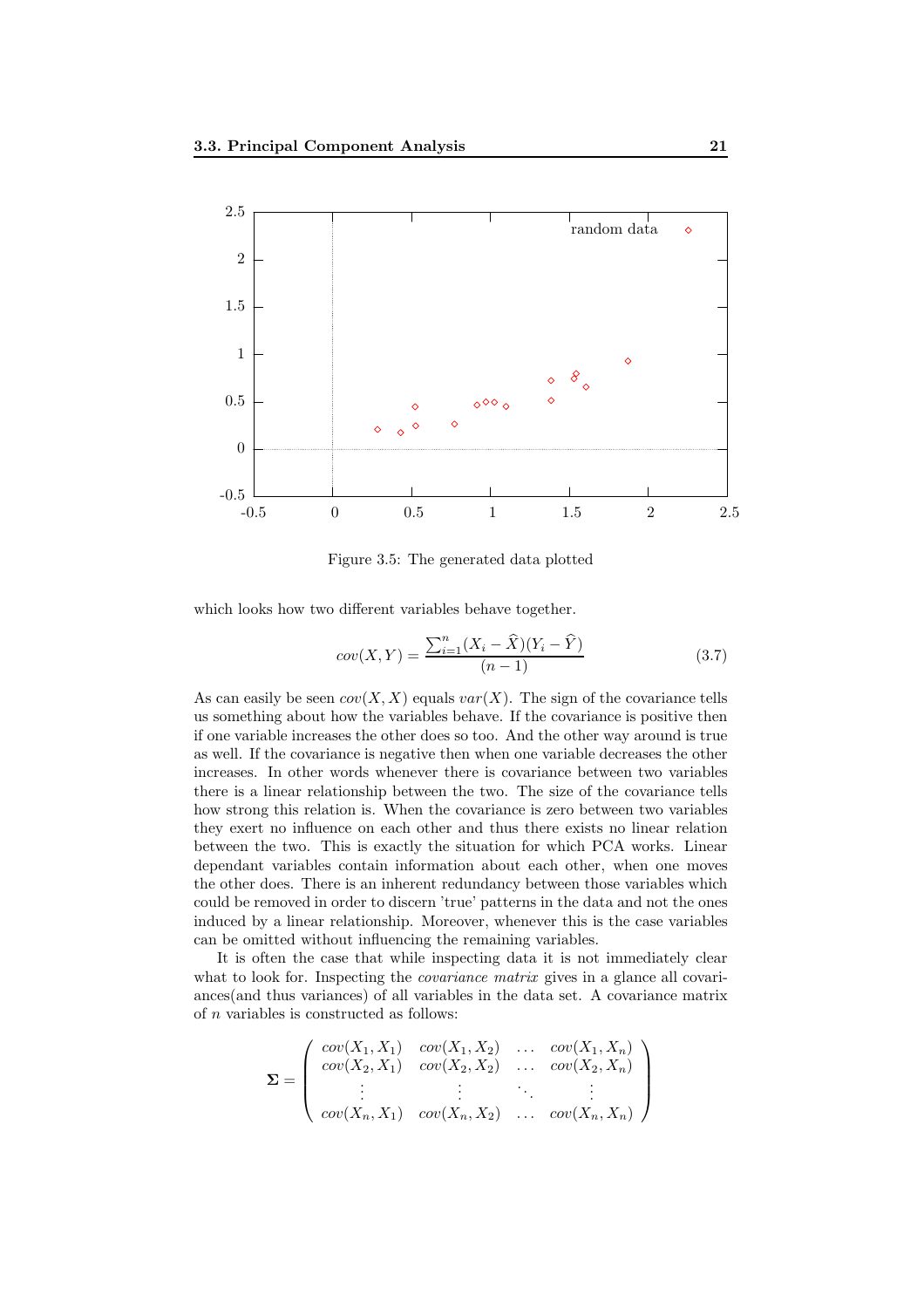Figure 3.5: The generated data plotted

which looks how two different variables behave together.

$$cov(X,Y) = \frac{\sum_{i=1}^{n}(X_i - \widehat{X})(Y_i - \widehat{Y})}{(n-1)} \tag{3.7}$$

As can easily be seen $cov(X,X)$ equals $var(X)$. The sign of the covariance tells us something about how the variables behave. If the covariance is positive then if one variable increases the other does so too. And the other way around is true as well. If the covariance is negative then when one variable decreases the other increases. In other words whenever there is covariance between two variables there is a linear relationship between the two. The size of the covariance tells how strong this relation is. When the covariance is zero between two variables they exert no influence on each other and thus there exists no linear relation between the two. This is exactly the situation for which PCA works. Linear dependant variables contain information about each other, when one moves the other does. There is an inherent redundancy between those variables which could be removed in order to discern 'true' patterns in the data and not the ones induced by a linear relationship. Moreover, whenever this is the case variables can be omitted without influencing the remaining variables.

It is often the case that while inspecting data it is not immediately clear what to look for. Inspecting the *covariance matrix* gives in a glance all covariances(and thus variances) of all variables in the data set. A covariance matrix of $n$ variables is constructed as follows:

$$\mathbf{\Sigma} = \begin{pmatrix} cov(X_1, X_1) & cov(X_1, X_2) & \dots & cov(X_1, X_n) \\ cov(X_2, X_1) & cov(X_2, X_2) & \dots & cov(X_2, X_n) \\ \vdots & \vdots & \ddots & \vdots \\ cov(X_n, X_1) & cov(X_n, X_2) & \dots & cov(X_n, X_n) \end{pmatrix}$$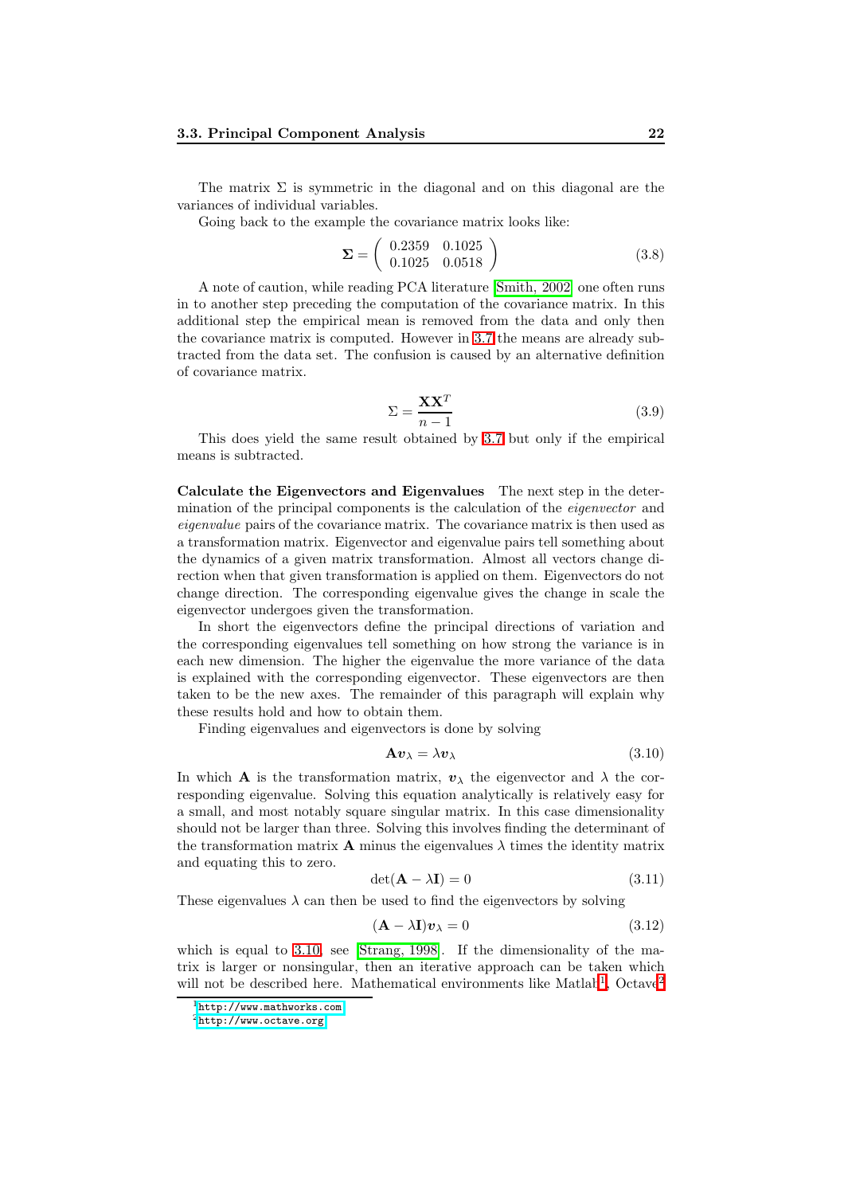The matrix $\Sigma$ is symmetric in the diagonal and on this diagonal are the variances of individual variables.

Going back to the example the covariance matrix looks like:

$$\mathbf{\Sigma} = \begin{pmatrix} 0.2359 & 0.1025 \\ 0.1025 & 0.0518 \end{pmatrix} \tag{3.8}$$

A note of caution, while reading PCA literature [Smith, 2002] one often runs in to another step preceding the computation of the covariance matrix. In this additional step the empirical mean is removed from the data and only then the covariance matrix is computed. However in 3.7 the means are already subtracted from the data set. The confusion is caused by an alternative definition of covariance matrix.

$$\Sigma = \frac{\mathbf{X}\mathbf{X}^T}{n-1} \tag{3.9}$$

This does yield the same result obtained by 3.7 but only if the empirical means is subtracted.

**Calculate the Eigenvectors and Eigenvalues** The next step in the determination of the principal components is the calculation of the *eigenvector* and *eigenvalue* pairs of the covariance matrix. The covariance matrix is then used as a transformation matrix. Eigenvector and eigenvalue pairs tell something about the dynamics of a given matrix transformation. Almost all vectors change direction when that given transformation is applied on them. Eigenvectors do not change direction. The corresponding eigenvalue gives the change in scale the eigenvector undergoes given the transformation.

In short the eigenvectors define the principal directions of variation and the corresponding eigenvalues tell something on how strong the variance is in each new dimension. The higher the eigenvalue the more variance of the data is explained with the corresponding eigenvector. These eigenvectors are then taken to be the new axes. The remainder of this paragraph will explain why these results hold and how to obtain them.

Finding eigenvalues and eigenvectors is done by solving

$$\mathbf{A}\boldsymbol{v}_\lambda = \lambda \boldsymbol{v}_\lambda \tag{3.10}$$

In which $\mathbf{A}$ is the transformation matrix, $\boldsymbol{v}_\lambda$ the eigenvector and $\lambda$ the corresponding eigenvalue. Solving this equation analytically is relatively easy for a small, and most notably square singular matrix. In this case dimensionality should not be larger than three. Solving this involves finding the determinant of the transformation matrix $\mathbf{A}$ minus the eigenvalues $\lambda$ times the identity matrix and equating this to zero.

$$\det(\mathbf{A} - \lambda \mathbf{I}) = 0 \tag{3.11}$$

These eigenvalues $\lambda$ can then be used to find the eigenvectors by solving

$$(\mathbf{A} - \lambda \mathbf{I})\boldsymbol{v}_\lambda = 0 \tag{3.12}$$

which is equal to 3.10, see [Strang, 1998]. If the dimensionality of the matrix is larger or nonsingular, then an iterative approach can be taken which will not be described here. Mathematical environments like Matlab[1], Octave[2]

[1] http://www.mathworks.com

[2] http://www.octave.org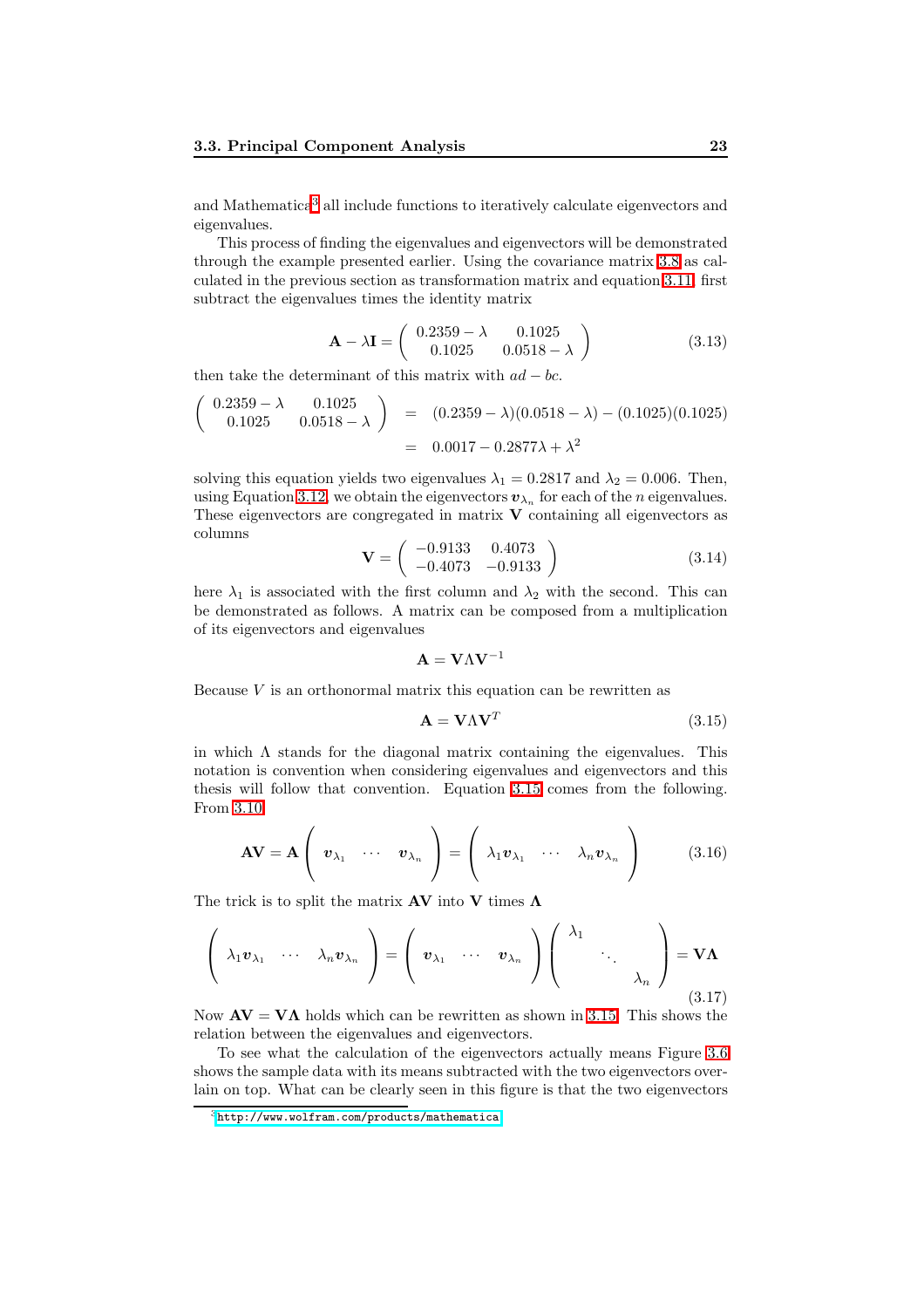and Mathematica[3] all include functions to iteratively calculate eigenvectors and eigenvalues.

This process of finding the eigenvalues and eigenvectors will be demonstrated through the example presented earlier. Using the covariance matrix 3.8 as calculated in the previous section as transformation matrix and equation 3.11, first subtract the eigenvalues times the identity matrix

$$\mathbf{A} - \lambda\mathbf{I} = \begin{pmatrix} 0.2359 - \lambda & 0.1025 \\ 0.1025 & 0.0518 - \lambda \end{pmatrix} \tag{3.13}$$

then take the determinant of this matrix with $ad - bc$.

$$\begin{aligned} \begin{pmatrix} 0.2359 - \lambda & 0.1025 \\ 0.1025 & 0.0518 - \lambda \end{pmatrix} &= (0.2359 - \lambda)(0.0518 - \lambda) - (0.1025)(0.1025) \\ &= 0.0017 - 0.2877\lambda + \lambda^2 \end{aligned}$$

solving this equation yields two eigenvalues $\lambda_1 = 0.2817$ and $\lambda_2 = 0.006$. Then, using Equation 3.12, we obtain the eigenvectors $\boldsymbol{v}_{\lambda_n}$ for each of the $n$ eigenvalues. These eigenvectors are congregated in matrix $\mathbf{V}$ containing all eigenvectors as columns

$$\mathbf{V} = \begin{pmatrix} -0.9133 & 0.4073 \\ -0.4073 & -0.9133 \end{pmatrix} \tag{3.14}$$

here $\lambda_1$ is associated with the first column and $\lambda_2$ with the second. This can be demonstrated as follows. A matrix can be composed from a multiplication of its eigenvectors and eigenvalues

$$\mathbf{A} = \mathbf{V}\Lambda\mathbf{V}^{-1}$$

Because $V$ is an orthonormal matrix this equation can be rewritten as

$$\mathbf{A} = \mathbf{V}\Lambda\mathbf{V}^{T} \tag{3.15}$$

in which $\Lambda$ stands for the diagonal matrix containing the eigenvalues. This notation is convention when considering eigenvalues and eigenvectors and this thesis will follow that convention. Equation 3.15 comes from the following. From 3.10

$$\mathbf{AV} = \mathbf{A}\begin{pmatrix} \boldsymbol{v}_{\lambda_1} & \cdots & \boldsymbol{v}_{\lambda_n} \end{pmatrix} = \begin{pmatrix} \lambda_1\boldsymbol{v}_{\lambda_1} & \cdots & \lambda_n\boldsymbol{v}_{\lambda_n} \end{pmatrix} \tag{3.16}$$

The trick is to split the matrix $\mathbf{AV}$ into $\mathbf{V}$ times $\mathbf{\Lambda}$

$$\begin{pmatrix} \lambda_1\boldsymbol{v}_{\lambda_1} & \cdots & \lambda_n\boldsymbol{v}_{\lambda_n} \end{pmatrix} = \begin{pmatrix} \boldsymbol{v}_{\lambda_1} & \cdots & \boldsymbol{v}_{\lambda_n} \end{pmatrix}\begin{pmatrix} \lambda_1 & & \\ & \ddots & \\ & & \lambda_n \end{pmatrix} = \mathbf{V\Lambda} \tag{3.17}$$

Now $\mathbf{AV} = \mathbf{V\Lambda}$ holds which can be rewritten as shown in 3.15. This shows the relation between the eigenvalues and eigenvectors.

To see what the calculation of the eigenvectors actually means Figure 3.6 shows the sample data with its means subtracted with the two eigenvectors overlain on top. What can be clearly seen in this figure is that the two eigenvectors

[3] http://www.wolfram.com/products/mathematica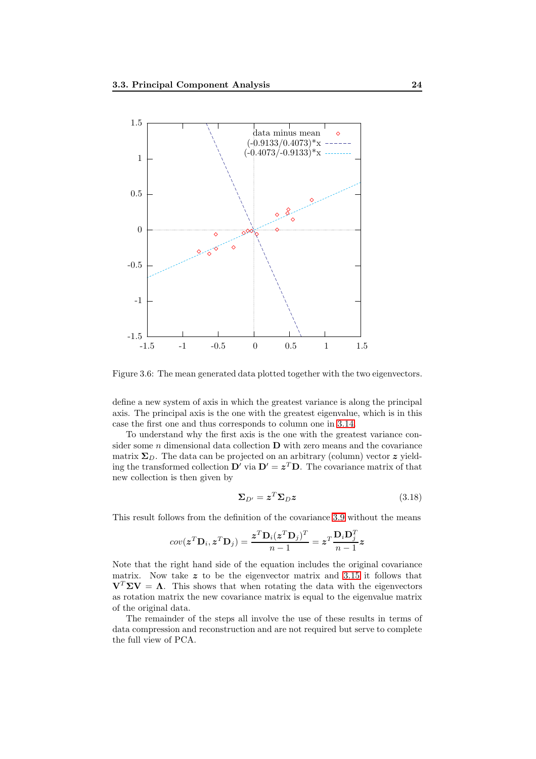Figure 3.6: The mean generated data plotted together with the two eigenvectors.

define a new system of axis in which the greatest variance is along the principal axis. The principal axis is the one with the greatest eigenvalue, which is in this case the first one and thus corresponds to column one in 3.14.

To understand why the first axis is the one with the greatest variance consider some $n$ dimensional data collection $\mathbf{D}$ with zero means and the covariance matrix $\mathbf{\Sigma}_D$. The data can be projected on an arbitrary (column) vector $\boldsymbol{z}$ yielding the transformed collection $\mathbf{D'}$ via $\mathbf{D'} = \boldsymbol{z}^T\mathbf{D}$. The covariance matrix of that new collection is then given by

$$\mathbf{\Sigma}_{D'} = \boldsymbol{z}^T\mathbf{\Sigma}_D\boldsymbol{z} \tag{3.18}$$

This result follows from the definition of the covariance 3.9 without the means

$$cov(\boldsymbol{z}^T\mathbf{D}_i, \boldsymbol{z}^T\mathbf{D}_j) = \frac{\boldsymbol{z}^T\mathbf{D}_i(\boldsymbol{z}^T\mathbf{D}_j)^T}{n-1} = \boldsymbol{z}^T\frac{\mathbf{D}_i\mathbf{D}_j^T}{n-1}\boldsymbol{z}$$

Note that the right hand side of the equation includes the original covariance matrix. Now take $\boldsymbol{z}$ to be the eigenvector matrix and 3.15 it follows that $\mathbf{V}^T\mathbf{\Sigma}\mathbf{V} = \mathbf{\Lambda}$. This shows that when rotating the data with the eigenvectors as rotation matrix the new covariance matrix is equal to the eigenvalue matrix of the original data.

The remainder of the steps all involve the use of these results in terms of data compression and reconstruction and are not required but serve to complete the full view of PCA.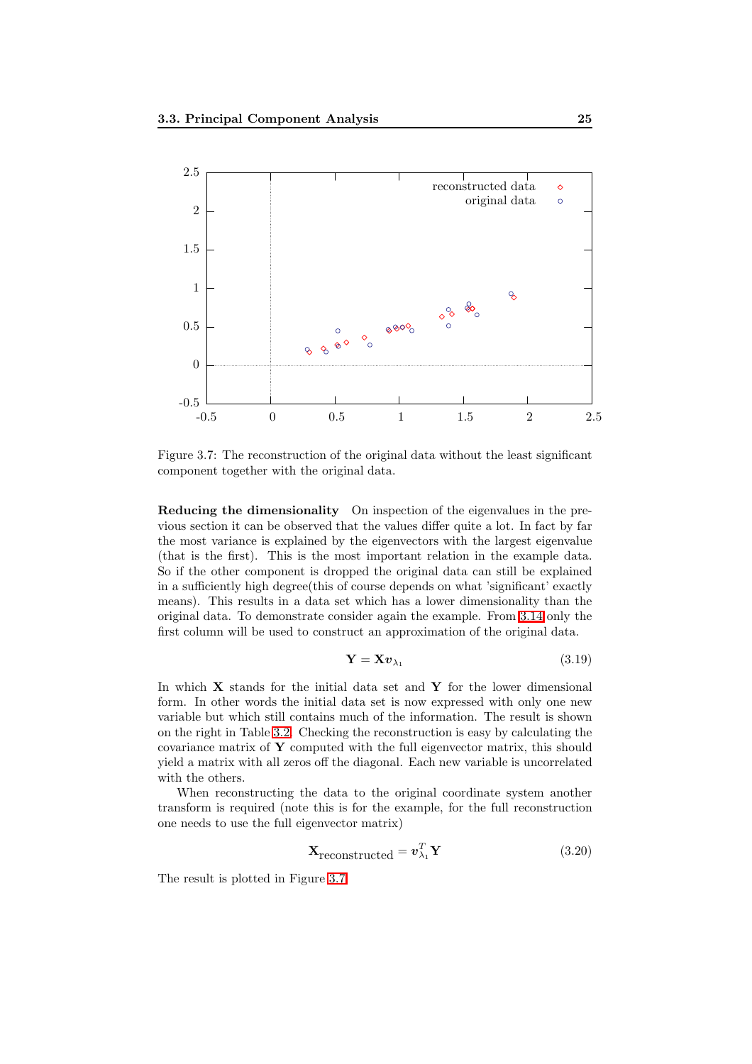Figure 3.7: The reconstruction of the original data without the least significant component together with the original data.

**Reducing the dimensionality** On inspection of the eigenvalues in the previous section it can be observed that the values differ quite a lot. In fact by far the most variance is explained by the eigenvectors with the largest eigenvalue (that is the first). This is the most important relation in the example data. So if the other component is dropped the original data can still be explained in a sufficiently high degree(this of course depends on what 'significant' exactly means). This results in a data set which has a lower dimensionality than the original data. To demonstrate consider again the example. From 3.14 only the first column will be used to construct an approximation of the original data.

$$\mathbf{Y} = \mathbf{X}\boldsymbol{v}_{\lambda_1} \tag{3.19}$$

In which $\mathbf{X}$ stands for the initial data set and $\mathbf{Y}$ for the lower dimensional form. In other words the initial data set is now expressed with only one new variable but which still contains much of the information. The result is shown on the right in Table 3.2. Checking the reconstruction is easy by calculating the covariance matrix of $\mathbf{Y}$ computed with the full eigenvector matrix, this should yield a matrix with all zeros off the diagonal. Each new variable is uncorrelated with the others.

When reconstructing the data to the original coordinate system another transform is required (note this is for the example, for the full reconstruction one needs to use the full eigenvector matrix)

$$\mathbf{X}_{\text{reconstructed}} = \boldsymbol{v}_{\lambda_1}^T \mathbf{Y} \tag{3.20}$$

The result is plotted in Figure 3.7.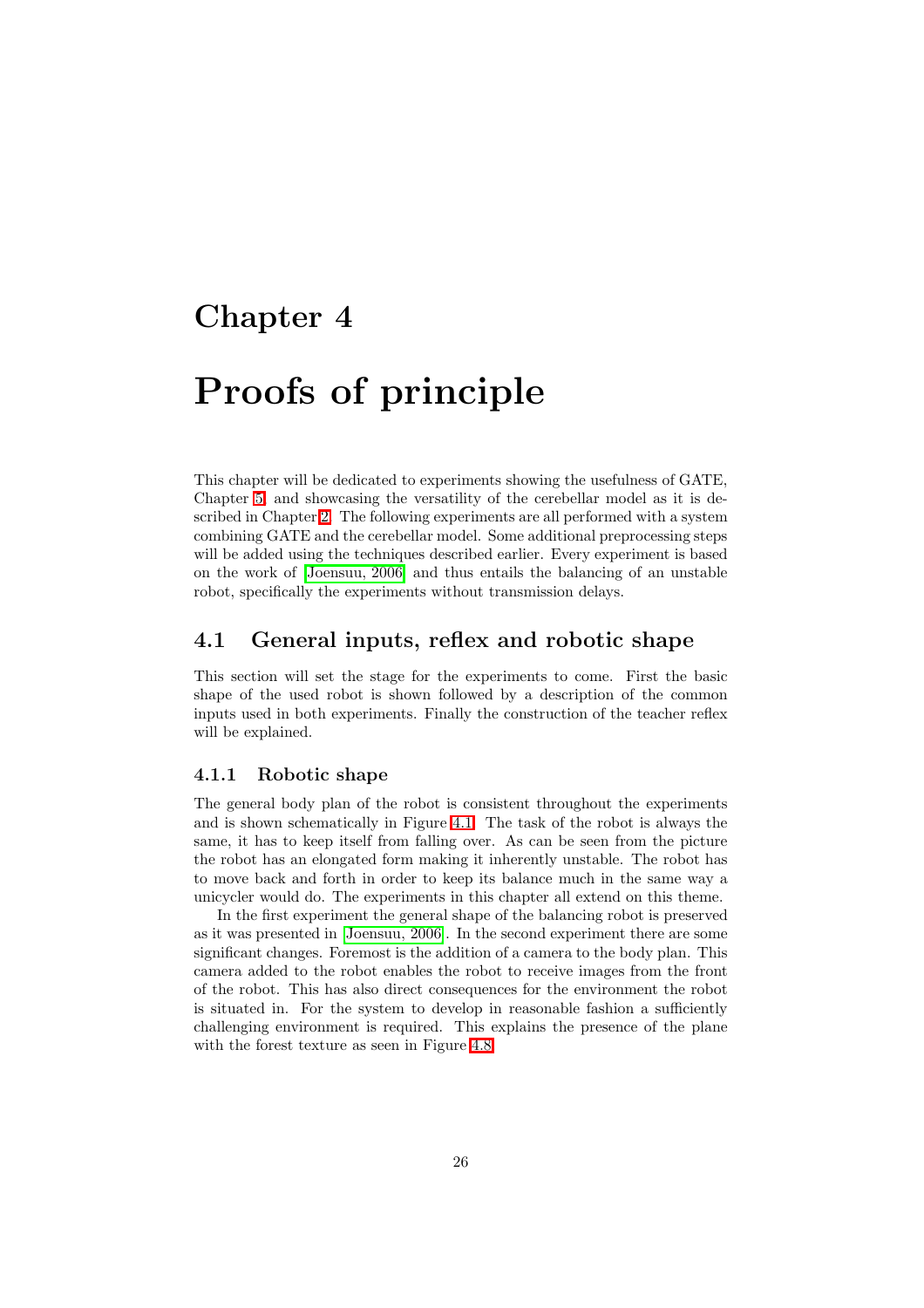# Chapter 4

# Proofs of principle

This chapter will be dedicated to experiments showing the usefulness of GATE, Chapter 5, and showcasing the versatility of the cerebellar model as it is described in Chapter 2. The following experiments are all performed with a system combining GATE and the cerebellar model. Some additional preprocessing steps will be added using the techniques described earlier. Every experiment is based on the work of [Joensuu, 2006] and thus entails the balancing of an unstable robot, specifically the experiments without transmission delays.

## 4.1 General inputs, reflex and robotic shape

This section will set the stage for the experiments to come. First the basic shape of the used robot is shown followed by a description of the common inputs used in both experiments. Finally the construction of the teacher reflex will be explained.

### 4.1.1 Robotic shape

The general body plan of the robot is consistent throughout the experiments and is shown schematically in Figure 4.1. The task of the robot is always the same, it has to keep itself from falling over. As can be seen from the picture the robot has an elongated form making it inherently unstable. The robot has to move back and forth in order to keep its balance much in the same way a unicycler would do. The experiments in this chapter all extend on this theme.

In the first experiment the general shape of the balancing robot is preserved as it was presented in [Joensuu, 2006]. In the second experiment there are some significant changes. Foremost is the addition of a camera to the body plan. This camera added to the robot enables the robot to receive images from the front of the robot. This has also direct consequences for the environment the robot is situated in. For the system to develop in reasonable fashion a sufficiently challenging environment is required. This explains the presence of the plane with the forest texture as seen in Figure 4.8.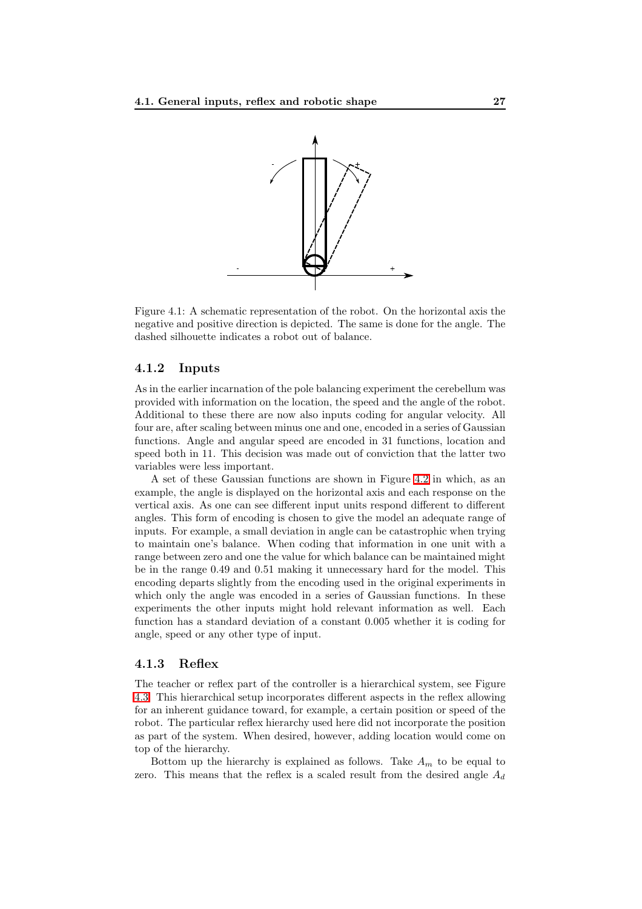Figure 4.1: A schematic representation of the robot. On the horizontal axis the negative and positive direction is depicted. The same is done for the angle. The dashed silhouette indicates a robot out of balance.

### 4.1.2 Inputs

As in the earlier incarnation of the pole balancing experiment the cerebellum was provided with information on the location, the speed and the angle of the robot. Additional to these there are now also inputs coding for angular velocity. All four are, after scaling between minus one and one, encoded in a series of Gaussian functions. Angle and angular speed are encoded in 31 functions, location and speed both in 11. This decision was made out of conviction that the latter two variables were less important.

A set of these Gaussian functions are shown in Figure 4.2 in which, as an example, the angle is displayed on the horizontal axis and each response on the vertical axis. As one can see different input units respond different to different angles. This form of encoding is chosen to give the model an adequate range of inputs. For example, a small deviation in angle can be catastrophic when trying to maintain one's balance. When coding that information in one unit with a range between zero and one the value for which balance can be maintained might be in the range 0.49 and 0.51 making it unnecessary hard for the model. This encoding departs slightly from the encoding used in the original experiments in which only the angle was encoded in a series of Gaussian functions. In these experiments the other inputs might hold relevant information as well. Each function has a standard deviation of a constant 0.005 whether it is coding for angle, speed or any other type of input.

### 4.1.3 Reflex

The teacher or reflex part of the controller is a hierarchical system, see Figure 4.3. This hierarchical setup incorporates different aspects in the reflex allowing for an inherent guidance toward, for example, a certain position or speed of the robot. The particular reflex hierarchy used here did not incorporate the position as part of the system. When desired, however, adding location would come on top of the hierarchy.

Bottom up the hierarchy is explained as follows. Take $A_m$ to be equal to zero. This means that the reflex is a scaled result from the desired angle $A_d$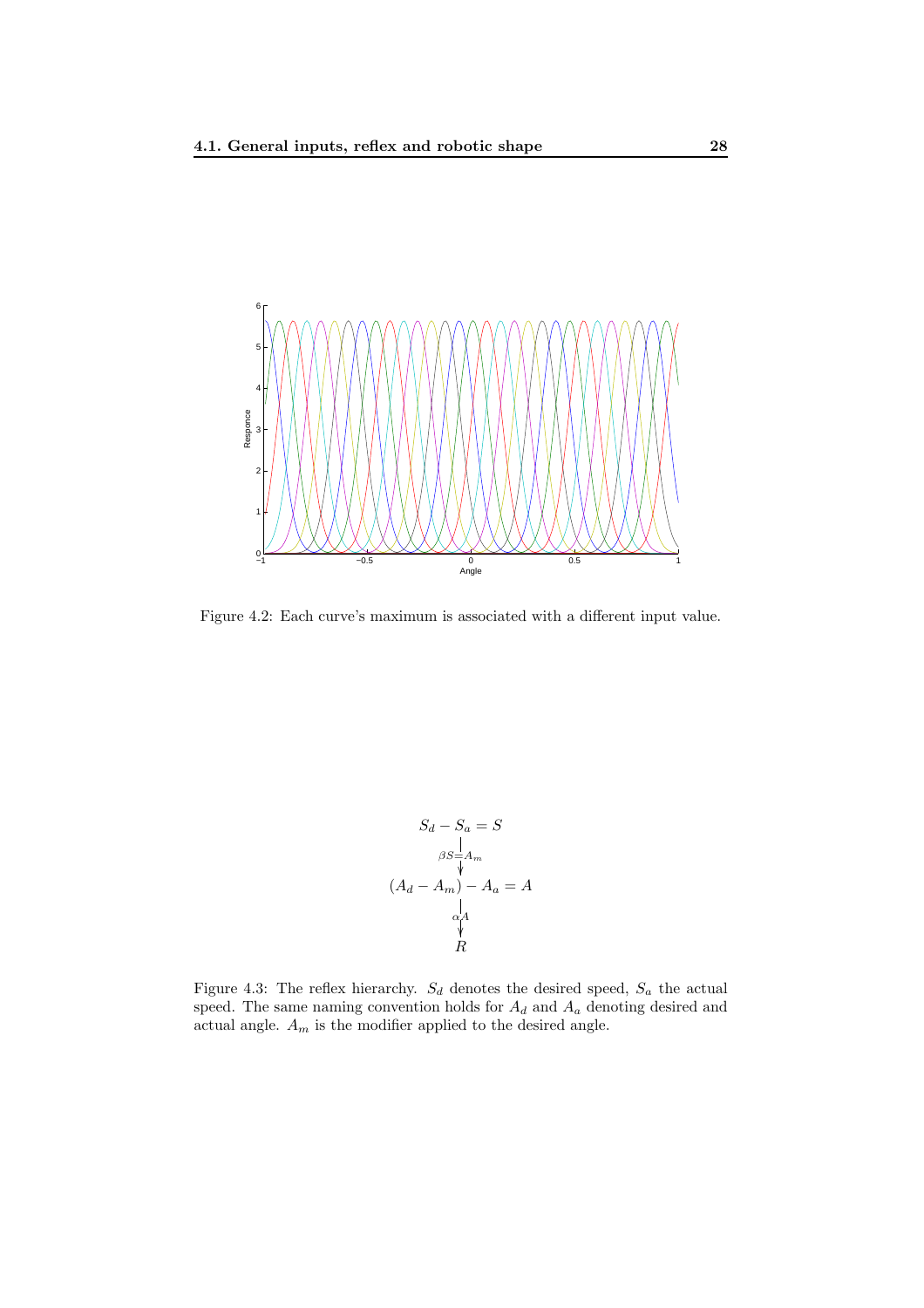Figure 4.2: Each curve's maximum is associated with a different input value.

$$
\begin{array}{c}
S_d - S_a = S \\
\Big\downarrow {\scriptstyle \beta S = A_m} \\
(A_d - A_m) - A_a = A \\
\Big\downarrow {\scriptstyle \alpha A} \\
R
\end{array}
$$

Figure 4.3: The reflex hierarchy. $S_d$ denotes the desired speed, $S_a$ the actual speed. The same naming convention holds for $A_d$ and $A_a$ denoting desired and actual angle. $A_m$ is the modifier applied to the desired angle.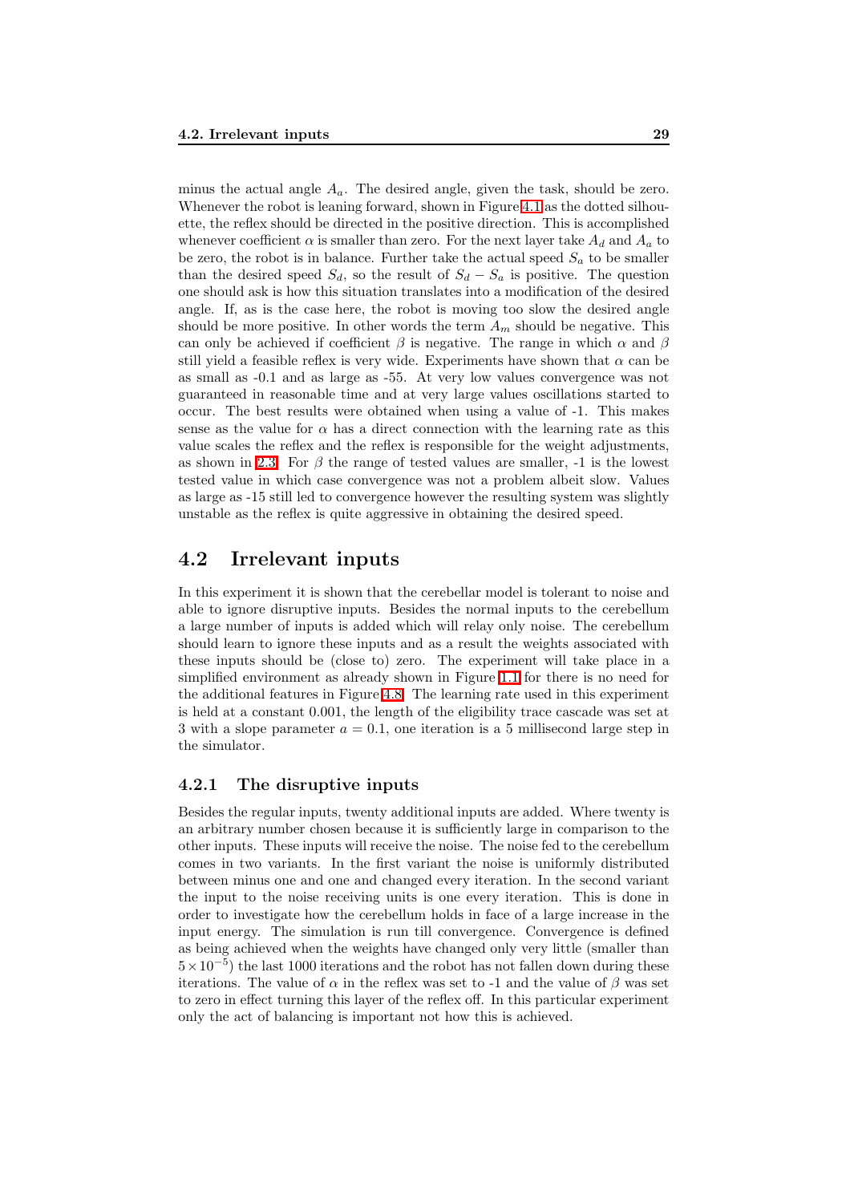minus the actual angle $A_a$. The desired angle, given the task, should be zero. Whenever the robot is leaning forward, shown in Figure 4.1 as the dotted silhouette, the reflex should be directed in the positive direction. This is accomplished whenever coefficient $\alpha$ is smaller than zero. For the next layer take $A_d$ and $A_a$ to be zero, the robot is in balance. Further take the actual speed $S_a$ to be smaller than the desired speed $S_d$, so the result of $S_d - S_a$ is positive. The question one should ask is how this situation translates into a modification of the desired angle. If, as is the case here, the robot is moving too slow the desired angle should be more positive. In other words the term $A_m$ should be negative. This can only be achieved if coefficient $\beta$ is negative. The range in which $\alpha$ and $\beta$ still yield a feasible reflex is very wide. Experiments have shown that $\alpha$ can be as small as -0.1 and as large as -55. At very low values convergence was not guaranteed in reasonable time and at very large values oscillations started to occur. The best results were obtained when using a value of -1. This makes sense as the value for $\alpha$ has a direct connection with the learning rate as this value scales the reflex and the reflex is responsible for the weight adjustments, as shown in 2.3. For $\beta$ the range of tested values are smaller, -1 is the lowest tested value in which case convergence was not a problem albeit slow. Values as large as -15 still led to convergence however the resulting system was slightly unstable as the reflex is quite aggressive in obtaining the desired speed.

## 4.2 Irrelevant inputs

In this experiment it is shown that the cerebellar model is tolerant to noise and able to ignore disruptive inputs. Besides the normal inputs to the cerebellum a large number of inputs is added which will relay only noise. The cerebellum should learn to ignore these inputs and as a result the weights associated with these inputs should be (close to) zero. The experiment will take place in a simplified environment as already shown in Figure 1.1 for there is no need for the additional features in Figure 4.8. The learning rate used in this experiment is held at a constant 0.001, the length of the eligibility trace cascade was set at 3 with a slope parameter $a = 0.1$, one iteration is a 5 millisecond large step in the simulator.

### 4.2.1 The disruptive inputs

Besides the regular inputs, twenty additional inputs are added. Where twenty is an arbitrary number chosen because it is sufficiently large in comparison to the other inputs. These inputs will receive the noise. The noise fed to the cerebellum comes in two variants. In the first variant the noise is uniformly distributed between minus one and one and changed every iteration. In the second variant the input to the noise receiving units is one every iteration. This is done in order to investigate how the cerebellum holds in face of a large increase in the input energy. The simulation is run till convergence. Convergence is defined as being achieved when the weights have changed only very little (smaller than $5 \times 10^{-5}$) the last 1000 iterations and the robot has not fallen down during these iterations. The value of $\alpha$ in the reflex was set to -1 and the value of $\beta$ was set to zero in effect turning this layer of the reflex off. In this particular experiment only the act of balancing is important not how this is achieved.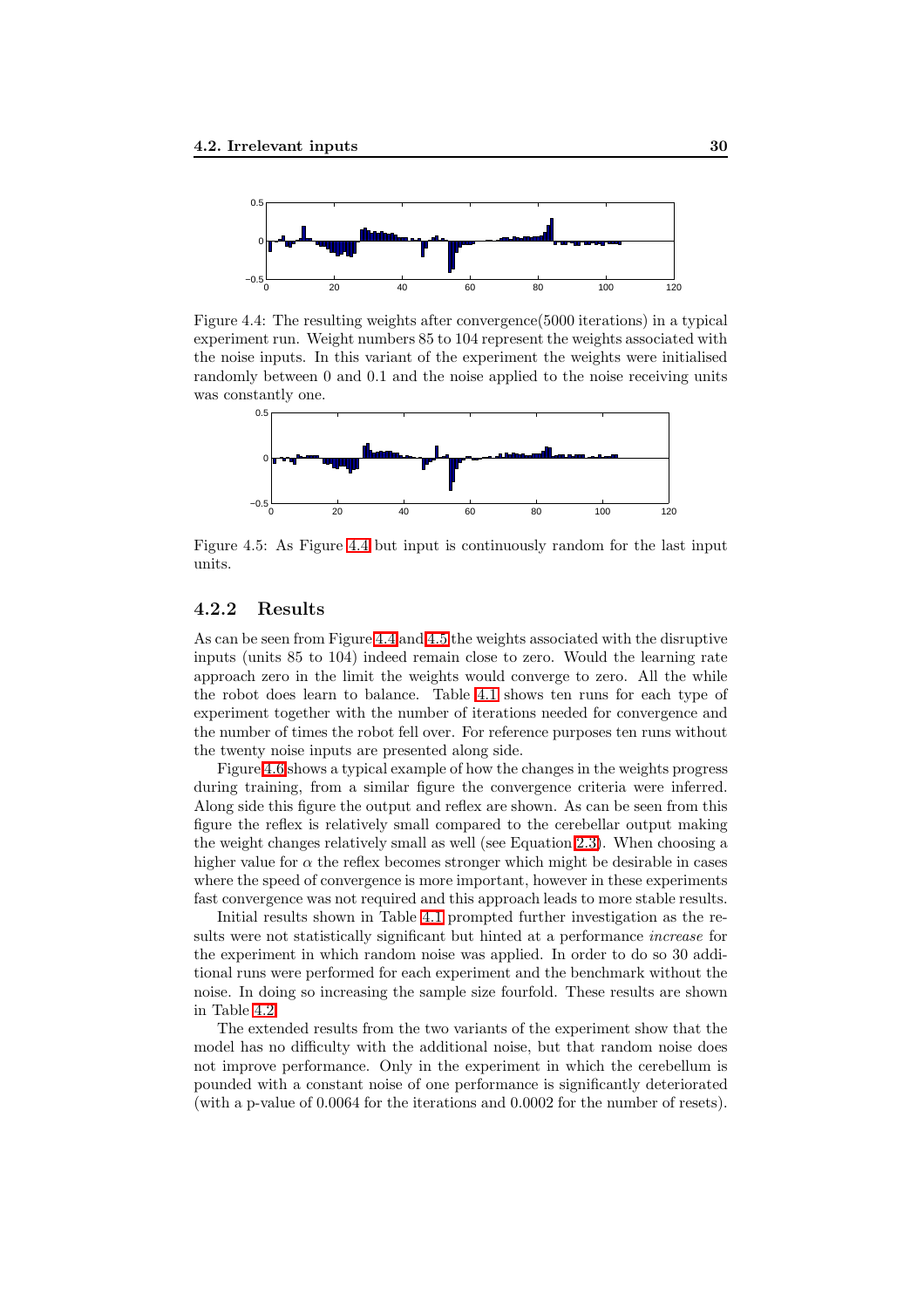Figure 4.4: The resulting weights after convergence(5000 iterations) in a typical experiment run. Weight numbers 85 to 104 represent the weights associated with the noise inputs. In this variant of the experiment the weights were initialised randomly between 0 and 0.1 and the noise applied to the noise receiving units was constantly one.

Figure 4.5: As Figure 4.4 but input is continuously random for the last input units.

### 4.2.2 Results

As can be seen from Figure 4.4 and 4.5 the weights associated with the disruptive inputs (units 85 to 104) indeed remain close to zero. Would the learning rate approach zero in the limit the weights would converge to zero. All the while the robot does learn to balance. Table 4.1 shows ten runs for each type of experiment together with the number of iterations needed for convergence and the number of times the robot fell over. For reference purposes ten runs without the twenty noise inputs are presented along side.

Figure 4.6 shows a typical example of how the changes in the weights progress during training, from a similar figure the convergence criteria were inferred. Along side this figure the output and reflex are shown. As can be seen from this figure the reflex is relatively small compared to the cerebellar output making the weight changes relatively small as well (see Equation 2.3). When choosing a higher value for $\alpha$ the reflex becomes stronger which might be desirable in cases where the speed of convergence is more important, however in these experiments fast convergence was not required and this approach leads to more stable results.

Initial results shown in Table 4.1 prompted further investigation as the results were not statistically significant but hinted at a performance *increase* for the experiment in which random noise was applied. In order to do so 30 additional runs were performed for each experiment and the benchmark without the noise. In doing so increasing the sample size fourfold. These results are shown in Table 4.2.

The extended results from the two variants of the experiment show that the model has no difficulty with the additional noise, but that random noise does not improve performance. Only in the experiment in which the cerebellum is pounded with a constant noise of one performance is significantly deteriorated (with a p-value of 0.0064 for the iterations and 0.0002 for the number of resets).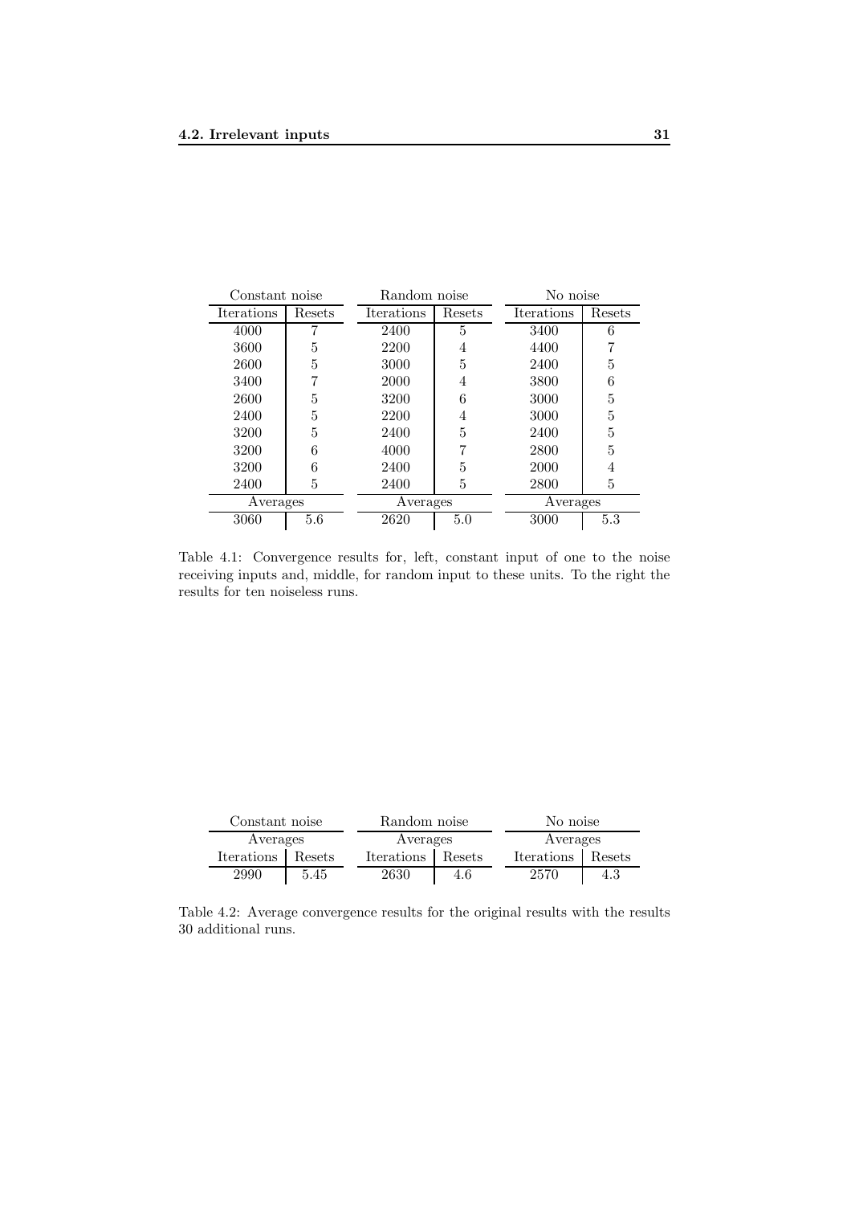| Constant noise | | Random noise | | No noise | |
|---|---|---|---|---|---|
| Iterations | Resets | Iterations | Resets | Iterations | Resets |
| 4000 | 7 | 2400 | 5 | 3400 | 6 |
| 3600 | 5 | 2200 | 4 | 4400 | 7 |
| 2600 | 5 | 3000 | 5 | 2400 | 5 |
| 3400 | 7 | 2000 | 4 | 3800 | 6 |
| 2600 | 5 | 3200 | 6 | 3000 | 5 |
| 2400 | 5 | 2200 | 4 | 3000 | 5 |
| 3200 | 5 | 2400 | 5 | 2400 | 5 |
| 3200 | 6 | 4000 | 7 | 2800 | 5 |
| 3200 | 6 | 2400 | 5 | 2000 | 4 |
| 2400 | 5 | 2400 | 5 | 2800 | 5 |
| Averages | | Averages | | Averages | |
| 3060 | 5.6 | 2620 | 5.0 | 3000 | 5.3 |

Table 4.1: Convergence results for, left, constant input of one to the noise receiving inputs and, middle, for random input to these units. To the right the results for ten noiseless runs.

| Constant noise | | Random noise | | No noise | |
|---|---|---|---|---|---|
| Averages | | Averages | | Averages | |
| Iterations | Resets | Iterations | Resets | Iterations | Resets |
| 2990 | 5.45 | 2630 | 4.6 | 2570 | 4.3 |

Table 4.2: Average convergence results for the original results with the results 30 additional runs.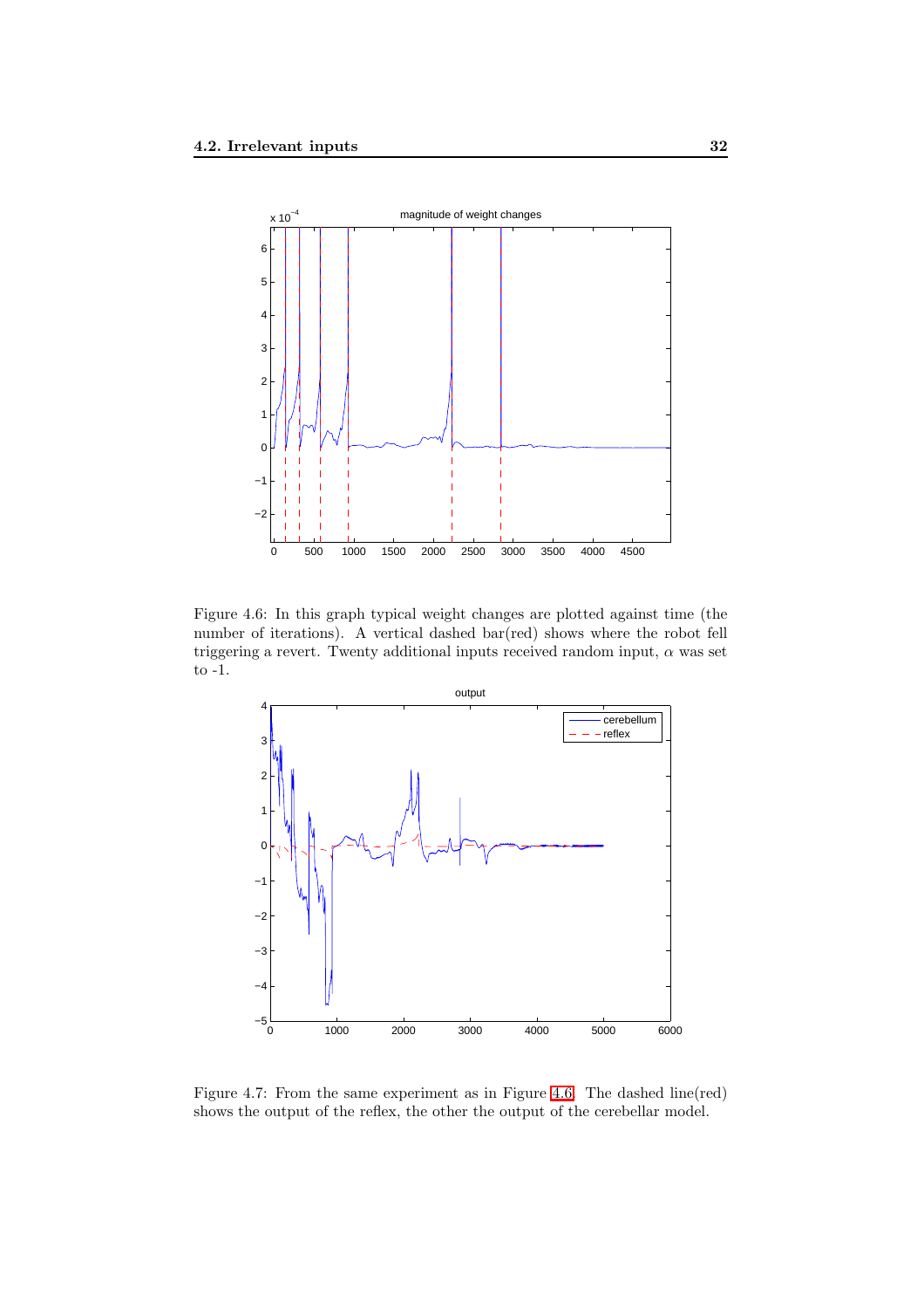Figure 4.6: In this graph typical weight changes are plotted against time (the number of iterations). A vertical dashed bar(red) shows where the robot fell triggering a revert. Twenty additional inputs received random input, $\alpha$ was set to -1.

Figure 4.7: From the same experiment as in Figure 4.6. The dashed line(red) shows the output of the reflex, the other the output of the cerebellar model.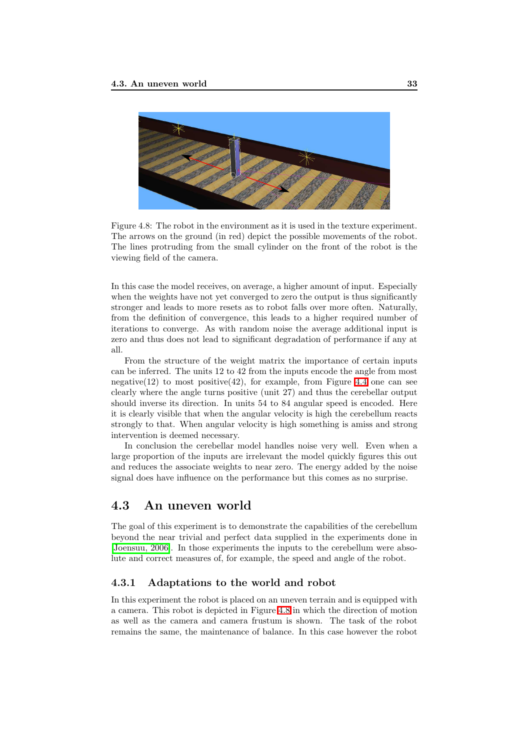Figure 4.8: The robot in the environment as it is used in the texture experiment. The arrows on the ground (in red) depict the possible movements of the robot. The lines protruding from the small cylinder on the front of the robot is the viewing field of the camera.

In this case the model receives, on average, a higher amount of input. Especially when the weights have not yet converged to zero the output is thus significantly stronger and leads to more resets as to robot falls over more often. Naturally, from the definition of convergence, this leads to a higher required number of iterations to converge. As with random noise the average additional input is zero and thus does not lead to significant degradation of performance if any at all.

From the structure of the weight matrix the importance of certain inputs can be inferred. The units 12 to 42 from the inputs encode the angle from most negative(12) to most positive(42), for example, from Figure 4.4 one can see clearly where the angle turns positive (unit 27) and thus the cerebellar output should inverse its direction. In units 54 to 84 angular speed is encoded. Here it is clearly visible that when the angular velocity is high the cerebellum reacts strongly to that. When angular velocity is high something is amiss and strong intervention is deemed necessary.

In conclusion the cerebellar model handles noise very well. Even when a large proportion of the inputs are irrelevant the model quickly figures this out and reduces the associate weights to near zero. The energy added by the noise signal does have influence on the performance but this comes as no surprise.

## 4.3 An uneven world

The goal of this experiment is to demonstrate the capabilities of the cerebellum beyond the near trivial and perfect data supplied in the experiments done in [Joensuu, 2006]. In those experiments the inputs to the cerebellum were absolute and correct measures of, for example, the speed and angle of the robot.

### 4.3.1 Adaptations to the world and robot

In this experiment the robot is placed on an uneven terrain and is equipped with a camera. This robot is depicted in Figure 4.8 in which the direction of motion as well as the camera and camera frustum is shown. The task of the robot remains the same, the maintenance of balance. In this case however the robot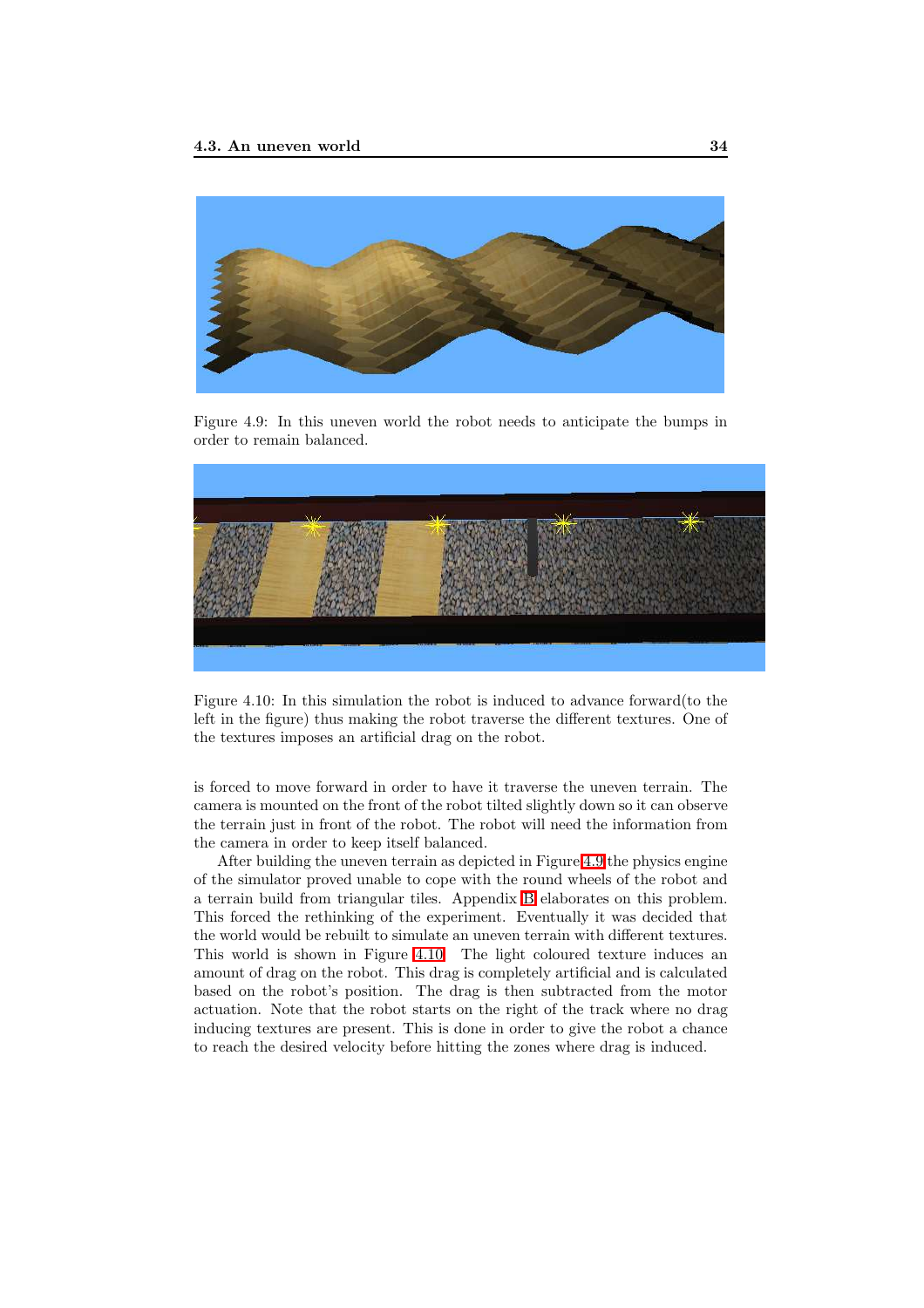Figure 4.9: In this uneven world the robot needs to anticipate the bumps in order to remain balanced.

Figure 4.10: In this simulation the robot is induced to advance forward(to the left in the figure) thus making the robot traverse the different textures. One of the textures imposes an artificial drag on the robot.

is forced to move forward in order to have it traverse the uneven terrain. The camera is mounted on the front of the robot tilted slightly down so it can observe the terrain just in front of the robot. The robot will need the information from the camera in order to keep itself balanced.

After building the uneven terrain as depicted in Figure 4.9 the physics engine of the simulator proved unable to cope with the round wheels of the robot and a terrain build from triangular tiles. Appendix B elaborates on this problem. This forced the rethinking of the experiment. Eventually it was decided that the world would be rebuilt to simulate an uneven terrain with different textures. This world is shown in Figure 4.10. The light coloured texture induces an amount of drag on the robot. This drag is completely artificial and is calculated based on the robot's position. The drag is then subtracted from the motor actuation. Note that the robot starts on the right of the track where no drag inducing textures are present. This is done in order to give the robot a chance to reach the desired velocity before hitting the zones where drag is induced.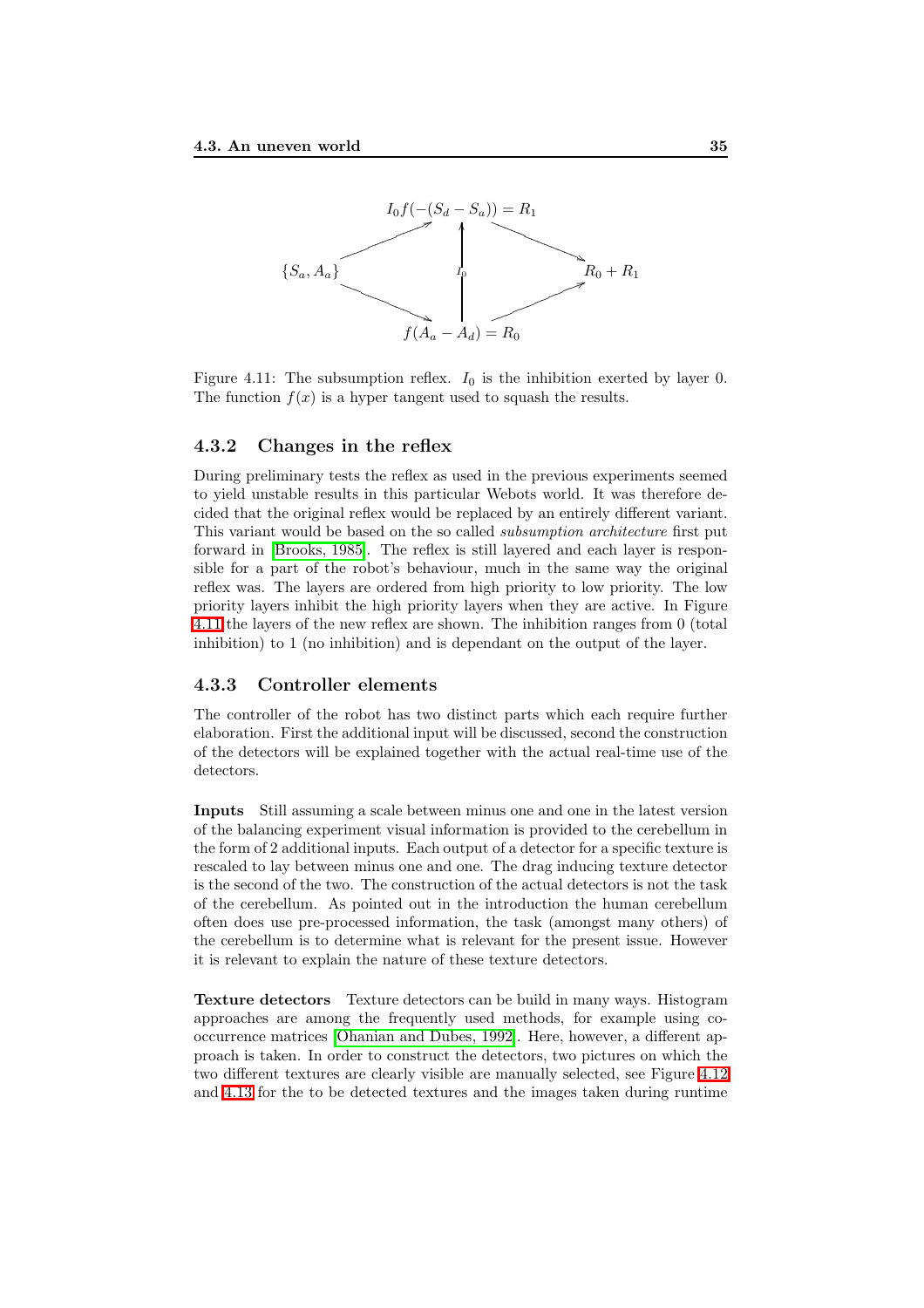$$I_0 f(-(S_d - S_a)) = R_1$$

$$\{S_a, A_a\} \qquad I_0 \qquad R_0 + R_1$$

$$f(A_a - A_d) = R_0$$

Figure 4.11: The subsumption reflex. $I_0$ is the inhibition exerted by layer 0. The function $f(x)$ is a hyper tangent used to squash the results.

### 4.3.2 Changes in the reflex

During preliminary tests the reflex as used in the previous experiments seemed to yield unstable results in this particular Webots world. It was therefore decided that the original reflex would be replaced by an entirely different variant. This variant would be based on the so called *subsumption architecture* first put forward in [Brooks, 1985]. The reflex is still layered and each layer is responsible for a part of the robot's behaviour, much in the same way the original reflex was. The layers are ordered from high priority to low priority. The low priority layers inhibit the high priority layers when they are active. In Figure 4.11 the layers of the new reflex are shown. The inhibition ranges from 0 (total inhibition) to 1 (no inhibition) and is dependant on the output of the layer.

### 4.3.3 Controller elements

The controller of the robot has two distinct parts which each require further elaboration. First the additional input will be discussed, second the construction of the detectors will be explained together with the actual real-time use of the detectors.

**Inputs** Still assuming a scale between minus one and one in the latest version of the balancing experiment visual information is provided to the cerebellum in the form of 2 additional inputs. Each output of a detector for a specific texture is rescaled to lay between minus one and one. The drag inducing texture detector is the second of the two. The construction of the actual detectors is not the task of the cerebellum. As pointed out in the introduction the human cerebellum often does use pre-processed information, the task (amongst many others) of the cerebellum is to determine what is relevant for the present issue. However it is relevant to explain the nature of these texture detectors.

**Texture detectors** Texture detectors can be build in many ways. Histogram approaches are among the frequently used methods, for example using co-occurrence matrices [Ohanian and Dubes, 1992]. Here, however, a different approach is taken. In order to construct the detectors, two pictures on which the two different textures are clearly visible are manually selected, see Figure 4.12 and 4.13 for the to be detected textures and the images taken during runtime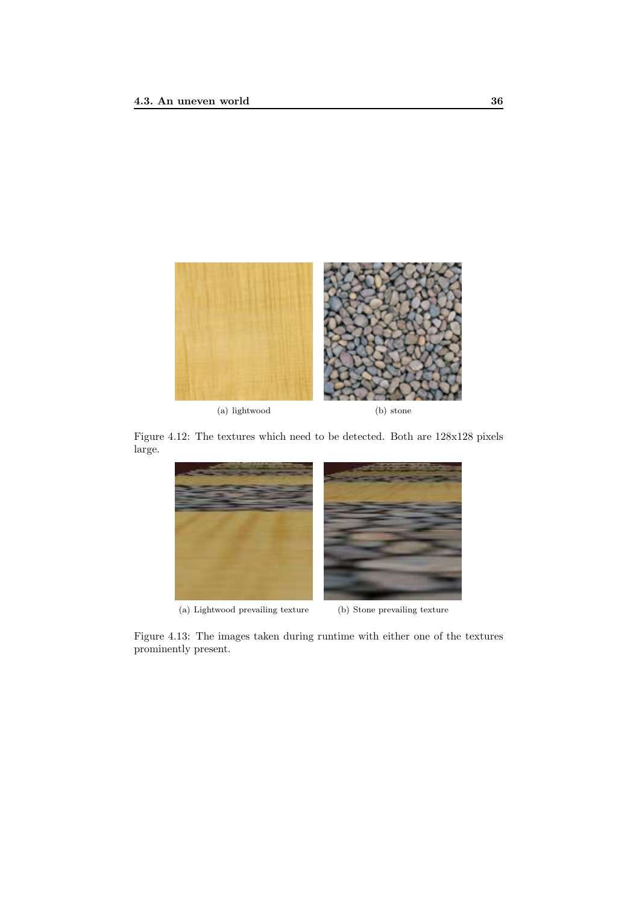(a) lightwood

(b) stone

Figure 4.12: The textures which need to be detected. Both are 128x128 pixels large.

(a) Lightwood prevailing texture

(b) Stone prevailing texture

Figure 4.13: The images taken during runtime with either one of the textures prominently present.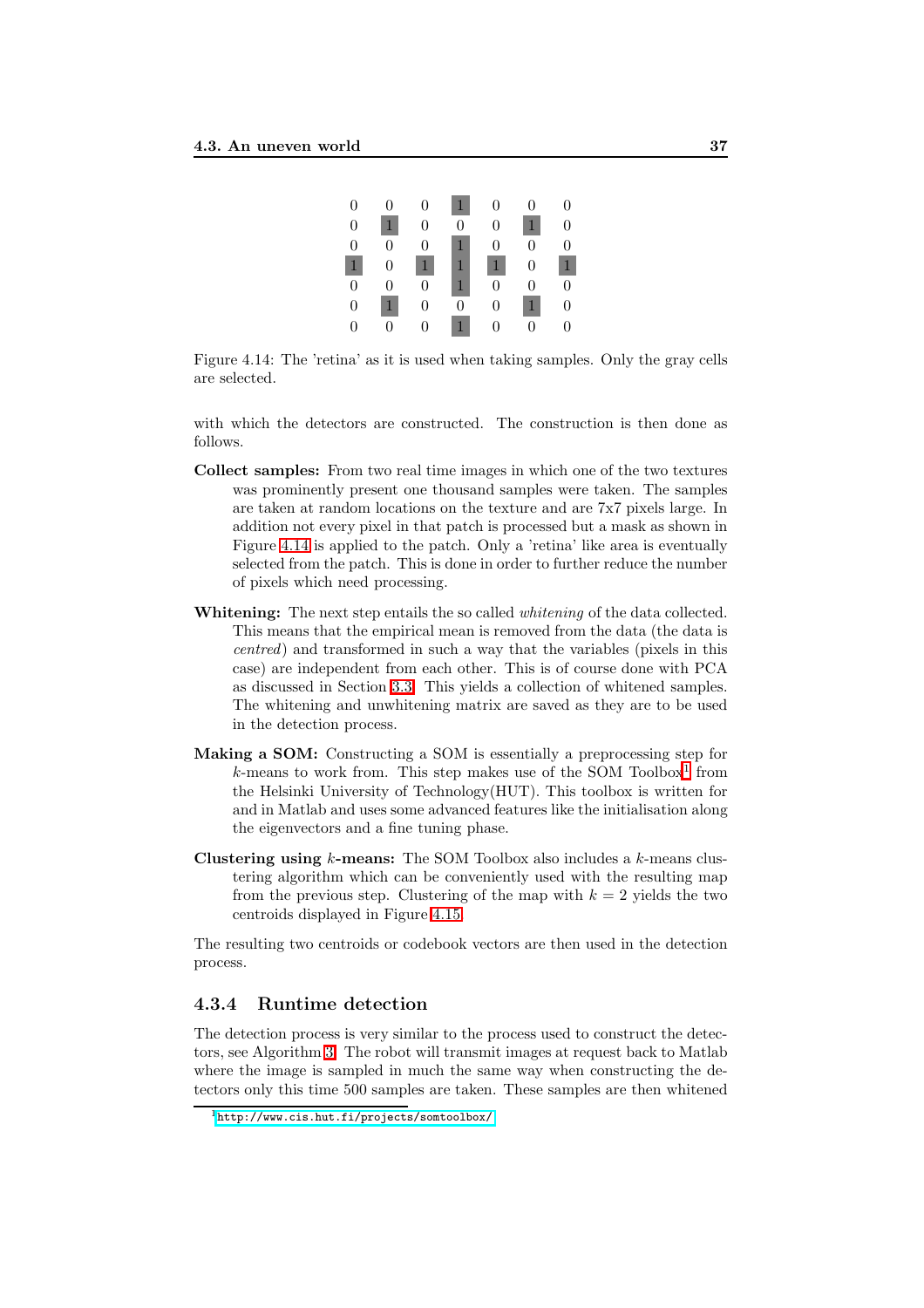| | | | | | | |
|---|---|---|---|---|---|---|
| 0 | 0 | 0 | 1 | 0 | 0 | 0 |
| 0 | 1 | 0 | 0 | 0 | 1 | 0 |
| 0 | 0 | 0 | 1 | 0 | 0 | 0 |
| 1 | 0 | 1 | 1 | 1 | 0 | 1 |
| 0 | 0 | 0 | 1 | 0 | 0 | 0 |
| 0 | 1 | 0 | 0 | 0 | 1 | 0 |
| 0 | 0 | 0 | 1 | 0 | 0 | 0 |

Figure 4.14: The 'retina' as it is used when taking samples. Only the gray cells are selected.

with which the detectors are constructed. The construction is then done as follows.

**Collect samples:** From two real time images in which one of the two textures was prominently present one thousand samples were taken. The samples are taken at random locations on the texture and are 7x7 pixels large. In addition not every pixel in that patch is processed but a mask as shown in Figure 4.14 is applied to the patch. Only a 'retina' like area is eventually selected from the patch. This is done in order to further reduce the number of pixels which need processing.

**Whitening:** The next step entails the so called *whitening* of the data collected. This means that the empirical mean is removed from the data (the data is *centred*) and transformed in such a way that the variables (pixels in this case) are independent from each other. This is of course done with PCA as discussed in Section 3.3. This yields a collection of whitened samples. The whitening and unwhitening matrix are saved as they are to be used in the detection process.

**Making a SOM:** Constructing a SOM is essentially a preprocessing step for $k$-means to work from. This step makes use of the SOM Toolbox[1] from the Helsinki University of Technology(HUT). This toolbox is written for and in Matlab and uses some advanced features like the initialisation along the eigenvectors and a fine tuning phase.

**Clustering using $k$-means:** The SOM Toolbox also includes a $k$-means clustering algorithm which can be conveniently used with the resulting map from the previous step. Clustering of the map with $k = 2$ yields the two centroids displayed in Figure 4.15.

The resulting two centroids or codebook vectors are then used in the detection process.

### 4.3.4 Runtime detection

The detection process is very similar to the process used to construct the detectors, see Algorithm 3. The robot will transmit images at request back to Matlab where the image is sampled in much the same way when constructing the detectors only this time 500 samples are taken. These samples are then whitened

[1] http://www.cis.hut.fi/projects/somtoolbox/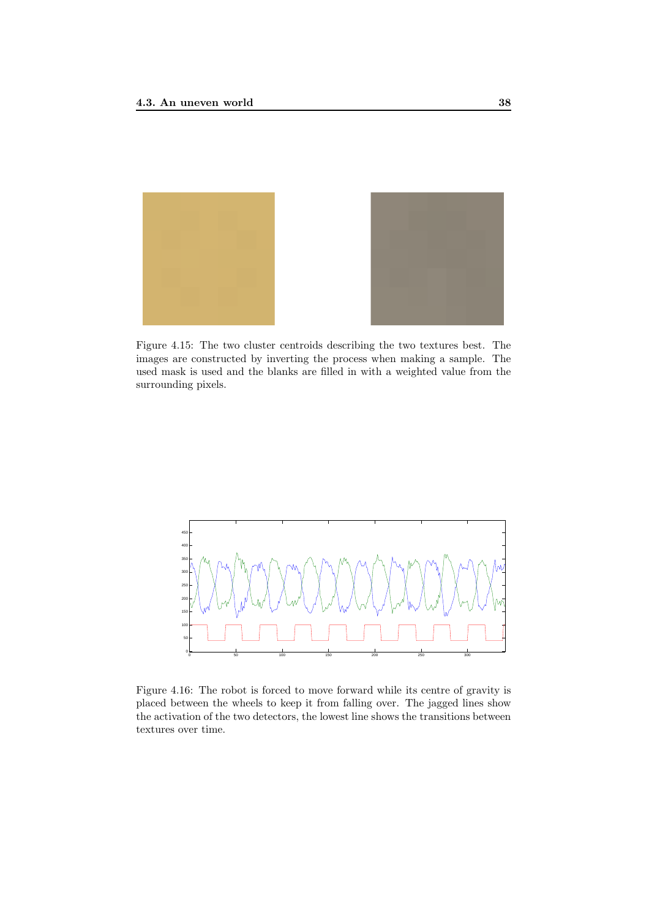Figure 4.15: The two cluster centroids describing the two textures best. The images are constructed by inverting the process when making a sample. The used mask is used and the blanks are filled in with a weighted value from the surrounding pixels.

Figure 4.16: The robot is forced to move forward while its centre of gravity is placed between the wheels to keep it from falling over. The jagged lines show the activation of the two detectors, the lowest line shows the transitions between textures over time.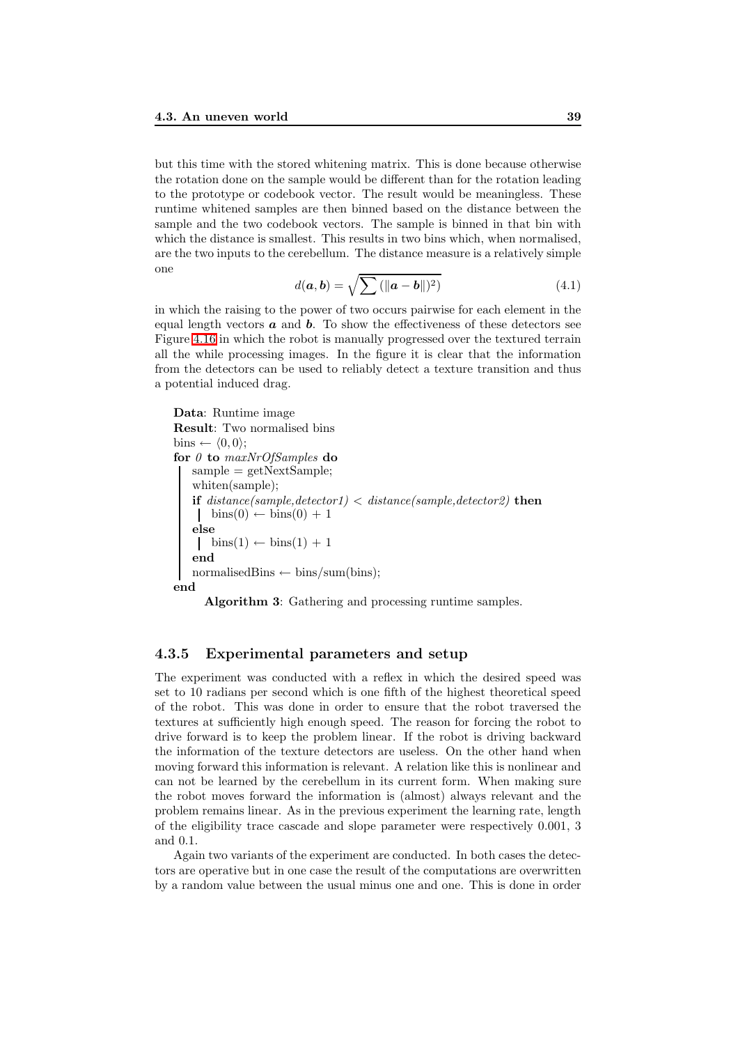but this time with the stored whitening matrix. This is done because otherwise the rotation done on the sample would be different than for the rotation leading to the prototype or codebook vector. The result would be meaningless. These runtime whitened samples are then binned based on the distance between the sample and the two codebook vectors. The sample is binned in that bin with which the distance is smallest. This results in two bins which, when normalised, are the two inputs to the cerebellum. The distance measure is a relatively simple one

$$d(\boldsymbol{a}, \boldsymbol{b}) = \sqrt{\sum (\|\boldsymbol{a} - \boldsymbol{b}\|)^2)} \tag{4.1}$$

in which the raising to the power of two occurs pairwise for each element in the equal length vectors $\boldsymbol{a}$ and $\boldsymbol{b}$. To show the effectiveness of these detectors see Figure 4.16 in which the robot is manually progressed over the textured terrain all the while processing images. In the figure it is clear that the information from the detectors can be used to reliably detect a texture transition and thus a potential induced drag.

```
Data: Runtime image
Result: Two normalised bins
bins ← ⟨0, 0⟩;
for 0 to maxNrOfSamples do
    sample = getNextSample;
    whiten(sample);
    if distance(sample,detector1) < distance(sample,detector2) then
        bins(0) ← bins(0) + 1
    else
        bins(1) ← bins(1) + 1
    end
    normalisedBins ← bins/sum(bins);
end
```

**Algorithm 3**: Gathering and processing runtime samples.

### 4.3.5 Experimental parameters and setup

The experiment was conducted with a reflex in which the desired speed was set to 10 radians per second which is one fifth of the highest theoretical speed of the robot. This was done in order to ensure that the robot traversed the textures at sufficiently high enough speed. The reason for forcing the robot to drive forward is to keep the problem linear. If the robot is driving backward the information of the texture detectors are useless. On the other hand when moving forward this information is relevant. A relation like this is nonlinear and can not be learned by the cerebellum in its current form. When making sure the robot moves forward the information is (almost) always relevant and the problem remains linear. As in the previous experiment the learning rate, length of the eligibility trace cascade and slope parameter were respectively 0.001, 3 and 0.1.

Again two variants of the experiment are conducted. In both cases the detectors are operative but in one case the result of the computations are overwritten by a random value between the usual minus one and one. This is done in order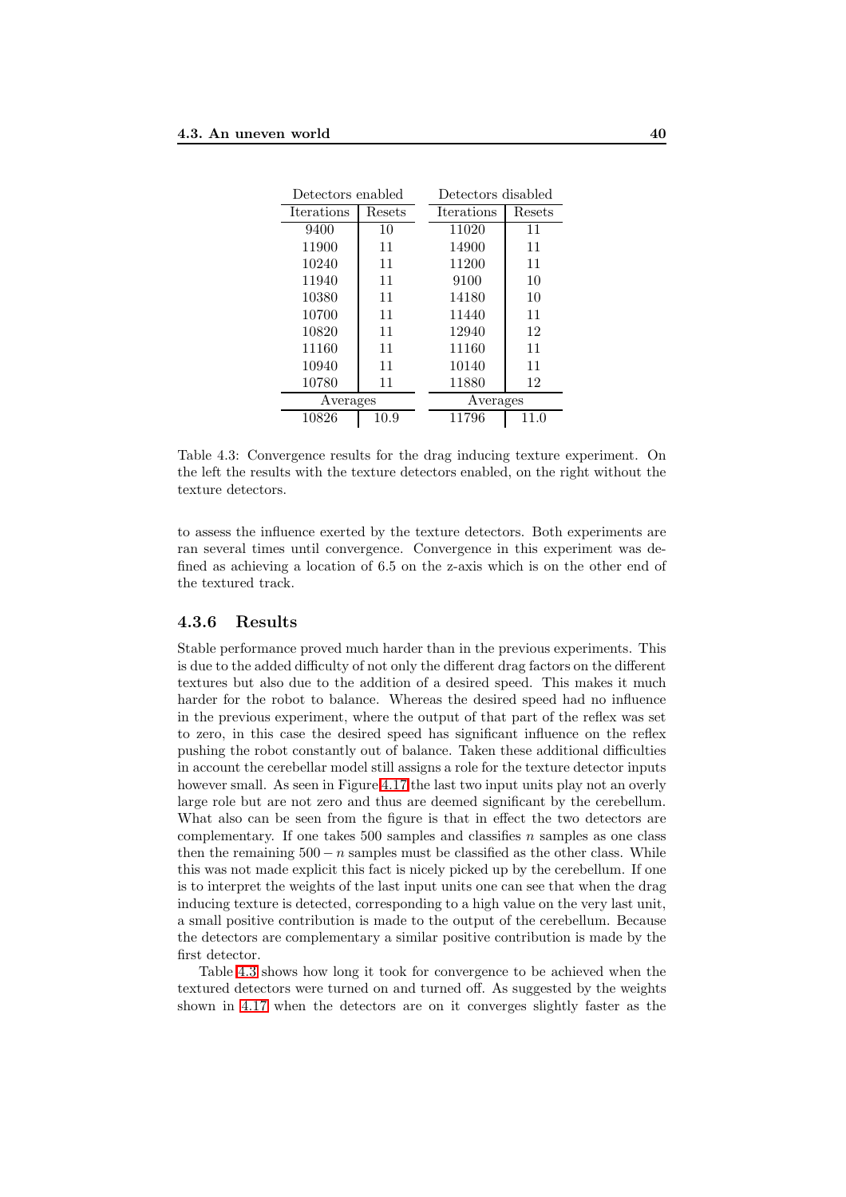| Detectors enabled | | Detectors disabled | |
|---|---|---|---|
| Iterations | Resets | Iterations | Resets |
| 9400 | 10 | 11020 | 11 |
| 11900 | 11 | 14900 | 11 |
| 10240 | 11 | 11200 | 11 |
| 11940 | 11 | 9100 | 10 |
| 10380 | 11 | 14180 | 10 |
| 10700 | 11 | 11440 | 11 |
| 10820 | 11 | 12940 | 12 |
| 11160 | 11 | 11160 | 11 |
| 10940 | 11 | 10140 | 11 |
| 10780 | 11 | 11880 | 12 |
| Averages | | Averages | |
| 10826 | 10.9 | 11796 | 11.0 |

Table 4.3: Convergence results for the drag inducing texture experiment. On the left the results with the texture detectors enabled, on the right without the texture detectors.

to assess the influence exerted by the texture detectors. Both experiments are ran several times until convergence. Convergence in this experiment was defined as achieving a location of 6.5 on the z-axis which is on the other end of the textured track.

### 4.3.6 Results

Stable performance proved much harder than in the previous experiments. This is due to the added difficulty of not only the different drag factors on the different textures but also due to the addition of a desired speed. This makes it much harder for the robot to balance. Whereas the desired speed had no influence in the previous experiment, where the output of that part of the reflex was set to zero, in this case the desired speed has significant influence on the reflex pushing the robot constantly out of balance. Taken these additional difficulties in account the cerebellar model still assigns a role for the texture detector inputs however small. As seen in Figure 4.17 the last two input units play not an overly large role but are not zero and thus are deemed significant by the cerebellum. What also can be seen from the figure is that in effect the two detectors are complementary. If one takes 500 samples and classifies $n$ samples as one class then the remaining $500 - n$ samples must be classified as the other class. While this was not made explicit this fact is nicely picked up by the cerebellum. If one is to interpret the weights of the last input units one can see that when the drag inducing texture is detected, corresponding to a high value on the very last unit, a small positive contribution is made to the output of the cerebellum. Because the detectors are complementary a similar positive contribution is made by the first detector.

Table 4.3 shows how long it took for convergence to be achieved when the textured detectors were turned on and turned off. As suggested by the weights shown in 4.17 when the detectors are on it converges slightly faster as the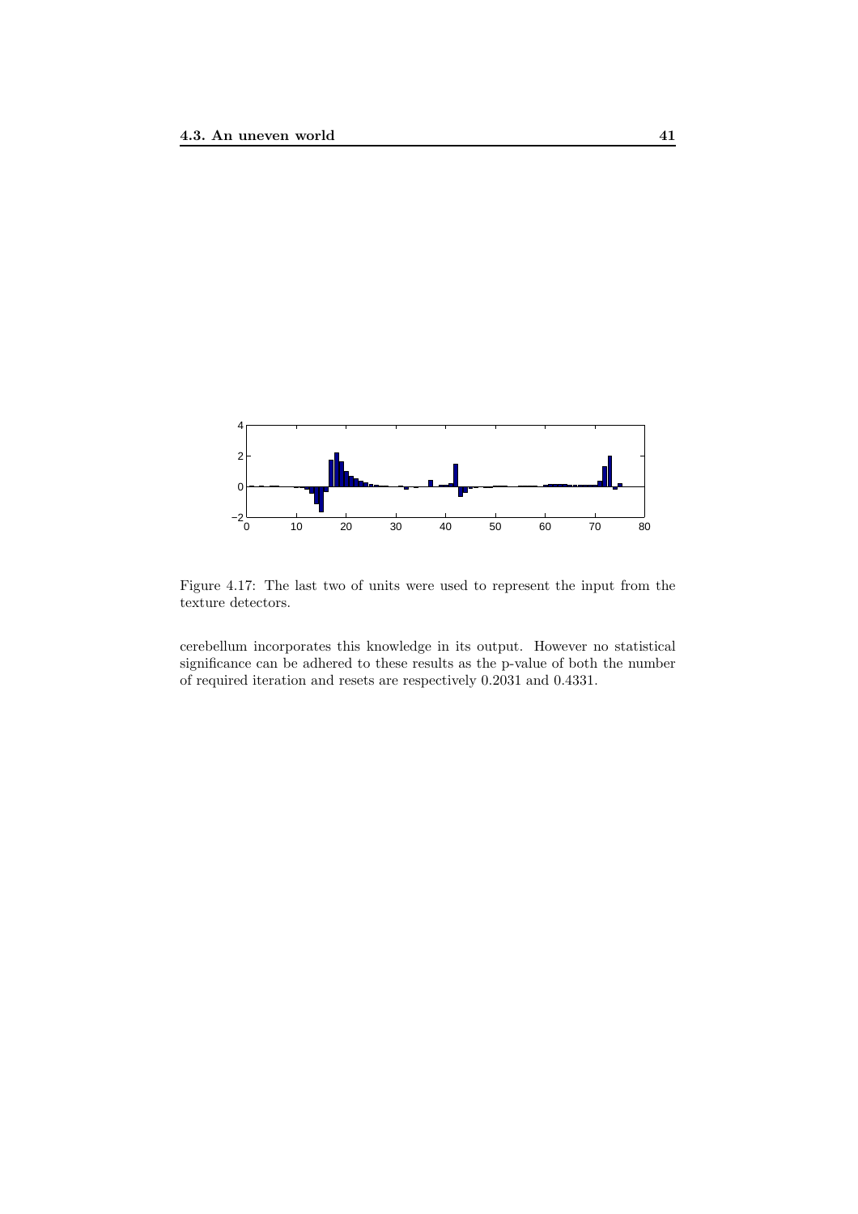Figure 4.17: The last two of units were used to represent the input from the texture detectors.

cerebellum incorporates this knowledge in its output. However no statistical significance can be adhered to these results as the p-value of both the number of required iteration and resets are respectively 0.2031 and 0.4331.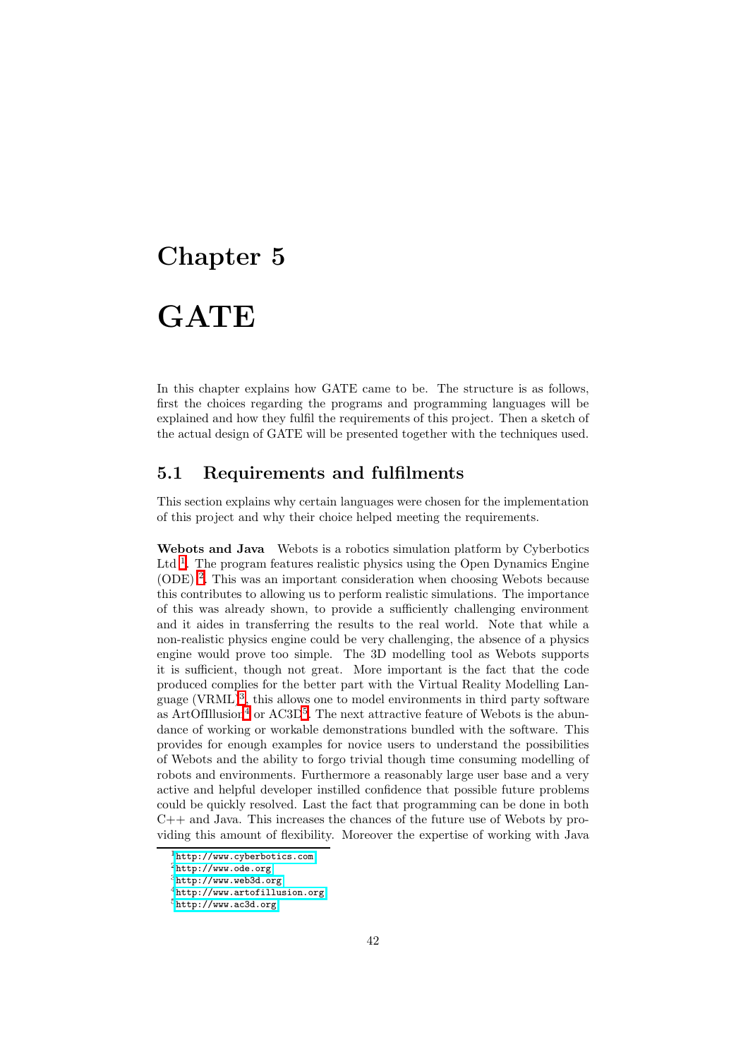# Chapter 5

# GATE

In this chapter explains how GATE came to be. The structure is as follows, first the choices regarding the programs and programming languages will be explained and how they fulfil the requirements of this project. Then a sketch of the actual design of GATE will be presented together with the techniques used.

## 5.1 Requirements and fulfilments

This section explains why certain languages were chosen for the implementation of this project and why their choice helped meeting the requirements.

**Webots and Java** Webots is a robotics simulation platform by Cyberbotics Ltd.[1]. The program features realistic physics using the Open Dynamics Engine (ODE)[2]. This was an important consideration when choosing Webots because this contributes to allowing us to perform realistic simulations. The importance of this was already shown, to provide a sufficiently challenging environment and it aides in transferring the results to the real world. Note that while a non-realistic physics engine could be very challenging, the absence of a physics engine would prove too simple. The 3D modelling tool as Webots supports it is sufficient, though not great. More important is the fact that the code produced complies for the better part with the Virtual Reality Modelling Language (VRML)[3], this allows one to model environments in third party software as ArtOfIllusion[4] or AC3D[5]. The next attractive feature of Webots is the abundance of working or workable demonstrations bundled with the software. This provides for enough examples for novice users to understand the possibilities of Webots and the ability to forgo trivial though time consuming modelling of robots and environments. Furthermore a reasonably large user base and a very active and helpful developer instilled confidence that possible future problems could be quickly resolved. Last the fact that programming can be done in both C++ and Java. This increases the chances of the future use of Webots by providing this amount of flexibility. Moreover the expertise of working with Java

[1] http://www.cyberbotics.com

[2] http://www.ode.org

[3] http://www.web3d.org

[4] http://www.artofillusion.org

[5] http://www.ac3d.org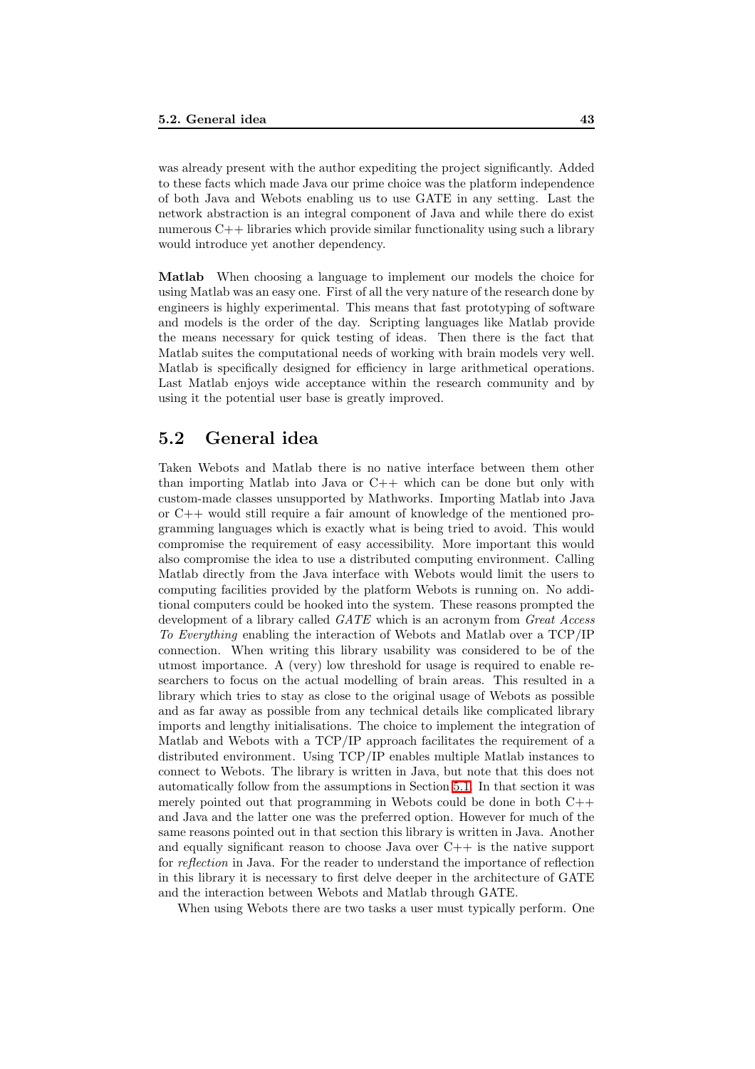was already present with the author expediting the project significantly. Added to these facts which made Java our prime choice was the platform independence of both Java and Webots enabling us to use GATE in any setting. Last the network abstraction is an integral component of Java and while there do exist numerous C++ libraries which provide similar functionality using such a library would introduce yet another dependency.

**Matlab** When choosing a language to implement our models the choice for using Matlab was an easy one. First of all the very nature of the research done by engineers is highly experimental. This means that fast prototyping of software and models is the order of the day. Scripting languages like Matlab provide the means necessary for quick testing of ideas. Then there is the fact that Matlab suites the computational needs of working with brain models very well. Matlab is specifically designed for efficiency in large arithmetical operations. Last Matlab enjoys wide acceptance within the research community and by using it the potential user base is greatly improved.

## 5.2 General idea

Taken Webots and Matlab there is no native interface between them other than importing Matlab into Java or C++ which can be done but only with custom-made classes unsupported by Mathworks. Importing Matlab into Java or C++ would still require a fair amount of knowledge of the mentioned programming languages which is exactly what is being tried to avoid. This would compromise the requirement of easy accessibility. More important this would also compromise the idea to use a distributed computing environment. Calling Matlab directly from the Java interface with Webots would limit the users to computing facilities provided by the platform Webots is running on. No additional computers could be hooked into the system. These reasons prompted the development of a library called *GATE* which is an acronym from *Great Access To Everything* enabling the interaction of Webots and Matlab over a TCP/IP connection. When writing this library usability was considered to be of the utmost importance. A (very) low threshold for usage is required to enable researchers to focus on the actual modelling of brain areas. This resulted in a library which tries to stay as close to the original usage of Webots as possible and as far away as possible from any technical details like complicated library imports and lengthy initialisations. The choice to implement the integration of Matlab and Webots with a TCP/IP approach facilitates the requirement of a distributed environment. Using TCP/IP enables multiple Matlab instances to connect to Webots. The library is written in Java, but note that this does not automatically follow from the assumptions in Section 5.1. In that section it was merely pointed out that programming in Webots could be done in both C++ and Java and the latter one was the preferred option. However for much of the same reasons pointed out in that section this library is written in Java. Another and equally significant reason to choose Java over C++ is the native support for *reflection* in Java. For the reader to understand the importance of reflection in this library it is necessary to first delve deeper in the architecture of GATE and the interaction between Webots and Matlab through GATE.

When using Webots there are two tasks a user must typically perform. One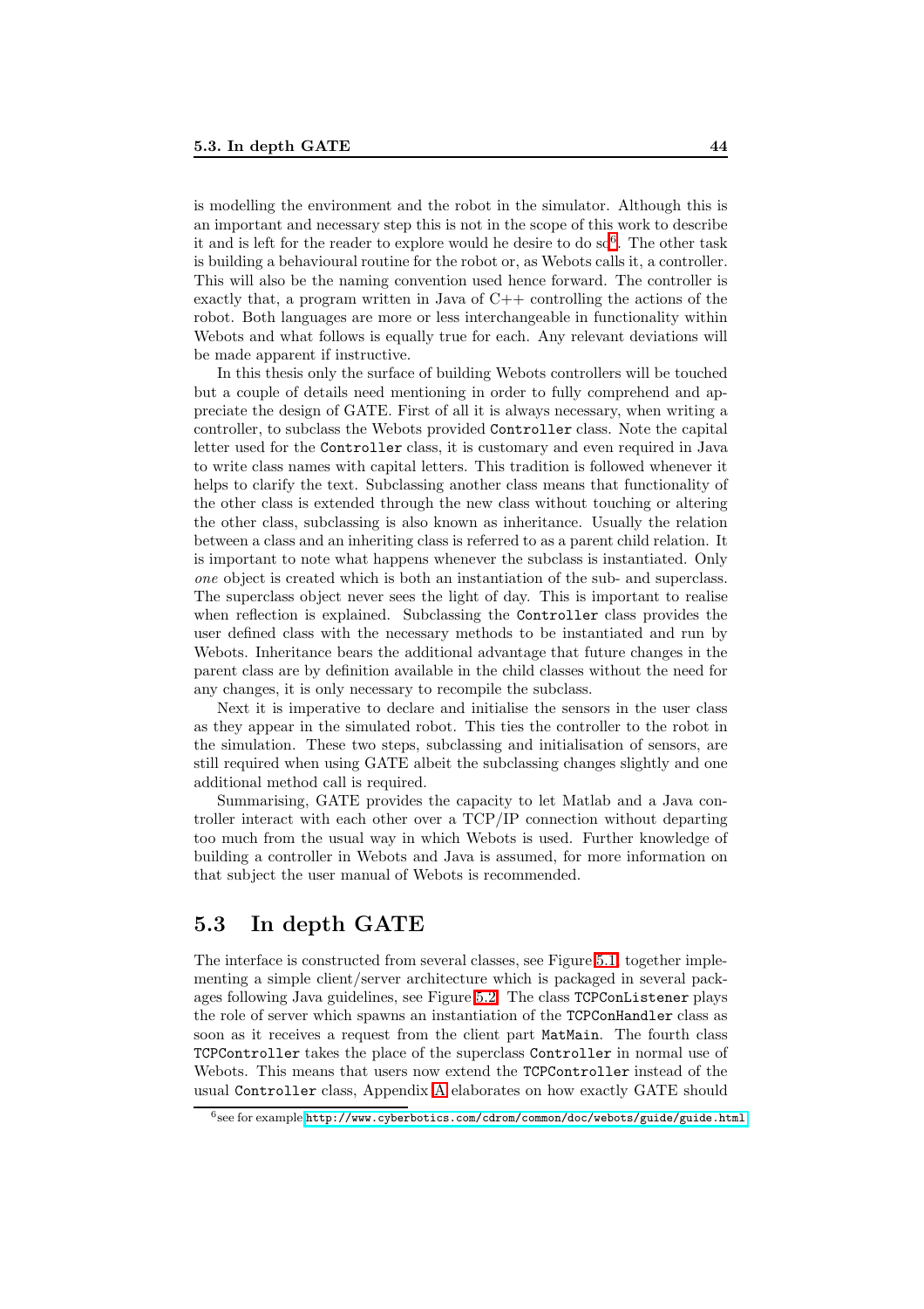is modelling the environment and the robot in the simulator. Although this is an important and necessary step this is not in the scope of this work to describe it and is left for the reader to explore would he desire to do so[6]. The other task is building a behavioural routine for the robot or, as Webots calls it, a controller. This will also be the naming convention used hence forward. The controller is exactly that, a program written in Java of C++ controlling the actions of the robot. Both languages are more or less interchangeable in functionality within Webots and what follows is equally true for each. Any relevant deviations will be made apparent if instructive.

In this thesis only the surface of building Webots controllers will be touched but a couple of details need mentioning in order to fully comprehend and appreciate the design of GATE. First of all it is always necessary, when writing a controller, to subclass the Webots provided `Controller` class. Note the capital letter used for the `Controller` class, it is customary and even required in Java to write class names with capital letters. This tradition is followed whenever it helps to clarify the text. Subclassing another class means that functionality of the other class is extended through the new class without touching or altering the other class, subclassing is also known as inheritance. Usually the relation between a class and an inheriting class is referred to as a parent child relation. It is important to note what happens whenever the subclass is instantiated. Only *one* object is created which is both an instantiation of the sub- and superclass. The superclass object never sees the light of day. This is important to realise when reflection is explained. Subclassing the `Controller` class provides the user defined class with the necessary methods to be instantiated and run by Webots. Inheritance bears the additional advantage that future changes in the parent class are by definition available in the child classes without the need for any changes, it is only necessary to recompile the subclass.

Next it is imperative to declare and initialise the sensors in the user class as they appear in the simulated robot. This ties the controller to the robot in the simulation. These two steps, subclassing and initialisation of sensors, are still required when using GATE albeit the subclassing changes slightly and one additional method call is required.

Summarising, GATE provides the capacity to let Matlab and a Java controller interact with each other over a TCP/IP connection without departing too much from the usual way in which Webots is used. Further knowledge of building a controller in Webots and Java is assumed, for more information on that subject the user manual of Webots is recommended.

## 5.3 In depth GATE

The interface is constructed from several classes, see Figure 5.1, together implementing a simple client/server architecture which is packaged in several packages following Java guidelines, see Figure 5.2. The class `TCPConListener` plays the role of server which spawns an instantiation of the `TCPConHandler` class as soon as it receives a request from the client part `MatMain`. The fourth class `TCPController` takes the place of the superclass `Controller` in normal use of Webots. This means that users now extend the `TCPController` instead of the usual `Controller` class, Appendix A elaborates on how exactly GATE should

[6] see for example http://www.cyberbotics.com/cdrom/common/doc/webots/guide/guide.html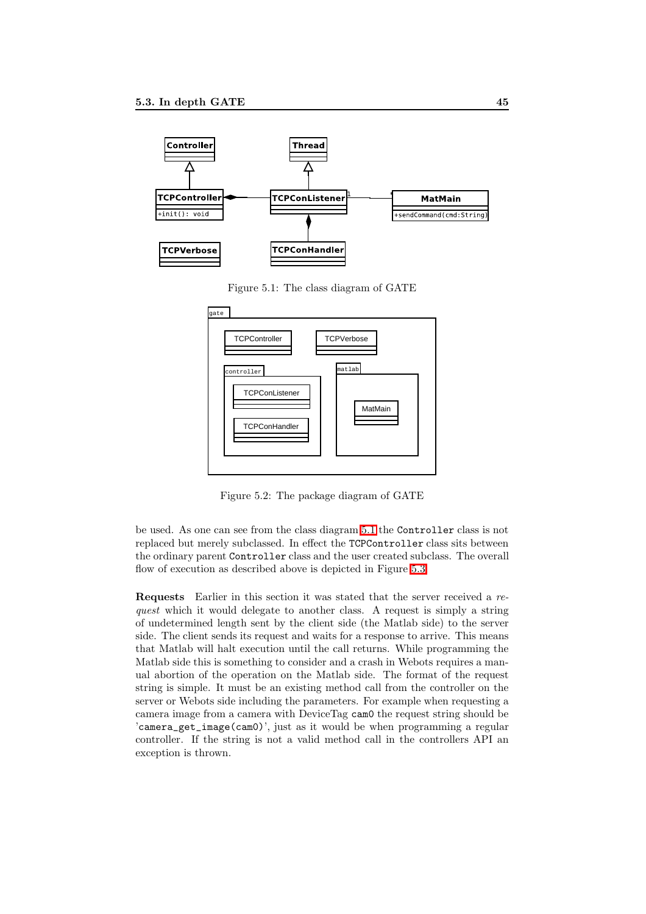Figure 5.1: The class diagram of GATE

Figure 5.2: The package diagram of GATE

be used. As one can see from the class diagram 5.1 the `Controller` class is not replaced but merely subclassed. In effect the `TCPController` class sits between the ordinary parent `Controller` class and the user created subclass. The overall flow of execution as described above is depicted in Figure 5.3.

**Requests** Earlier in this section it was stated that the server received a *request* which it would delegate to another class. A request is simply a string of undetermined length sent by the client side (the Matlab side) to the server side. The client sends its request and waits for a response to arrive. This means that Matlab will halt execution until the call returns. While programming the Matlab side this is something to consider and a crash in Webots requires a manual abortion of the operation on the Matlab side. The format of the request string is simple. It must be an existing method call from the controller on the server or Webots side including the parameters. For example when requesting a camera image from a camera with DeviceTag `cam0` the request string should be '`camera_get_image(cam0)`', just as it would be when programming a regular controller. If the string is not a valid method call in the controllers API an exception is thrown.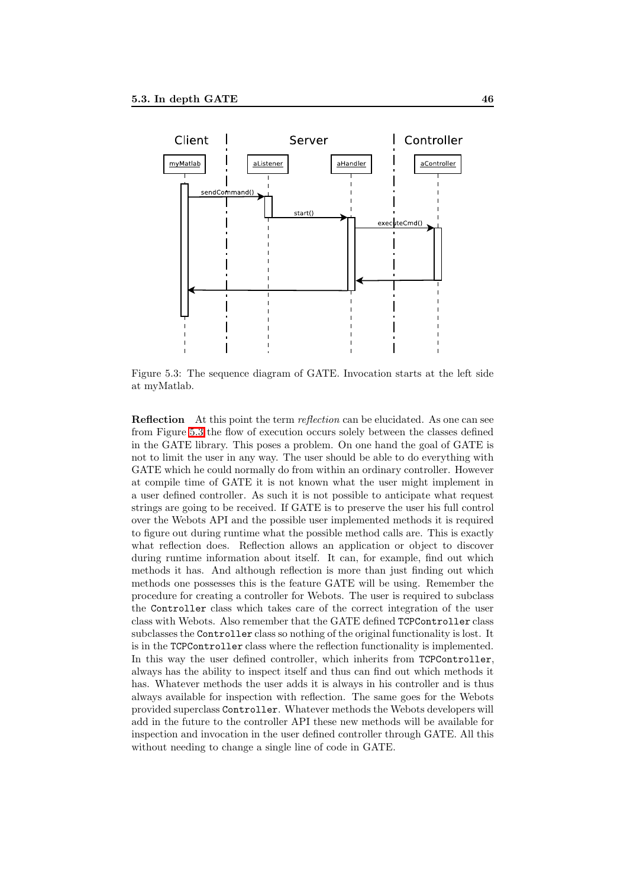Figure 5.3: The sequence diagram of GATE. Invocation starts at the left side at myMatlab.

**Reflection** At this point the term *reflection* can be elucidated. As one can see from Figure 5.3 the flow of execution occurs solely between the classes defined in the GATE library. This poses a problem. On one hand the goal of GATE is not to limit the user in any way. The user should be able to do everything with GATE which he could normally do from within an ordinary controller. However at compile time of GATE it is not known what the user might implement in a user defined controller. As such it is not possible to anticipate what request strings are going to be received. If GATE is to preserve the user his full control over the Webots API and the possible user implemented methods it is required to figure out during runtime what the possible method calls are. This is exactly what reflection does. Reflection allows an application or object to discover during runtime information about itself. It can, for example, find out which methods it has. And although reflection is more than just finding out which methods one possesses this is the feature GATE will be using. Remember the procedure for creating a controller for Webots. The user is required to subclass the `Controller` class which takes care of the correct integration of the user class with Webots. Also remember that the GATE defined `TCPController` class subclasses the `Controller` class so nothing of the original functionality is lost. It is in the `TCPController` class where the reflection functionality is implemented. In this way the user defined controller, which inherits from `TCPController`, always has the ability to inspect itself and thus can find out which methods it has. Whatever methods the user adds it is always in his controller and is thus always available for inspection with reflection. The same goes for the Webots provided superclass `Controller`. Whatever methods the Webots developers will add in the future to the controller API these new methods will be available for inspection and invocation in the user defined controller through GATE. All this without needing to change a single line of code in GATE.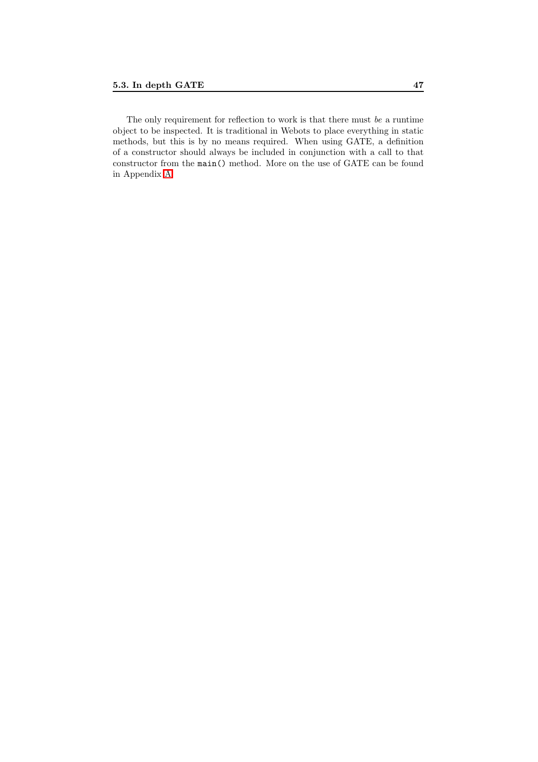The only requirement for reflection to work is that there must *be* a runtime object to be inspected. It is traditional in Webots to place everything in static methods, but this is by no means required. When using GATE, a definition of a constructor should always be included in conjunction with a call to that constructor from the `main()` method. More on the use of GATE can be found in Appendix A.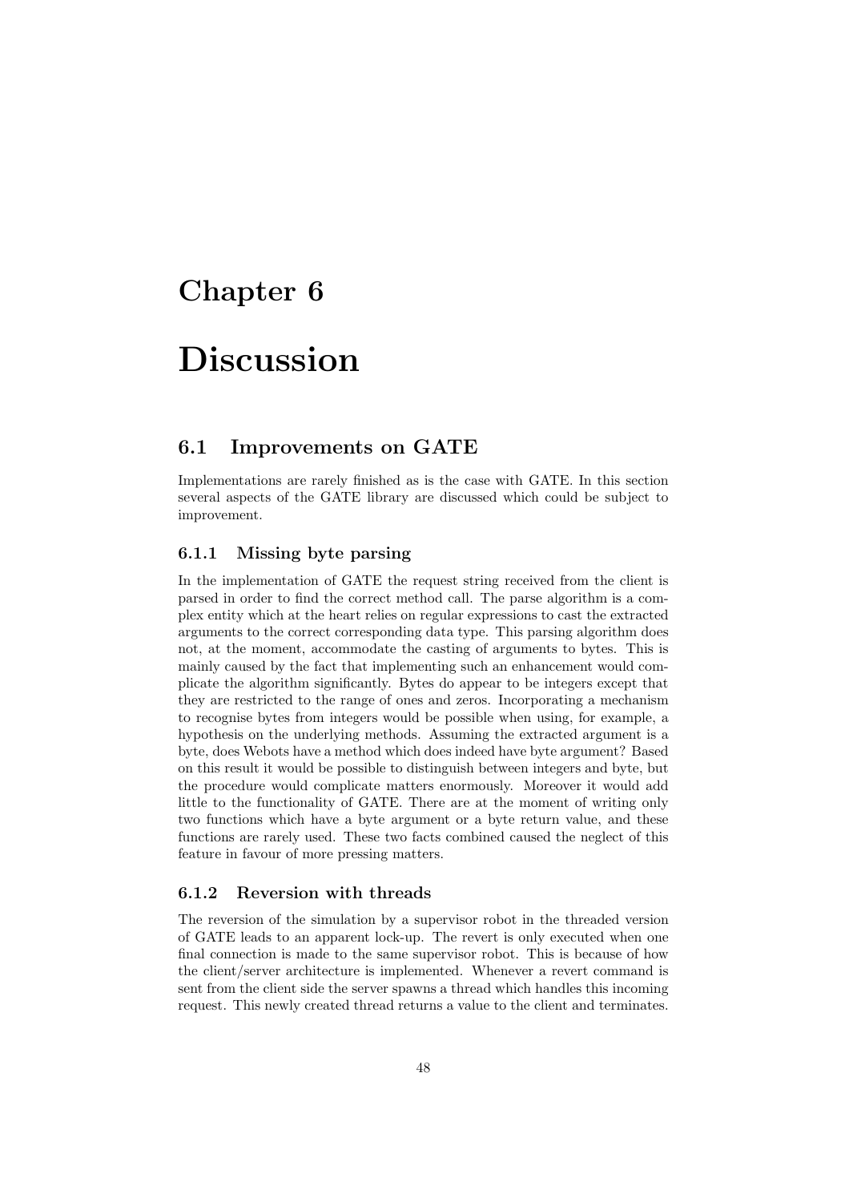# Chapter 6

# Discussion

## 6.1 Improvements on GATE

Implementations are rarely finished as is the case with GATE. In this section several aspects of the GATE library are discussed which could be subject to improvement.

### 6.1.1 Missing byte parsing

In the implementation of GATE the request string received from the client is parsed in order to find the correct method call. The parse algorithm is a complex entity which at the heart relies on regular expressions to cast the extracted arguments to the correct corresponding data type. This parsing algorithm does not, at the moment, accommodate the casting of arguments to bytes. This is mainly caused by the fact that implementing such an enhancement would complicate the algorithm significantly. Bytes do appear to be integers except that they are restricted to the range of ones and zeros. Incorporating a mechanism to recognise bytes from integers would be possible when using, for example, a hypothesis on the underlying methods. Assuming the extracted argument is a byte, does Webots have a method which does indeed have byte argument? Based on this result it would be possible to distinguish between integers and byte, but the procedure would complicate matters enormously. Moreover it would add little to the functionality of GATE. There are at the moment of writing only two functions which have a byte argument or a byte return value, and these functions are rarely used. These two facts combined caused the neglect of this feature in favour of more pressing matters.

### 6.1.2 Reversion with threads

The reversion of the simulation by a supervisor robot in the threaded version of GATE leads to an apparent lock-up. The revert is only executed when one final connection is made to the same supervisor robot. This is because of how the client/server architecture is implemented. Whenever a revert command is sent from the client side the server spawns a thread which handles this incoming request. This newly created thread returns a value to the client and terminates.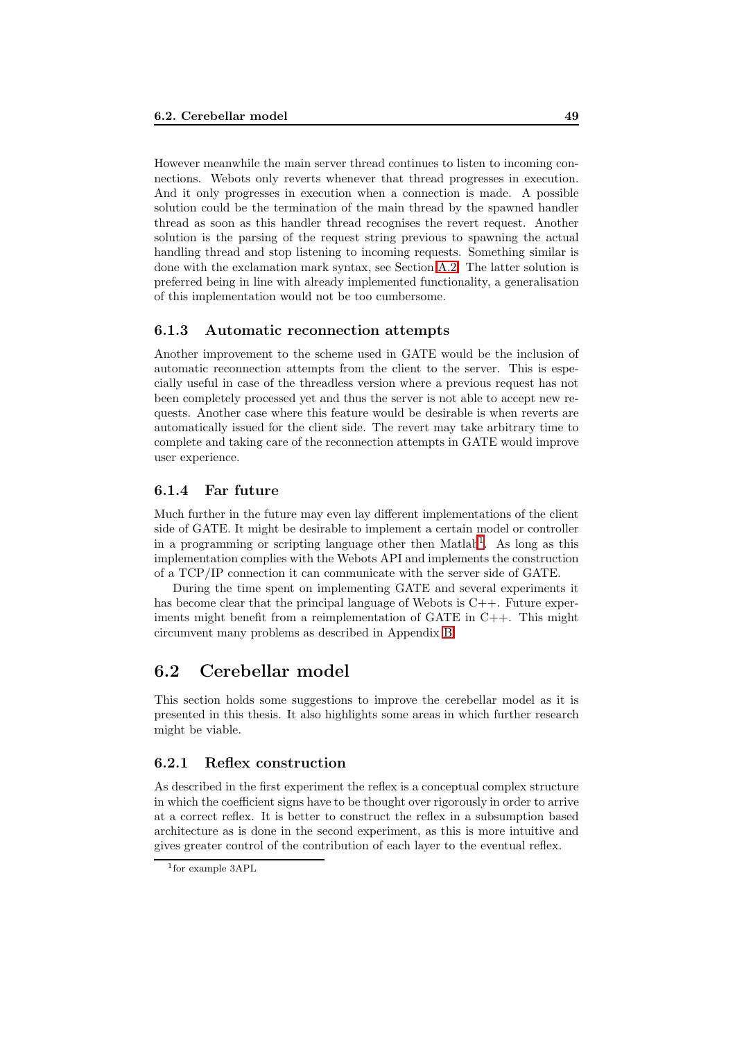However meanwhile the main server thread continues to listen to incoming connections. Webots only reverts whenever that thread progresses in execution. And it only progresses in execution when a connection is made. A possible solution could be the termination of the main thread by the spawned handler thread as soon as this handler thread recognises the revert request. Another solution is the parsing of the request string previous to spawning the actual handling thread and stop listening to incoming requests. Something similar is done with the exclamation mark syntax, see Section A.2. The latter solution is preferred being in line with already implemented functionality, a generalisation of this implementation would not be too cumbersome.

### 6.1.3 Automatic reconnection attempts

Another improvement to the scheme used in GATE would be the inclusion of automatic reconnection attempts from the client to the server. This is especially useful in case of the threadless version where a previous request has not been completely processed yet and thus the server is not able to accept new requests. Another case where this feature would be desirable is when reverts are automatically issued for the client side. The revert may take arbitrary time to complete and taking care of the reconnection attempts in GATE would improve user experience.

### 6.1.4 Far future

Much further in the future may even lay different implementations of the client side of GATE. It might be desirable to implement a certain model or controller in a programming or scripting language other then Matlab[1]. As long as this implementation complies with the Webots API and implements the construction of a TCP/IP connection it can communicate with the server side of GATE.

During the time spent on implementing GATE and several experiments it has become clear that the principal language of Webots is C++. Future experiments might benefit from a reimplementation of GATE in C++. This might circumvent many problems as described in Appendix B.

## 6.2 Cerebellar model

This section holds some suggestions to improve the cerebellar model as it is presented in this thesis. It also highlights some areas in which further research might be viable.

### 6.2.1 Reflex construction

As described in the first experiment the reflex is a conceptual complex structure in which the coefficient signs have to be thought over rigorously in order to arrive at a correct reflex. It is better to construct the reflex in a subsumption based architecture as is done in the second experiment, as this is more intuitive and gives greater control of the contribution of each layer to the eventual reflex.

[1] for example 3APL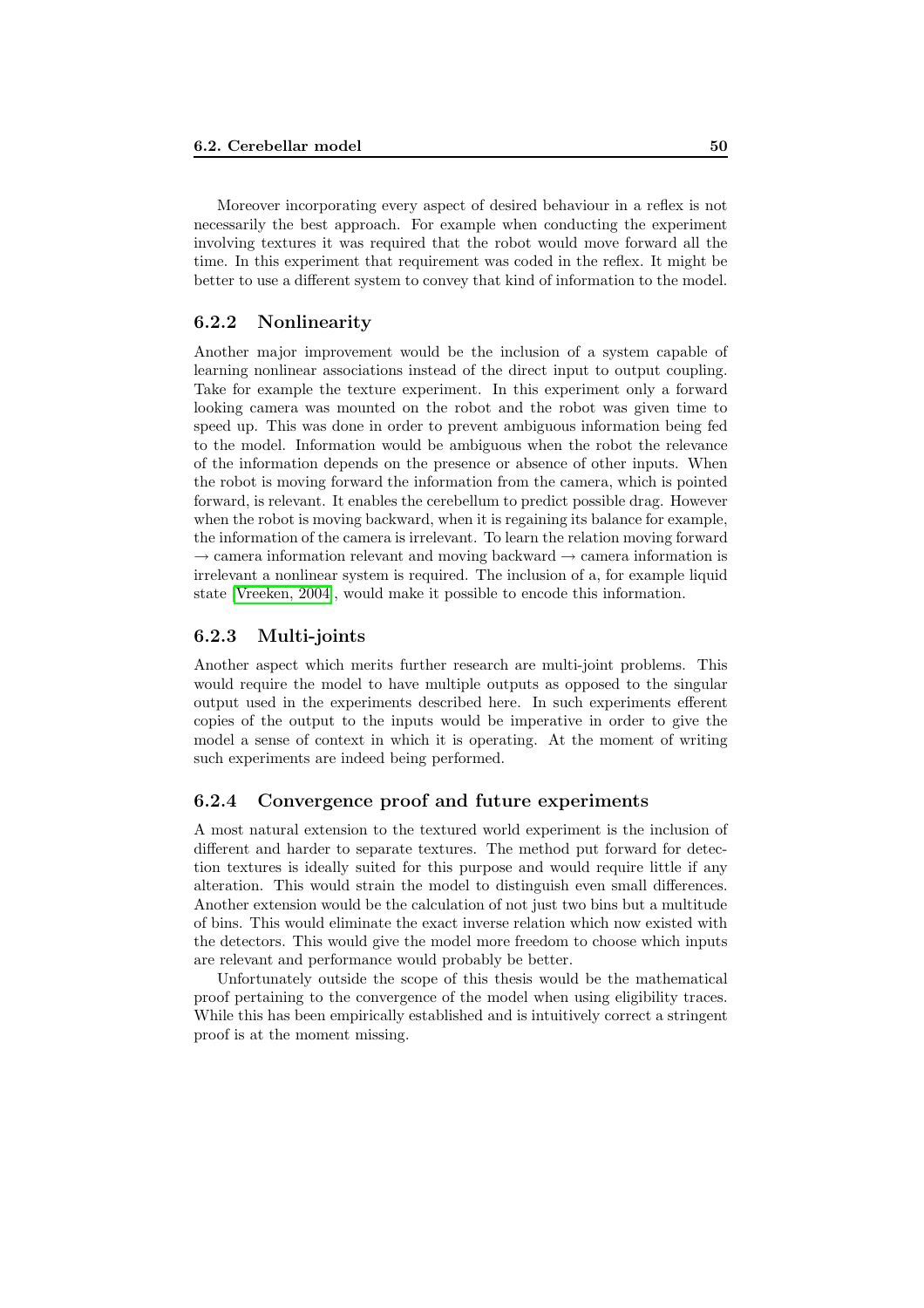Moreover incorporating every aspect of desired behaviour in a reflex is not necessarily the best approach. For example when conducting the experiment involving textures it was required that the robot would move forward all the time. In this experiment that requirement was coded in the reflex. It might be better to use a different system to convey that kind of information to the model.

### 6.2.2 Nonlinearity

Another major improvement would be the inclusion of a system capable of learning nonlinear associations instead of the direct input to output coupling. Take for example the texture experiment. In this experiment only a forward looking camera was mounted on the robot and the robot was given time to speed up. This was done in order to prevent ambiguous information being fed to the model. Information would be ambiguous when the robot the relevance of the information depends on the presence or absence of other inputs. When the robot is moving forward the information from the camera, which is pointed forward, is relevant. It enables the cerebellum to predict possible drag. However when the robot is moving backward, when it is regaining its balance for example, the information of the camera is irrelevant. To learn the relation moving forward $\rightarrow$ camera information relevant and moving backward $\rightarrow$ camera information is irrelevant a nonlinear system is required. The inclusion of a, for example liquid state [Vreeken, 2004], would make it possible to encode this information.

### 6.2.3 Multi-joints

Another aspect which merits further research are multi-joint problems. This would require the model to have multiple outputs as opposed to the singular output used in the experiments described here. In such experiments efferent copies of the output to the inputs would be imperative in order to give the model a sense of context in which it is operating. At the moment of writing such experiments are indeed being performed.

### 6.2.4 Convergence proof and future experiments

A most natural extension to the textured world experiment is the inclusion of different and harder to separate textures. The method put forward for detection textures is ideally suited for this purpose and would require little if any alteration. This would strain the model to distinguish even small differences. Another extension would be the calculation of not just two bins but a multitude of bins. This would eliminate the exact inverse relation which now existed with the detectors. This would give the model more freedom to choose which inputs are relevant and performance would probably be better.

Unfortunately outside the scope of this thesis would be the mathematical proof pertaining to the convergence of the model when using eligibility traces. While this has been empirically established and is intuitively correct a stringent proof is at the moment missing.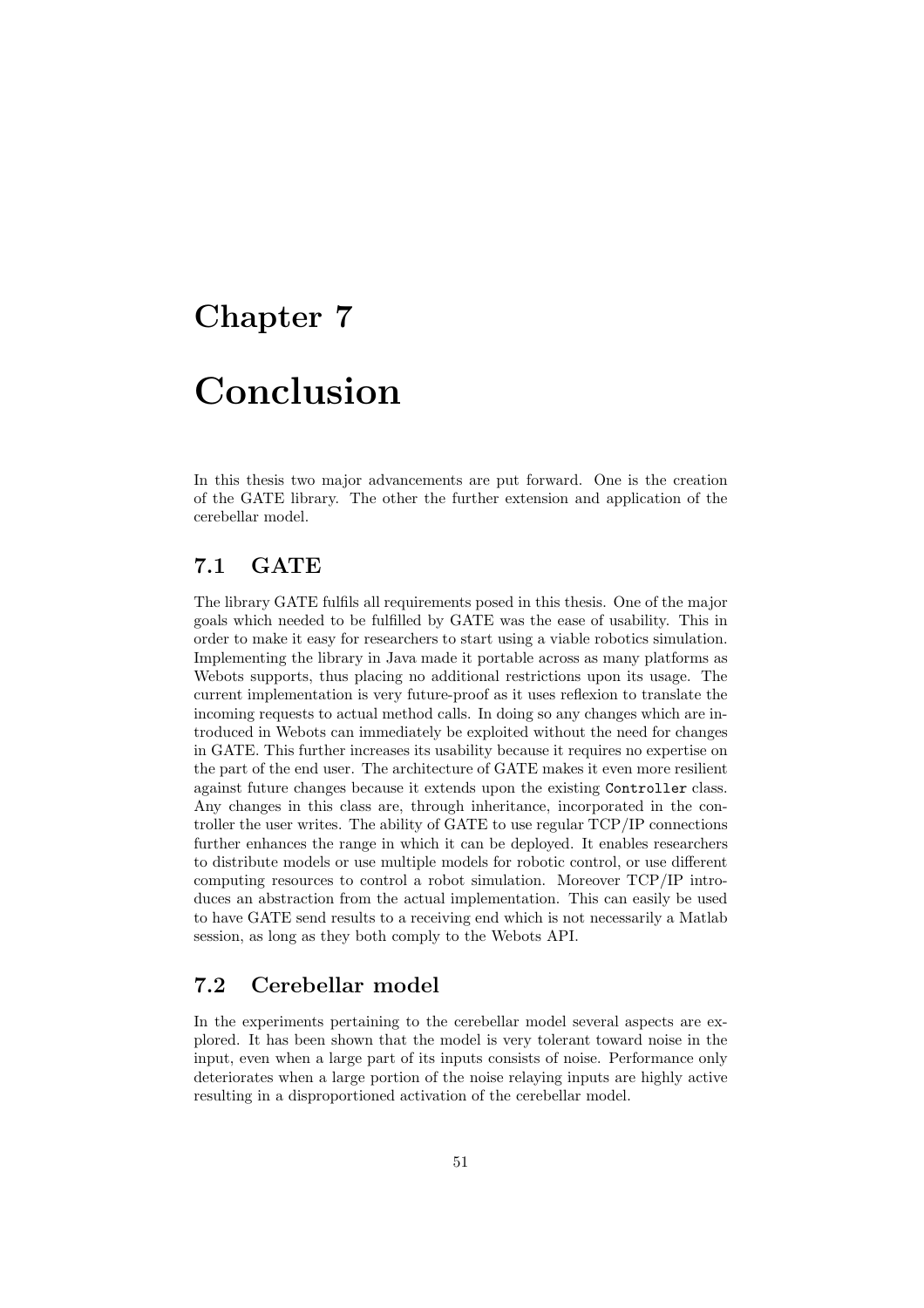# Chapter 7

# Conclusion

In this thesis two major advancements are put forward. One is the creation of the GATE library. The other the further extension and application of the cerebellar model.

## 7.1 GATE

The library GATE fulfils all requirements posed in this thesis. One of the major goals which needed to be fulfilled by GATE was the ease of usability. This in order to make it easy for researchers to start using a viable robotics simulation. Implementing the library in Java made it portable across as many platforms as Webots supports, thus placing no additional restrictions upon its usage. The current implementation is very future-proof as it uses reflexion to translate the incoming requests to actual method calls. In doing so any changes which are introduced in Webots can immediately be exploited without the need for changes in GATE. This further increases its usability because it requires no expertise on the part of the end user. The architecture of GATE makes it even more resilient against future changes because it extends upon the existing `Controller` class. Any changes in this class are, through inheritance, incorporated in the controller the user writes. The ability of GATE to use regular TCP/IP connections further enhances the range in which it can be deployed. It enables researchers to distribute models or use multiple models for robotic control, or use different computing resources to control a robot simulation. Moreover TCP/IP introduces an abstraction from the actual implementation. This can easily be used to have GATE send results to a receiving end which is not necessarily a Matlab session, as long as they both comply to the Webots API.

## 7.2 Cerebellar model

In the experiments pertaining to the cerebellar model several aspects are explored. It has been shown that the model is very tolerant toward noise in the input, even when a large part of its inputs consists of noise. Performance only deteriorates when a large portion of the noise relaying inputs are highly active resulting in a disproportioned activation of the cerebellar model.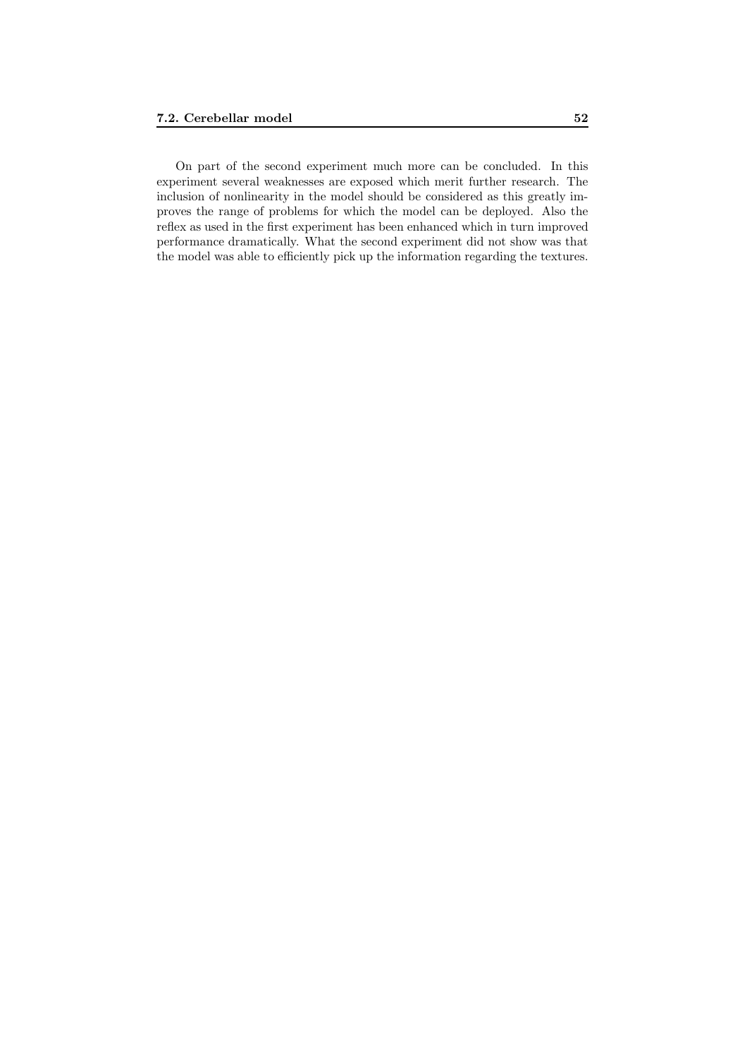On part of the second experiment much more can be concluded. In this experiment several weaknesses are exposed which merit further research. The inclusion of nonlinearity in the model should be considered as this greatly improves the range of problems for which the model can be deployed. Also the reflex as used in the first experiment has been enhanced which in turn improved performance dramatically. What the second experiment did not show was that the model was able to efficiently pick up the information regarding the textures.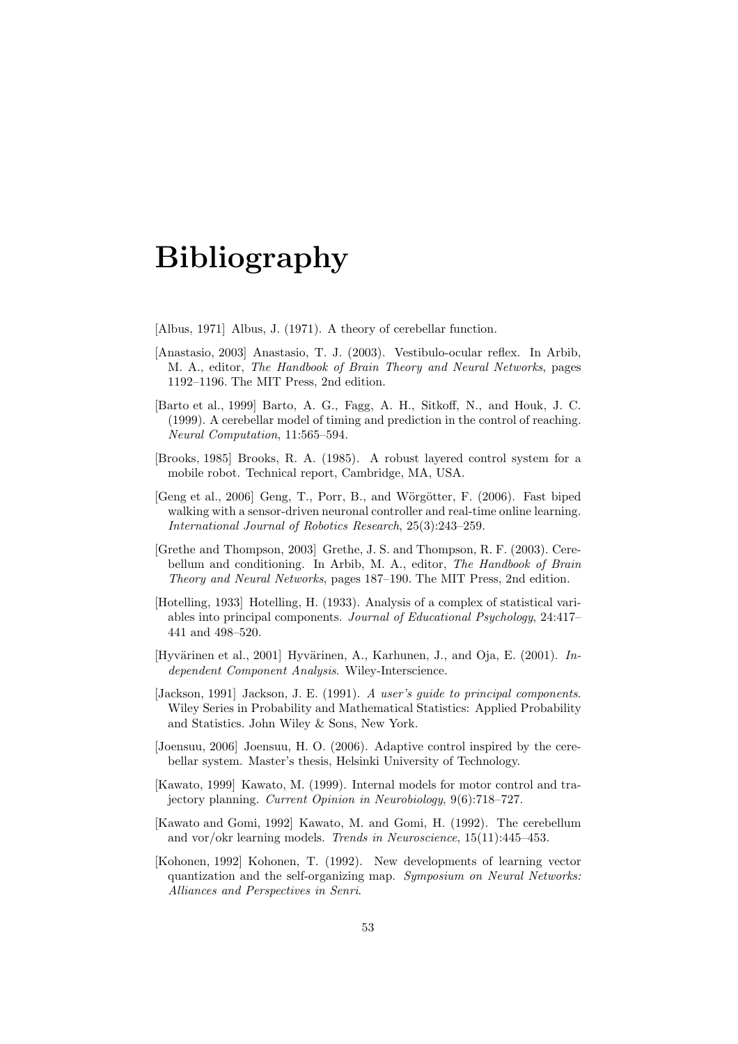# Bibliography

[Albus, 1971] Albus, J. (1971). A theory of cerebellar function.

[Anastasio, 2003] Anastasio, T. J. (2003). Vestibulo-ocular reflex. In Arbib, M. A., editor, *The Handbook of Brain Theory and Neural Networks*, pages 1192–1196. The MIT Press, 2nd edition.

[Barto et al., 1999] Barto, A. G., Fagg, A. H., Sitkoff, N., and Houk, J. C. (1999). A cerebellar model of timing and prediction in the control of reaching. *Neural Computation*, 11:565–594.

[Brooks, 1985] Brooks, R. A. (1985). A robust layered control system for a mobile robot. Technical report, Cambridge, MA, USA.

[Geng et al., 2006] Geng, T., Porr, B., and Wörgötter, F. (2006). Fast biped walking with a sensor-driven neuronal controller and real-time online learning. *International Journal of Robotics Research*, 25(3):243–259.

[Grethe and Thompson, 2003] Grethe, J. S. and Thompson, R. F. (2003). Cerebellum and conditioning. In Arbib, M. A., editor, *The Handbook of Brain Theory and Neural Networks*, pages 187–190. The MIT Press, 2nd edition.

[Hotelling, 1933] Hotelling, H. (1933). Analysis of a complex of statistical variables into principal components. *Journal of Educational Psychology*, 24:417–441 and 498–520.

[Hyvärinen et al., 2001] Hyvärinen, A., Karhunen, J., and Oja, E. (2001). *Independent Component Analysis*. Wiley-Interscience.

[Jackson, 1991] Jackson, J. E. (1991). *A user's guide to principal components*. Wiley Series in Probability and Mathematical Statistics: Applied Probability and Statistics. John Wiley & Sons, New York.

[Joensuu, 2006] Joensuu, H. O. (2006). Adaptive control inspired by the cerebellar system. Master's thesis, Helsinki University of Technology.

[Kawato, 1999] Kawato, M. (1999). Internal models for motor control and trajectory planning. *Current Opinion in Neurobiology*, 9(6):718–727.

[Kawato and Gomi, 1992] Kawato, M. and Gomi, H. (1992). The cerebellum and vor/okr learning models. *Trends in Neuroscience*, 15(11):445–453.

[Kohonen, 1992] Kohonen, T. (1992). New developments of learning vector quantization and the self-organizing map. *Symposium on Neural Networks: Alliances and Perspectives in Senri*.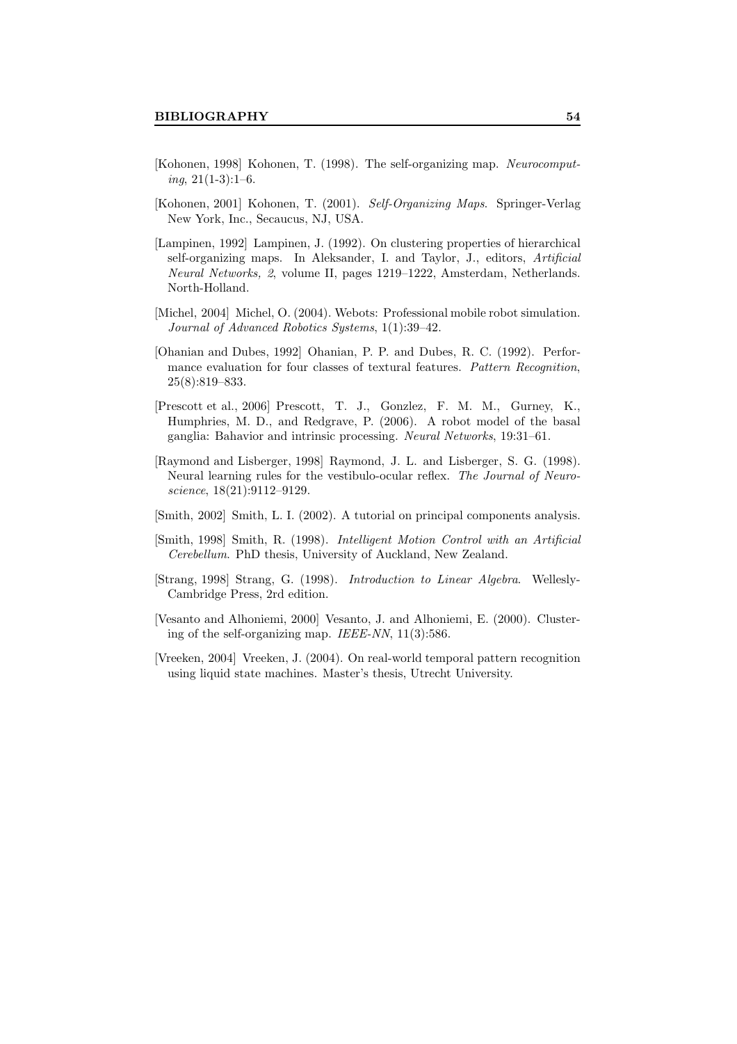[Kohonen, 1998] Kohonen, T. (1998). The self-organizing map. *Neurocomputing*, 21(1-3):1–6.

[Kohonen, 2001] Kohonen, T. (2001). *Self-Organizing Maps*. Springer-Verlag New York, Inc., Secaucus, NJ, USA.

[Lampinen, 1992] Lampinen, J. (1992). On clustering properties of hierarchical self-organizing maps. In Aleksander, I. and Taylor, J., editors, *Artificial Neural Networks, 2*, volume II, pages 1219–1222, Amsterdam, Netherlands. North-Holland.

[Michel, 2004] Michel, O. (2004). Webots: Professional mobile robot simulation. *Journal of Advanced Robotics Systems*, 1(1):39–42.

[Ohanian and Dubes, 1992] Ohanian, P. P. and Dubes, R. C. (1992). Performance evaluation for four classes of textural features. *Pattern Recognition*, 25(8):819–833.

[Prescott et al., 2006] Prescott, T. J., Gonzlez, F. M. M., Gurney, K., Humphries, M. D., and Redgrave, P. (2006). A robot model of the basal ganglia: Bahavior and intrinsic processing. *Neural Networks*, 19:31–61.

[Raymond and Lisberger, 1998] Raymond, J. L. and Lisberger, S. G. (1998). Neural learning rules for the vestibulo-ocular reflex. *The Journal of Neuroscience*, 18(21):9112–9129.

[Smith, 2002] Smith, L. I. (2002). A tutorial on principal components analysis.

[Smith, 1998] Smith, R. (1998). *Intelligent Motion Control with an Artificial Cerebellum*. PhD thesis, University of Auckland, New Zealand.

[Strang, 1998] Strang, G. (1998). *Introduction to Linear Algebra*. Wellesly-Cambridge Press, 2rd edition.

[Vesanto and Alhoniemi, 2000] Vesanto, J. and Alhoniemi, E. (2000). Clustering of the self-organizing map. *IEEE-NN*, 11(3):586.

[Vreeken, 2004] Vreeken, J. (2004). On real-world temporal pattern recognition using liquid state machines. Master's thesis, Utrecht University.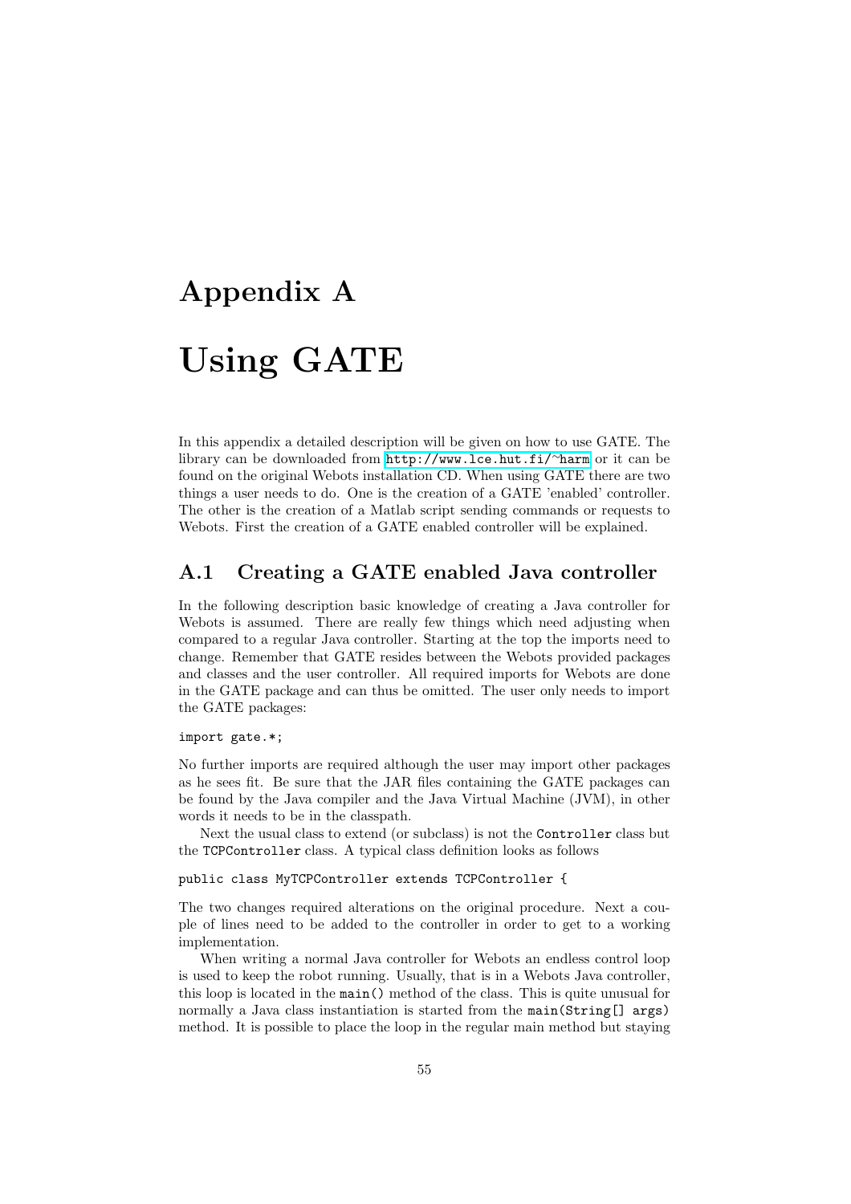# Appendix A

# Using GATE

In this appendix a detailed description will be given on how to use GATE. The library can be downloaded from http://www.lce.hut.fi/~harm or it can be found on the original Webots installation CD. When using GATE there are two things a user needs to do. One is the creation of a GATE 'enabled' controller. The other is the creation of a Matlab script sending commands or requests to Webots. First the creation of a GATE enabled controller will be explained.

## A.1 Creating a GATE enabled Java controller

In the following description basic knowledge of creating a Java controller for Webots is assumed. There are really few things which need adjusting when compared to a regular Java controller. Starting at the top the imports need to change. Remember that GATE resides between the Webots provided packages and classes and the user controller. All required imports for Webots are done in the GATE package and can thus be omitted. The user only needs to import the GATE packages:

```
import gate.*;
```

No further imports are required although the user may import other packages as he sees fit. Be sure that the JAR files containing the GATE packages can be found by the Java compiler and the Java Virtual Machine (JVM), in other words it needs to be in the classpath.

Next the usual class to extend (or subclass) is not the `Controller` class but the `TCPController` class. A typical class definition looks as follows

```
public class MyTCPController extends TCPController {
```

The two changes required alterations on the original procedure. Next a couple of lines need to be added to the controller in order to get to a working implementation.

When writing a normal Java controller for Webots an endless control loop is used to keep the robot running. Usually, that is in a Webots Java controller, this loop is located in the `main()` method of the class. This is quite unusual for normally a Java class instantiation is started from the `main(String[] args)` method. It is possible to place the loop in the regular main method but staying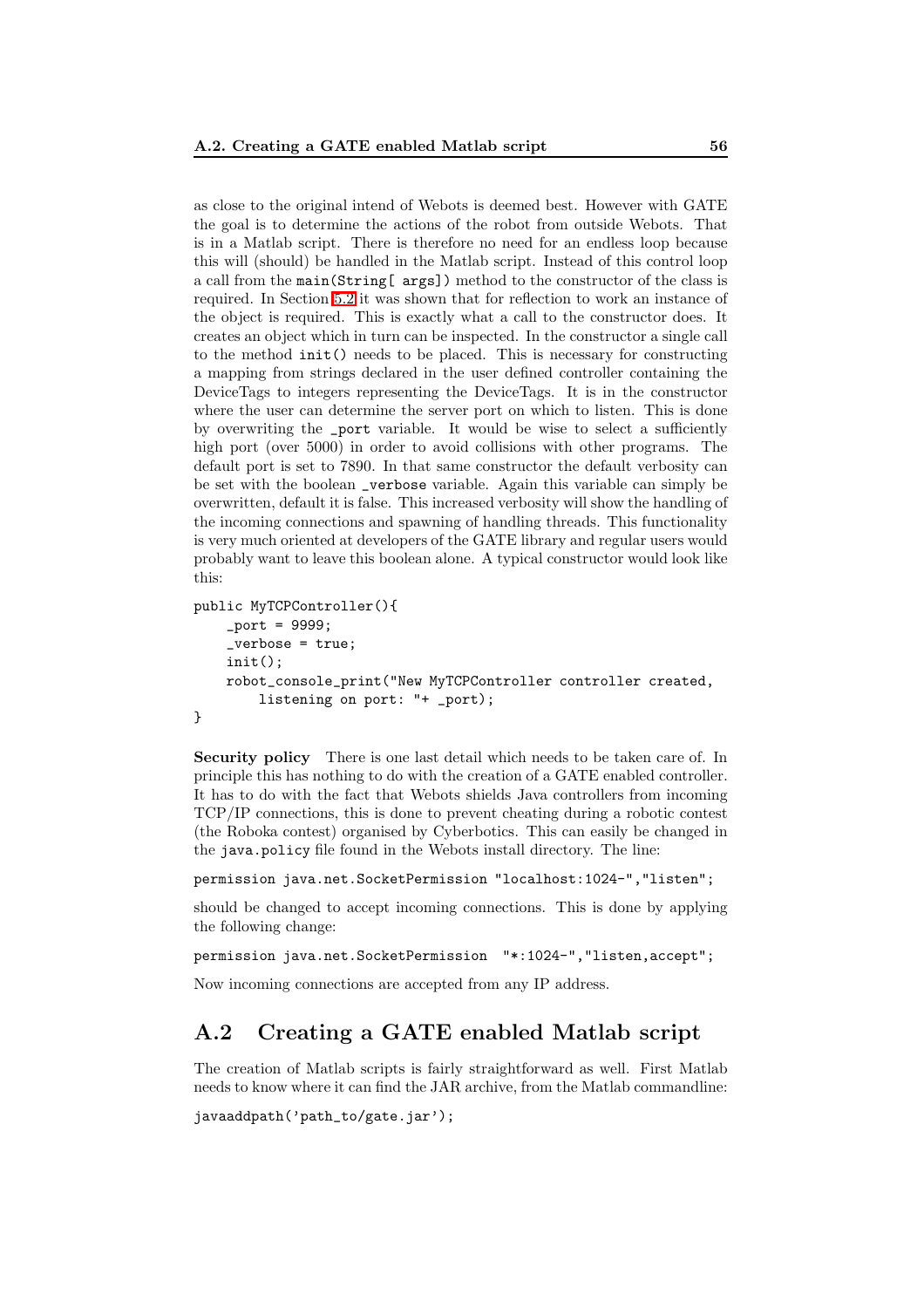as close to the original intend of Webots is deemed best. However with GATE the goal is to determine the actions of the robot from outside Webots. That is in a Matlab script. There is therefore no need for an endless loop because this will (should) be handled in the Matlab script. Instead of this control loop a call from the `main(String[ args])` method to the constructor of the class is required. In Section 5.2 it was shown that for reflection to work an instance of the object is required. This is exactly what a call to the constructor does. It creates an object which in turn can be inspected. In the constructor a single call to the method `init()` needs to be placed. This is necessary for constructing a mapping from strings declared in the user defined controller containing the DeviceTags to integers representing the DeviceTags. It is in the constructor where the user can determine the server port on which to listen. This is done by overwriting the `_port` variable. It would be wise to select a sufficiently high port (over 5000) in order to avoid collisions with other programs. The default port is set to 7890. In that same constructor the default verbosity can be set with the boolean `_verbose` variable. Again this variable can simply be overwritten, default it is false. This increased verbosity will show the handling of the incoming connections and spawning of handling threads. This functionality is very much oriented at developers of the GATE library and regular users would probably want to leave this boolean alone. A typical constructor would look like this:

```
public MyTCPController(){
    _port = 9999;
    _verbose = true;
    init();
    robot_console_print("New MyTCPController controller created,
        listening on port: "+ _port);
}
```

**Security policy** There is one last detail which needs to be taken care of. In principle this has nothing to do with the creation of a GATE enabled controller. It has to do with the fact that Webots shields Java controllers from incoming TCP/IP connections, this is done to prevent cheating during a robotic contest (the Roboka contest) organised by Cyberbotics. This can easily be changed in the `java.policy` file found in the Webots install directory. The line:

```
permission java.net.SocketPermission "localhost:1024-","listen";
```

should be changed to accept incoming connections. This is done by applying the following change:

```
permission java.net.SocketPermission  "*:1024-","listen,accept";
```

Now incoming connections are accepted from any IP address.

## A.2 Creating a GATE enabled Matlab script

The creation of Matlab scripts is fairly straightforward as well. First Matlab needs to know where it can find the JAR archive, from the Matlab commandline:

```
javaaddpath('path_to/gate.jar');
```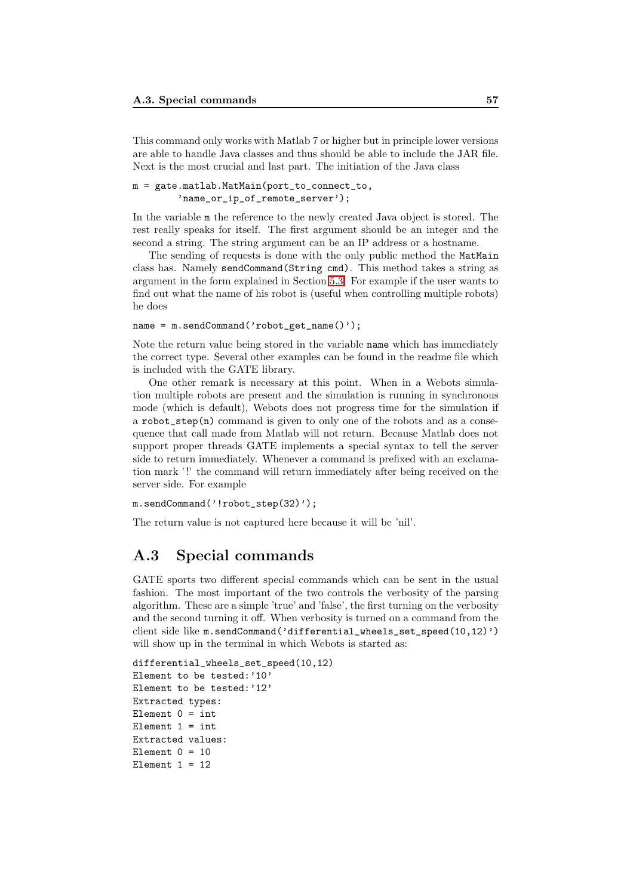This command only works with Matlab 7 or higher but in principle lower versions are able to handle Java classes and thus should be able to include the JAR file. Next is the most crucial and last part. The initiation of the Java class

```
m = gate.matlab.MatMain(port_to_connect_to,
        'name_or_ip_of_remote_server');
```

In the variable `m` the reference to the newly created Java object is stored. The rest really speaks for itself. The first argument should be an integer and the second a string. The string argument can be an IP address or a hostname.

The sending of requests is done with the only public method the `MatMain` class has. Namely `sendCommand(String cmd)`. This method takes a string as argument in the form explained in Section 5.3. For example if the user wants to find out what the name of his robot is (useful when controlling multiple robots) he does

```
name = m.sendCommand('robot_get_name()');
```

Note the return value being stored in the variable `name` which has immediately the correct type. Several other examples can be found in the readme file which is included with the GATE library.

One other remark is necessary at this point. When in a Webots simulation multiple robots are present and the simulation is running in synchronous mode (which is default), Webots does not progress time for the simulation if a `robot_step(n)` command is given to only one of the robots and as a consequence that call made from Matlab will not return. Because Matlab does not support proper threads GATE implements a special syntax to tell the server side to return immediately. Whenever a command is prefixed with an exclamation mark '!' the command will return immediately after being received on the server side. For example

```
m.sendCommand('!robot_step(32)');
```

The return value is not captured here because it will be 'nil'.

## A.3 Special commands

GATE sports two different special commands which can be sent in the usual fashion. The most important of the two controls the verbosity of the parsing algorithm. These are a simple 'true' and 'false', the first turning on the verbosity and the second turning it off. When verbosity is turned on a command from the client side like `m.sendCommand('differential_wheels_set_speed(10,12)')` will show up in the terminal in which Webots is started as:

```
differential_wheels_set_speed(10,12)
Element to be tested:'10'
Element to be tested:'12'
Extracted types:
Element 0 = int
Element 1 = int
Extracted values:
Element 0 = 10
Element 1 = 12
```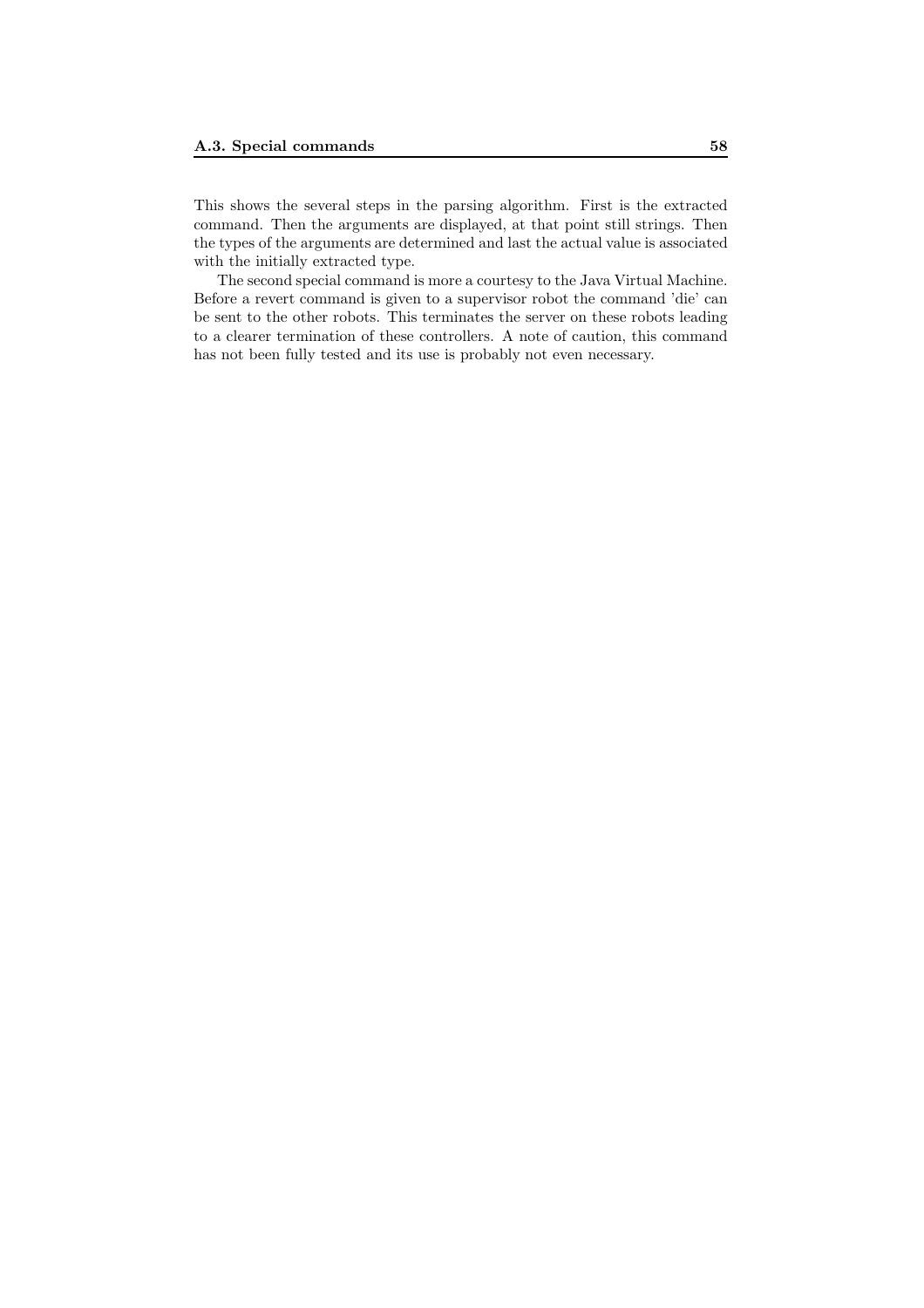This shows the several steps in the parsing algorithm. First is the extracted command. Then the arguments are displayed, at that point still strings. Then the types of the arguments are determined and last the actual value is associated with the initially extracted type.

The second special command is more a courtesy to the Java Virtual Machine. Before a revert command is given to a supervisor robot the command 'die' can be sent to the other robots. This terminates the server on these robots leading to a clearer termination of these controllers. A note of caution, this command has not been fully tested and its use is probably not even necessary.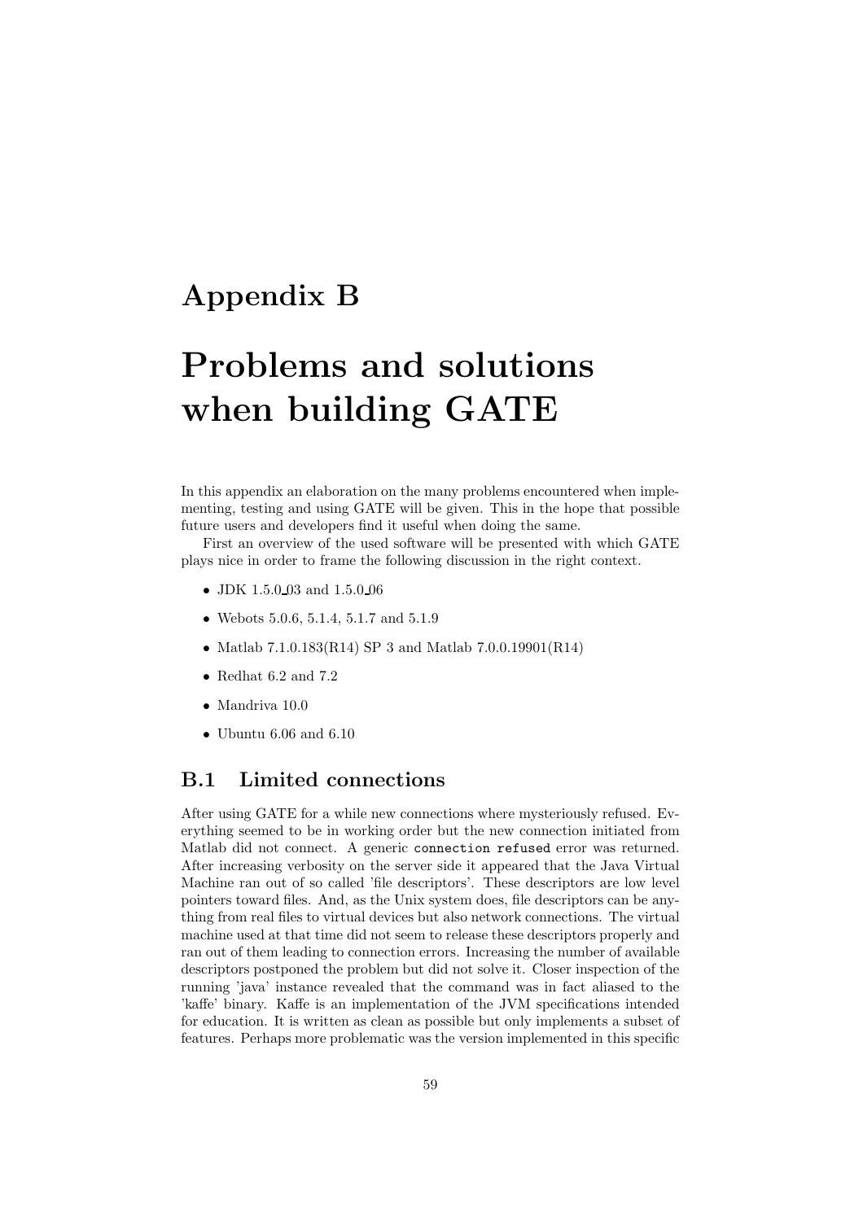# Appendix B

# Problems and solutions when building GATE

In this appendix an elaboration on the many problems encountered when implementing, testing and using GATE will be given. This in the hope that possible future users and developers find it useful when doing the same.

First an overview of the used software will be presented with which GATE plays nice in order to frame the following discussion in the right context.

- JDK 1.5.0_03 and 1.5.0_06
- Webots 5.0.6, 5.1.4, 5.1.7 and 5.1.9
- Matlab 7.1.0.183(R14) SP 3 and Matlab 7.0.0.19901(R14)
- Redhat 6.2 and 7.2
- Mandriva 10.0
- Ubuntu 6.06 and 6.10

## B.1 Limited connections

After using GATE for a while new connections where mysteriously refused. Everything seemed to be in working order but the new connection initiated from Matlab did not connect. A generic `connection refused` error was returned. After increasing verbosity on the server side it appeared that the Java Virtual Machine ran out of so called 'file descriptors'. These descriptors are low level pointers toward files. And, as the Unix system does, file descriptors can be anything from real files to virtual devices but also network connections. The virtual machine used at that time did not seem to release these descriptors properly and ran out of them leading to connection errors. Increasing the number of available descriptors postponed the problem but did not solve it. Closer inspection of the running 'java' instance revealed that the command was in fact aliased to the 'kaffe' binary. Kaffe is an implementation of the JVM specifications intended for education. It is written as clean as possible but only implements a subset of features. Perhaps more problematic was the version implemented in this specific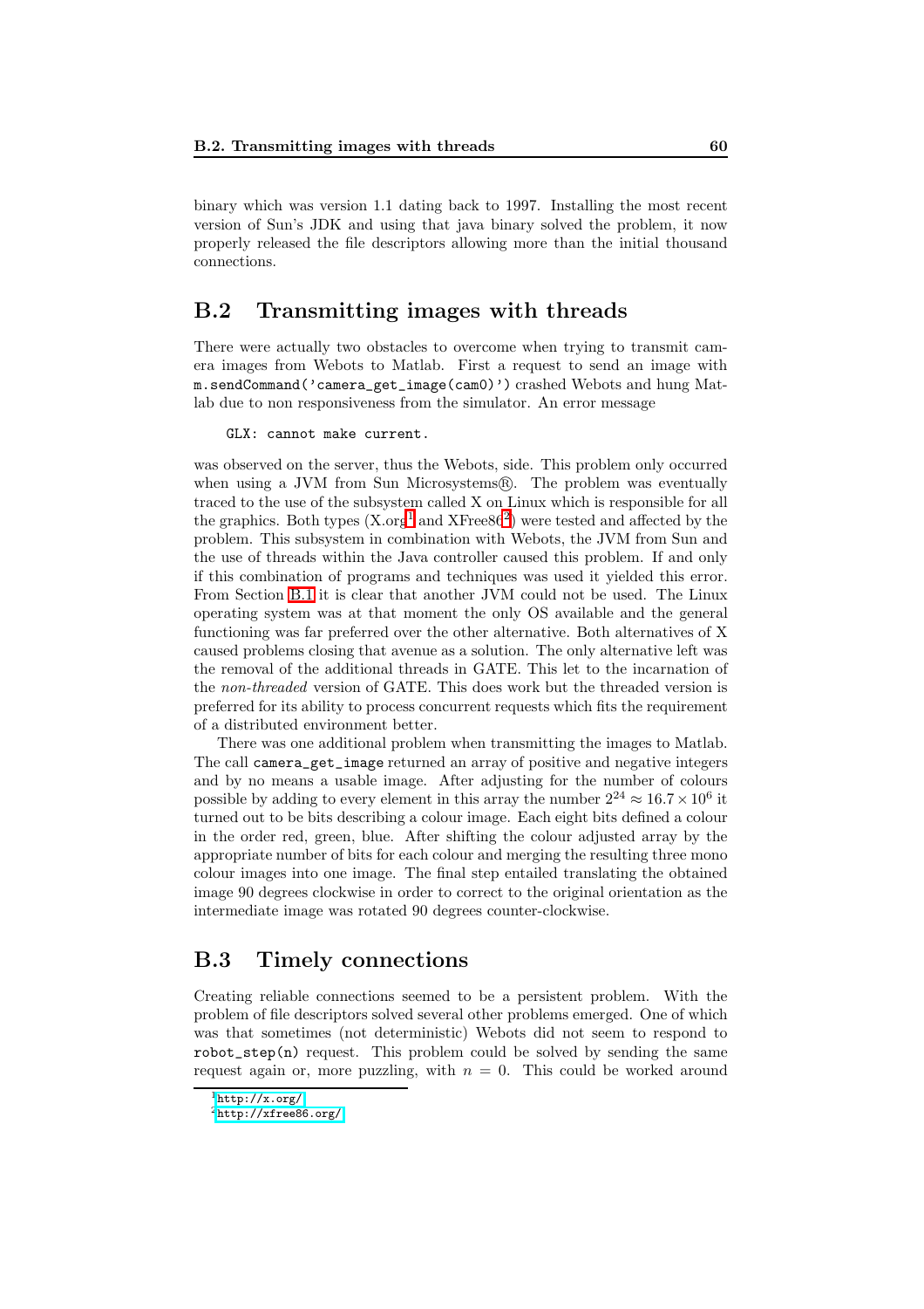binary which was version 1.1 dating back to 1997. Installing the most recent version of Sun's JDK and using that java binary solved the problem, it now properly released the file descriptors allowing more than the initial thousand connections.

## B.2 Transmitting images with threads

There were actually two obstacles to overcome when trying to transmit camera images from Webots to Matlab. First a request to send an image with `m.sendCommand('camera_get_image(cam0)')` crashed Webots and hung Matlab due to non responsiveness from the simulator. An error message

```
GLX: cannot make current.
```

was observed on the server, thus the Webots, side. This problem only occurred when using a JVM from Sun Microsystems®. The problem was eventually traced to the use of the subsystem called X on Linux which is responsible for all the graphics. Both types (X.org[1] and XFree86[2]) were tested and affected by the problem. This subsystem in combination with Webots, the JVM from Sun and the use of threads within the Java controller caused this problem. If and only if this combination of programs and techniques was used it yielded this error. From Section B.1 it is clear that another JVM could not be used. The Linux operating system was at that moment the only OS available and the general functioning was far preferred over the other alternative. Both alternatives of X caused problems closing that avenue as a solution. The only alternative left was the removal of the additional threads in GATE. This let to the incarnation of the *non-threaded* version of GATE. This does work but the threaded version is preferred for its ability to process concurrent requests which fits the requirement of a distributed environment better.

There was one additional problem when transmitting the images to Matlab. The call `camera_get_image` returned an array of positive and negative integers and by no means a usable image. After adjusting for the number of colours possible by adding to every element in this array the number $2^{24} \approx 16.7 \times 10^6$ it turned out to be bits describing a colour image. Each eight bits defined a colour in the order red, green, blue. After shifting the colour adjusted array by the appropriate number of bits for each colour and merging the resulting three mono colour images into one image. The final step entailed translating the obtained image 90 degrees clockwise in order to correct to the original orientation as the intermediate image was rotated 90 degrees counter-clockwise.

## B.3 Timely connections

Creating reliable connections seemed to be a persistent problem. With the problem of file descriptors solved several other problems emerged. One of which was that sometimes (not deterministic) Webots did not seem to respond to `robot_step(n)` request. This problem could be solved by sending the same request again or, more puzzling, with $n = 0$. This could be worked around

[1] http://x.org/

[2] http://xfree86.org/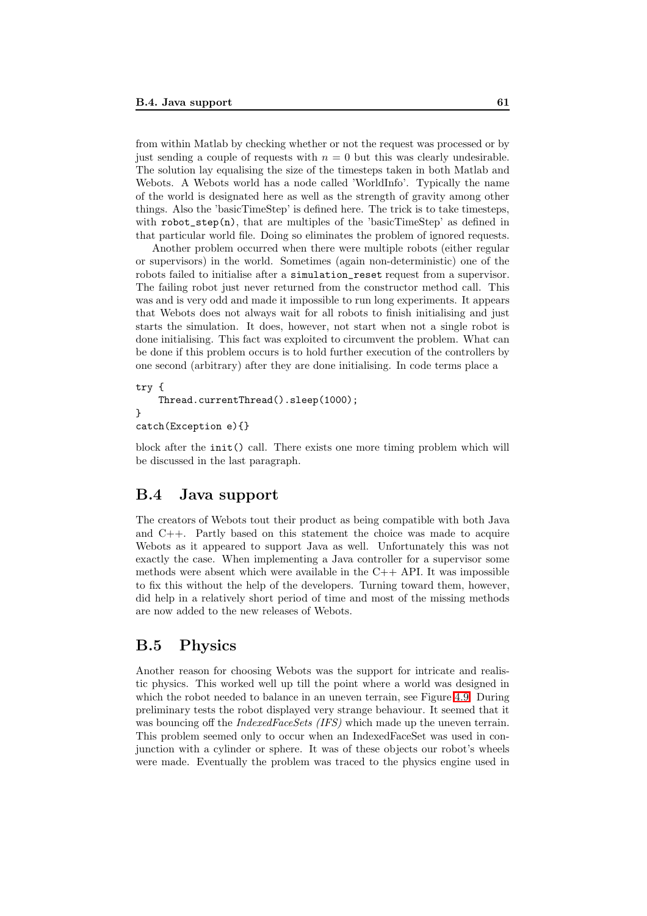from within Matlab by checking whether or not the request was processed or by just sending a couple of requests with $n = 0$ but this was clearly undesirable. The solution lay equalising the size of the timesteps taken in both Matlab and Webots. A Webots world has a node called 'WorldInfo'. Typically the name of the world is designated here as well as the strength of gravity among other things. Also the 'basicTimeStep' is defined here. The trick is to take timesteps, with `robot_step(n)`, that are multiples of the 'basicTimeStep' as defined in that particular world file. Doing so eliminates the problem of ignored requests.

Another problem occurred when there were multiple robots (either regular or supervisors) in the world. Sometimes (again non-deterministic) one of the robots failed to initialise after a `simulation_reset` request from a supervisor. The failing robot just never returned from the constructor method call. This was and is very odd and made it impossible to run long experiments. It appears that Webots does not always wait for all robots to finish initialising and just starts the simulation. It does, however, not start when not a single robot is done initialising. This fact was exploited to circumvent the problem. What can be done if this problem occurs is to hold further execution of the controllers by one second (arbitrary) after they are done initialising. In code terms place a

```
try {
    Thread.currentThread().sleep(1000);
}
catch(Exception e){}
```

block after the `init()` call. There exists one more timing problem which will be discussed in the last paragraph.

## B.4 Java support

The creators of Webots tout their product as being compatible with both Java and C++. Partly based on this statement the choice was made to acquire Webots as it appeared to support Java as well. Unfortunately this was not exactly the case. When implementing a Java controller for a supervisor some methods were absent which were available in the C++ API. It was impossible to fix this without the help of the developers. Turning toward them, however, did help in a relatively short period of time and most of the missing methods are now added to the new releases of Webots.

## B.5 Physics

Another reason for choosing Webots was the support for intricate and realistic physics. This worked well up till the point where a world was designed in which the robot needed to balance in an uneven terrain, see Figure 4.9. During preliminary tests the robot displayed very strange behaviour. It seemed that it was bouncing off the *IndexedFaceSets (IFS)* which made up the uneven terrain. This problem seemed only to occur when an IndexedFaceSet was used in conjunction with a cylinder or sphere. It was of these objects our robot's wheels were made. Eventually the problem was traced to the physics engine used in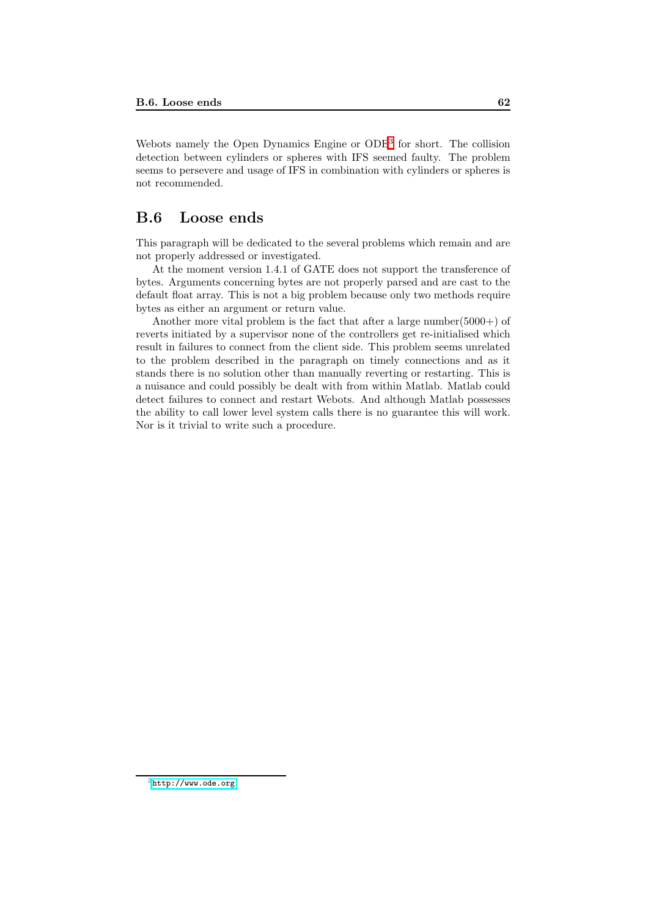Webots namely the Open Dynamics Engine or ODE[3] for short. The collision detection between cylinders or spheres with IFS seemed faulty. The problem seems to persevere and usage of IFS in combination with cylinders or spheres is not recommended.

## B.6 Loose ends

This paragraph will be dedicated to the several problems which remain and are not properly addressed or investigated.

At the moment version 1.4.1 of GATE does not support the transference of bytes. Arguments concerning bytes are not properly parsed and are cast to the default float array. This is not a big problem because only two methods require bytes as either an argument or return value.

Another more vital problem is the fact that after a large number(5000+) of reverts initiated by a supervisor none of the controllers get re-initialised which result in failures to connect from the client side. This problem seems unrelated to the problem described in the paragraph on timely connections and as it stands there is no solution other than manually reverting or restarting. This is a nuisance and could possibly be dealt with from within Matlab. Matlab could detect failures to connect and restart Webots. And although Matlab possesses the ability to call lower level system calls there is no guarantee this will work. Nor is it trivial to write such a procedure.

---

[3] http://www.ode.org